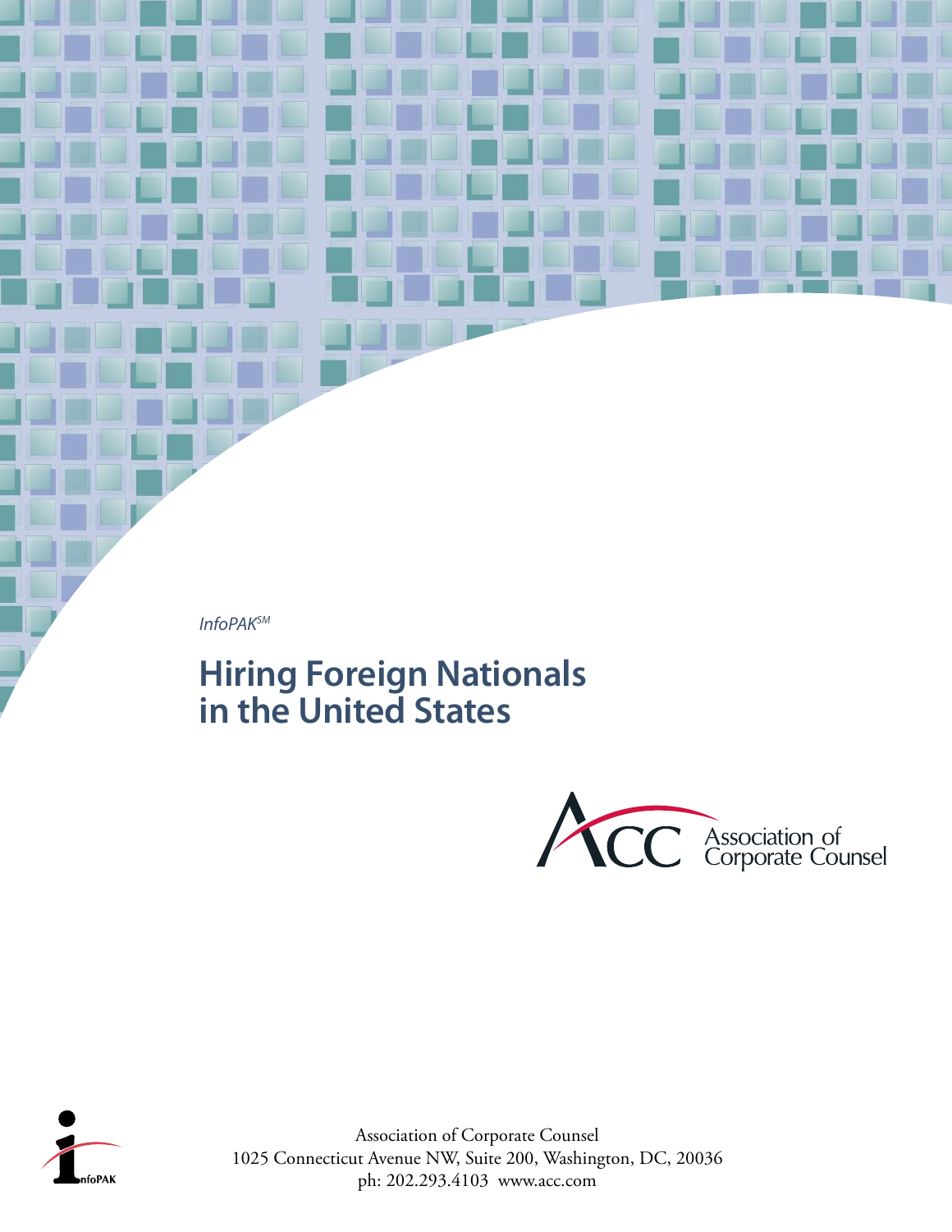*InfoPAK*[SM]

# Hiring Foreign Nationals in the United States

Association of Corporate Counsel

Association of Corporate Counsel
1025 Connecticut Avenue NW, Suite 200, Washington, DC, 20036
ph: 202.293.4103 www.acc.com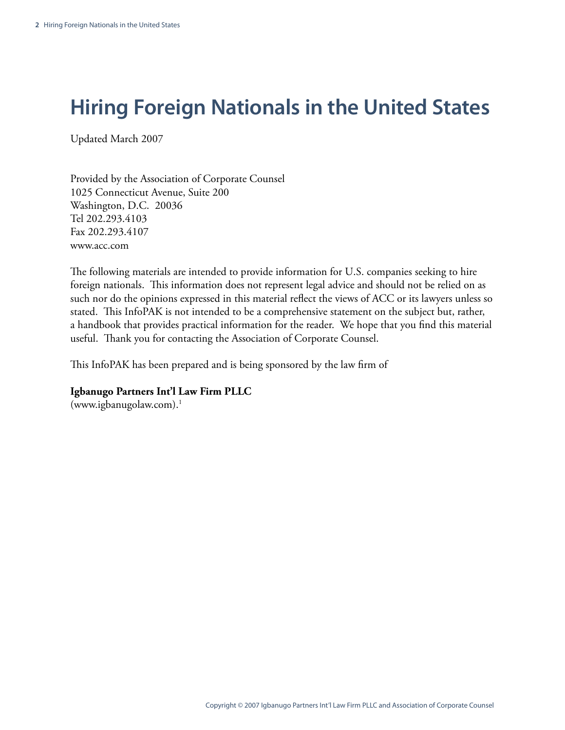# Hiring Foreign Nationals in the United States

Updated March 2007

Provided by the Association of Corporate Counsel
1025 Connecticut Avenue, Suite 200
Washington, D.C. 20036
Tel 202.293.4103
Fax 202.293.4107
www.acc.com

The following materials are intended to provide information for U.S. companies seeking to hire foreign nationals. This information does not represent legal advice and should not be relied on as such nor do the opinions expressed in this material reflect the views of ACC or its lawyers unless so stated. This InfoPAK is not intended to be a comprehensive statement on the subject but, rather, a handbook that provides practical information for the reader. We hope that you find this material useful. Thank you for contacting the Association of Corporate Counsel.

This InfoPAK has been prepared and is being sponsored by the law firm of

**Igbanugo Partners Int'l Law Firm PLLC**
(www.igbanugolaw.com).[1]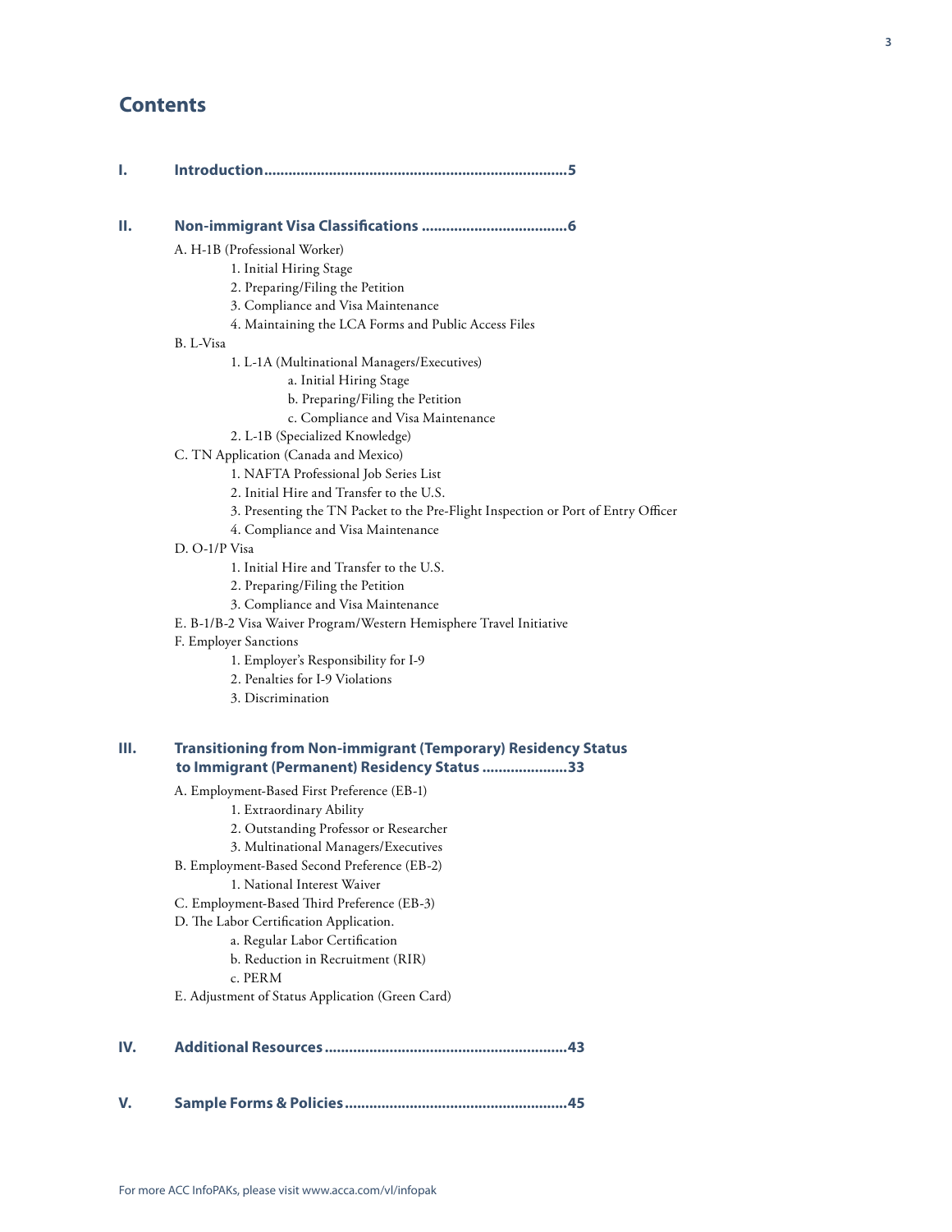# Contents

**I. Introduction..........................................................................5**

**II. Non-immigrant Visa Classifications ...................................6**

- A. H-1B (Professional Worker)
  - 1. Initial Hiring Stage
  - 2. Preparing/Filing the Petition
  - 3. Compliance and Visa Maintenance
  - 4. Maintaining the LCA Forms and Public Access Files
- B. L-Visa
  - 1. L-1A (Multinational Managers/Executives)
    - a. Initial Hiring Stage
    - b. Preparing/Filing the Petition
    - c. Compliance and Visa Maintenance
  - 2. L-1B (Specialized Knowledge)
- C. TN Application (Canada and Mexico)
  - 1. NAFTA Professional Job Series List
  - 2. Initial Hire and Transfer to the U.S.
  - 3. Presenting the TN Packet to the Pre-Flight Inspection or Port of Entry Officer
  - 4. Compliance and Visa Maintenance
- D. O-1/P Visa
  - 1. Initial Hire and Transfer to the U.S.
  - 2. Preparing/Filing the Petition
  - 3. Compliance and Visa Maintenance
- E. B-1/B-2 Visa Waiver Program/Western Hemisphere Travel Initiative
- F. Employer Sanctions
  - 1. Employer's Responsibility for I-9
  - 2. Penalties for I-9 Violations
  - 3. Discrimination

**III. Transitioning from Non-immigrant (Temporary) Residency Status to Immigrant (Permanent) Residency Status .....................33**

- A. Employment-Based First Preference (EB-1)
  - 1. Extraordinary Ability
  - 2. Outstanding Professor or Researcher
  - 3. Multinational Managers/Executives
- B. Employment-Based Second Preference (EB-2)
  - 1. National Interest Waiver
- C. Employment-Based Third Preference (EB-3)
- D. The Labor Certification Application.
  - a. Regular Labor Certification
  - b. Reduction in Recruitment (RIR)
  - c. PERM
- E. Adjustment of Status Application (Green Card)

**IV. Additional Resources...........................................................43**

**V. Sample Forms & Policies......................................................45**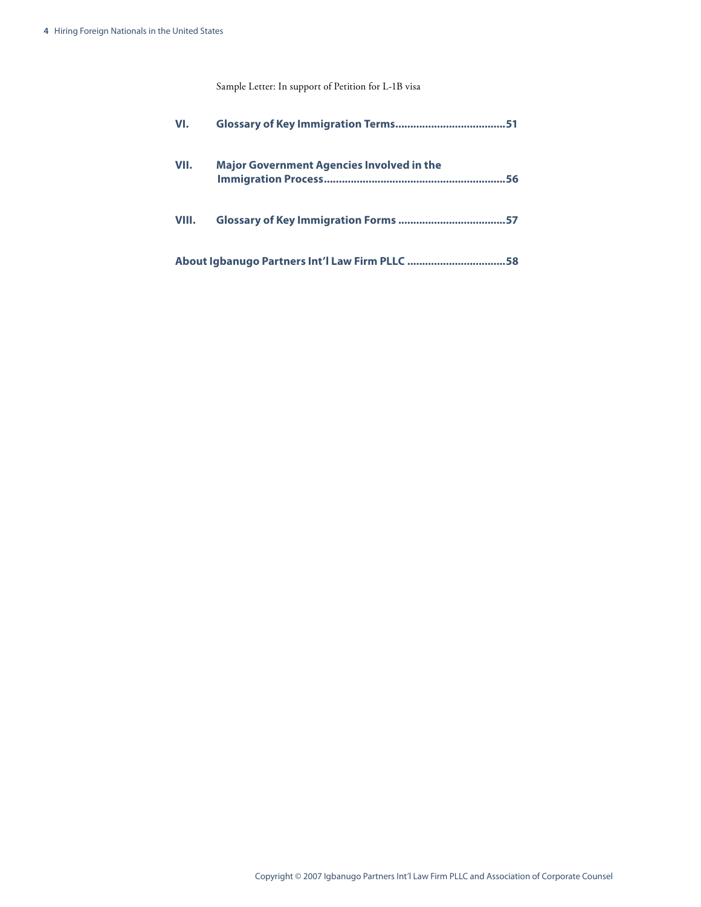Sample Letter: In support of Petition for L-1B visa

**VI. Glossary of Key Immigration Terms....................................51**

**VII. Major Government Agencies Involved in the Immigration Process............................................................56**

**VIII. Glossary of Key Immigration Forms ....................................57**

**About Igbanugo Partners Int'l Law Firm PLLC .................................58**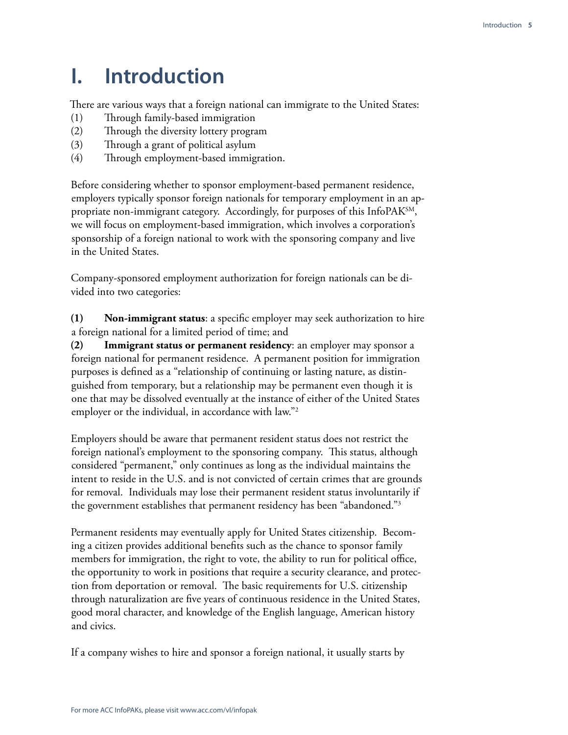# I. Introduction

There are various ways that a foreign national can immigrate to the United States:

(1) Through family-based immigration
(2) Through the diversity lottery program
(3) Through a grant of political asylum
(4) Through employment-based immigration.

Before considering whether to sponsor employment-based permanent residence, employers typically sponsor foreign nationals for temporary employment in an appropriate non-immigrant category. Accordingly, for purposes of this InfoPAK[SM], we will focus on employment-based immigration, which involves a corporation's sponsorship of a foreign national to work with the sponsoring company and live in the United States.

Company-sponsored employment authorization for foreign nationals can be divided into two categories:

**(1) Non-immigrant status**: a specific employer may seek authorization to hire a foreign national for a limited period of time; and
**(2) Immigrant status or permanent residency**: an employer may sponsor a foreign national for permanent residence. A permanent position for immigration purposes is defined as a "relationship of continuing or lasting nature, as distinguished from temporary, but a relationship may be permanent even though it is one that may be dissolved eventually at the instance of either of the United States employer or the individual, in accordance with law."[2]

Employers should be aware that permanent resident status does not restrict the foreign national's employment to the sponsoring company. This status, although considered "permanent," only continues as long as the individual maintains the intent to reside in the U.S. and is not convicted of certain crimes that are grounds for removal. Individuals may lose their permanent resident status involuntarily if the government establishes that permanent residency has been "abandoned."[3]

Permanent residents may eventually apply for United States citizenship. Becoming a citizen provides additional benefits such as the chance to sponsor family members for immigration, the right to vote, the ability to run for political office, the opportunity to work in positions that require a security clearance, and protection from deportation or removal. The basic requirements for U.S. citizenship through naturalization are five years of continuous residence in the United States, good moral character, and knowledge of the English language, American history and civics.

If a company wishes to hire and sponsor a foreign national, it usually starts by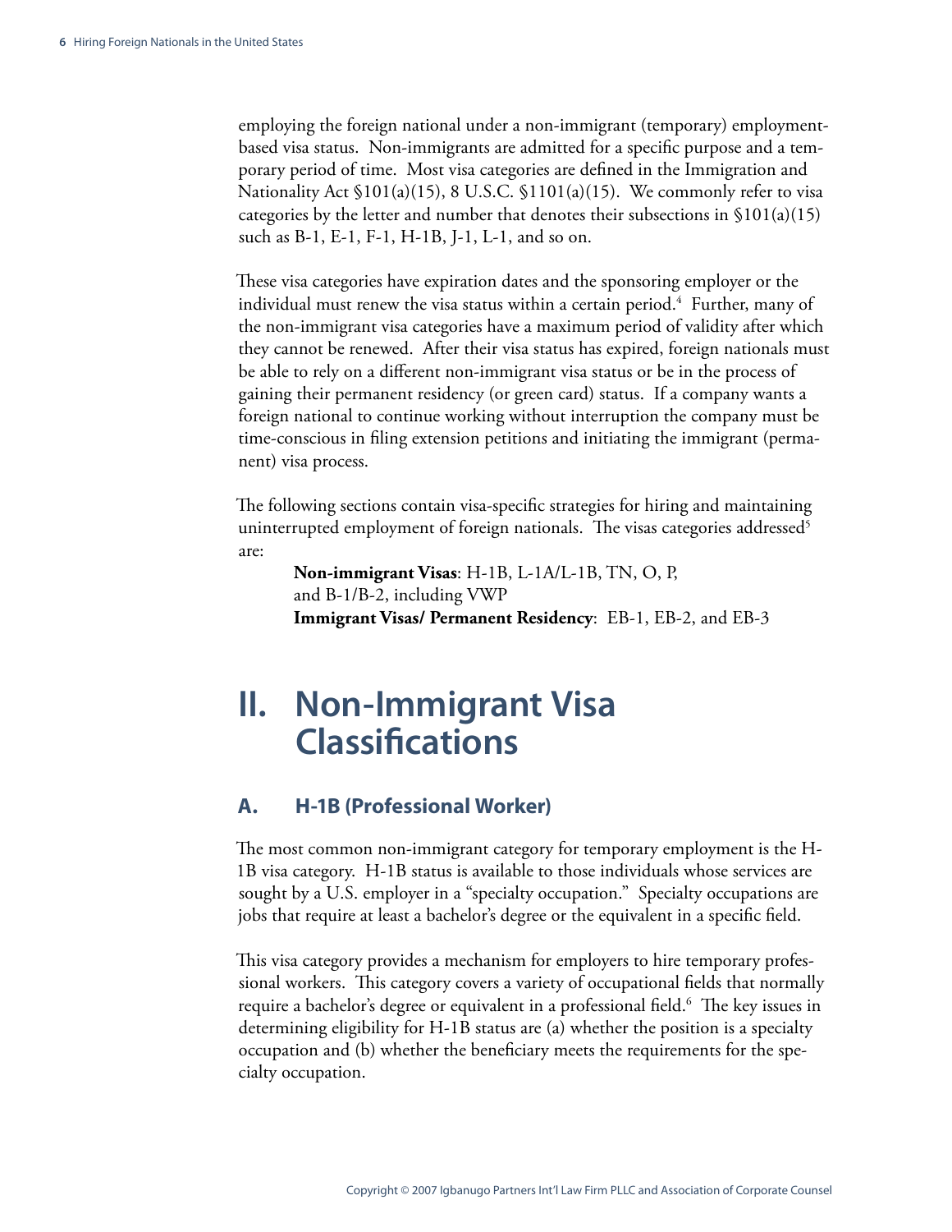employing the foreign national under a non-immigrant (temporary) employment-based visa status. Non-immigrants are admitted for a specific purpose and a temporary period of time. Most visa categories are defined in the Immigration and Nationality Act §101(a)(15), 8 U.S.C. §1101(a)(15). We commonly refer to visa categories by the letter and number that denotes their subsections in §101(a)(15) such as B-1, E-1, F-1, H-1B, J-1, L-1, and so on.

These visa categories have expiration dates and the sponsoring employer or the individual must renew the visa status within a certain period.[4] Further, many of the non-immigrant visa categories have a maximum period of validity after which they cannot be renewed. After their visa status has expired, foreign nationals must be able to rely on a different non-immigrant visa status or be in the process of gaining their permanent residency (or green card) status. If a company wants a foreign national to continue working without interruption the company must be time-conscious in filing extension petitions and initiating the immigrant (permanent) visa process.

The following sections contain visa-specific strategies for hiring and maintaining uninterrupted employment of foreign nationals. The visas categories addressed[5] are:

**Non-immigrant Visas**: H-1B, L-1A/L-1B, TN, O, P, and B-1/B-2, including VWP
**Immigrant Visas/ Permanent Residency**: EB-1, EB-2, and EB-3

# II. Non-Immigrant Visa Classifications

## A. H-1B (Professional Worker)

The most common non-immigrant category for temporary employment is the H-1B visa category. H-1B status is available to those individuals whose services are sought by a U.S. employer in a "specialty occupation." Specialty occupations are jobs that require at least a bachelor's degree or the equivalent in a specific field.

This visa category provides a mechanism for employers to hire temporary professional workers. This category covers a variety of occupational fields that normally require a bachelor's degree or equivalent in a professional field.[6] The key issues in determining eligibility for H-1B status are (a) whether the position is a specialty occupation and (b) whether the beneficiary meets the requirements for the specialty occupation.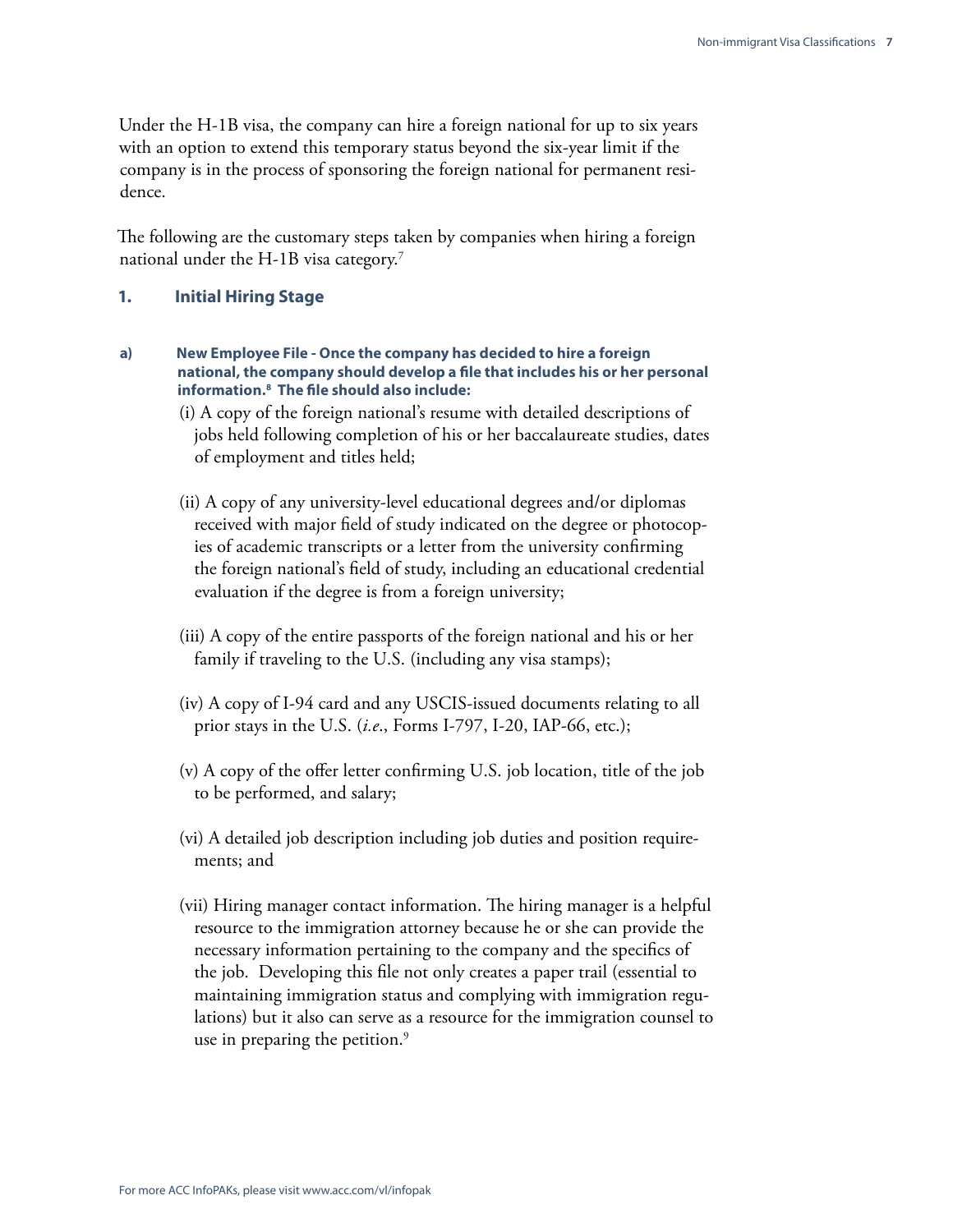Under the H-1B visa, the company can hire a foreign national for up to six years with an option to extend this temporary status beyond the six-year limit if the company is in the process of sponsoring the foreign national for permanent residence.

The following are the customary steps taken by companies when hiring a foreign national under the H-1B visa category.[7]

### 1. Initial Hiring Stage

**a) New Employee File - Once the company has decided to hire a foreign national, the company should develop a file that includes his or her personal information.[8] The file should also include:**

(i) A copy of the foreign national's resume with detailed descriptions of jobs held following completion of his or her baccalaureate studies, dates of employment and titles held;

(ii) A copy of any university-level educational degrees and/or diplomas received with major field of study indicated on the degree or photocopies of academic transcripts or a letter from the university confirming the foreign national's field of study, including an educational credential evaluation if the degree is from a foreign university;

(iii) A copy of the entire passports of the foreign national and his or her family if traveling to the U.S. (including any visa stamps);

(iv) A copy of I-94 card and any USCIS-issued documents relating to all prior stays in the U.S. (*i.e*., Forms I-797, I-20, IAP-66, etc.);

(v) A copy of the offer letter confirming U.S. job location, title of the job to be performed, and salary;

(vi) A detailed job description including job duties and position requirements; and

(vii) Hiring manager contact information. The hiring manager is a helpful resource to the immigration attorney because he or she can provide the necessary information pertaining to the company and the specifics of the job. Developing this file not only creates a paper trail (essential to maintaining immigration status and complying with immigration regulations) but it also can serve as a resource for the immigration counsel to use in preparing the petition.[9]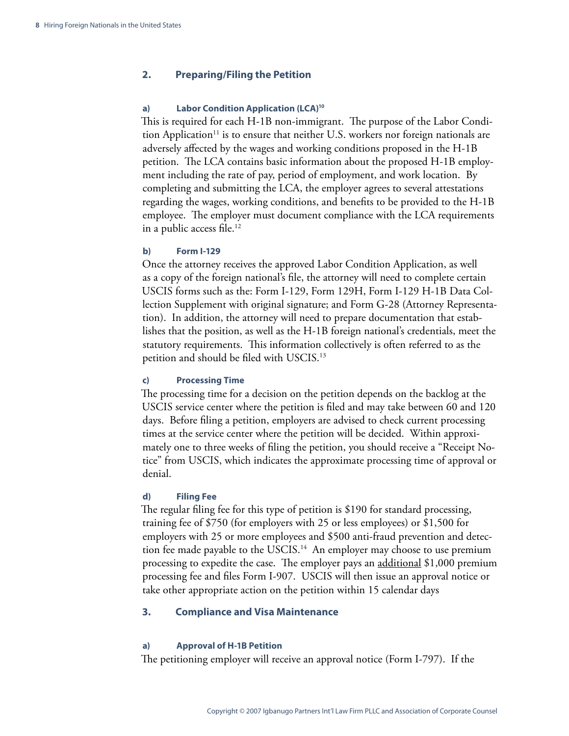## 2. Preparing/Filing the Petition

### a) Labor Condition Application (LCA)[10]

This is required for each H-1B non-immigrant. The purpose of the Labor Condition Application[11] is to ensure that neither U.S. workers nor foreign nationals are adversely affected by the wages and working conditions proposed in the H-1B petition. The LCA contains basic information about the proposed H-1B employment including the rate of pay, period of employment, and work location. By completing and submitting the LCA, the employer agrees to several attestations regarding the wages, working conditions, and benefits to be provided to the H-1B employee. The employer must document compliance with the LCA requirements in a public access file.[12]

### b) Form I-129

Once the attorney receives the approved Labor Condition Application, as well as a copy of the foreign national's file, the attorney will need to complete certain USCIS forms such as the: Form I-129, Form 129H, Form I-129 H-1B Data Collection Supplement with original signature; and Form G-28 (Attorney Representation). In addition, the attorney will need to prepare documentation that establishes that the position, as well as the H-1B foreign national's credentials, meet the statutory requirements. This information collectively is often referred to as the petition and should be filed with USCIS.[13]

### c) Processing Time

The processing time for a decision on the petition depends on the backlog at the USCIS service center where the petition is filed and may take between 60 and 120 days. Before filing a petition, employers are advised to check current processing times at the service center where the petition will be decided. Within approximately one to three weeks of filing the petition, you should receive a "Receipt Notice" from USCIS, which indicates the approximate processing time of approval or denial.

### d) Filing Fee

The regular filing fee for this type of petition is $190 for standard processing, training fee of $750 (for employers with 25 or less employees) or $1,500 for employers with 25 or more employees and $500 anti-fraud prevention and detection fee made payable to the USCIS.[14] An employer may choose to use premium processing to expedite the case. The employer pays an additional $1,000 premium processing fee and files Form I-907. USCIS will then issue an approval notice or take other appropriate action on the petition within 15 calendar days

## 3. Compliance and Visa Maintenance

### a) Approval of H-1B Petition

The petitioning employer will receive an approval notice (Form I-797). If the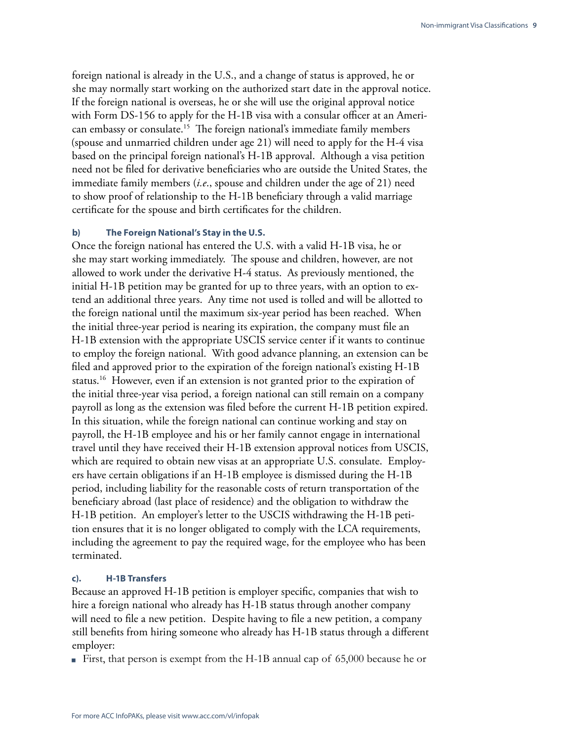foreign national is already in the U.S., and a change of status is approved, he or she may normally start working on the authorized start date in the approval notice. If the foreign national is overseas, he or she will use the original approval notice with Form DS-156 to apply for the H-1B visa with a consular officer at an American embassy or consulate.[15] The foreign national's immediate family members (spouse and unmarried children under age 21) will need to apply for the H-4 visa based on the principal foreign national's H-1B approval. Although a visa petition need not be filed for derivative beneficiaries who are outside the United States, the immediate family members (*i.e.*, spouse and children under the age of 21) need to show proof of relationship to the H-1B beneficiary through a valid marriage certificate for the spouse and birth certificates for the children.

#### b) The Foreign National's Stay in the U.S.

Once the foreign national has entered the U.S. with a valid H-1B visa, he or she may start working immediately. The spouse and children, however, are not allowed to work under the derivative H-4 status. As previously mentioned, the initial H-1B petition may be granted for up to three years, with an option to extend an additional three years. Any time not used is tolled and will be allotted to the foreign national until the maximum six-year period has been reached. When the initial three-year period is nearing its expiration, the company must file an H-1B extension with the appropriate USCIS service center if it wants to continue to employ the foreign national. With good advance planning, an extension can be filed and approved prior to the expiration of the foreign national's existing H-1B status.[16] However, even if an extension is not granted prior to the expiration of the initial three-year visa period, a foreign national can still remain on a company payroll as long as the extension was filed before the current H-1B petition expired. In this situation, while the foreign national can continue working and stay on payroll, the H-1B employee and his or her family cannot engage in international travel until they have received their H-1B extension approval notices from USCIS, which are required to obtain new visas at an appropriate U.S. consulate. Employers have certain obligations if an H-1B employee is dismissed during the H-1B period, including liability for the reasonable costs of return transportation of the beneficiary abroad (last place of residence) and the obligation to withdraw the H-1B petition. An employer's letter to the USCIS withdrawing the H-1B petition ensures that it is no longer obligated to comply with the LCA requirements, including the agreement to pay the required wage, for the employee who has been terminated.

#### c). H-1B Transfers

Because an approved H-1B petition is employer specific, companies that wish to hire a foreign national who already has H-1B status through another company will need to file a new petition. Despite having to file a new petition, a company still benefits from hiring someone who already has H-1B status through a different employer:

- First, that person is exempt from the H-1B annual cap of 65,000 because he or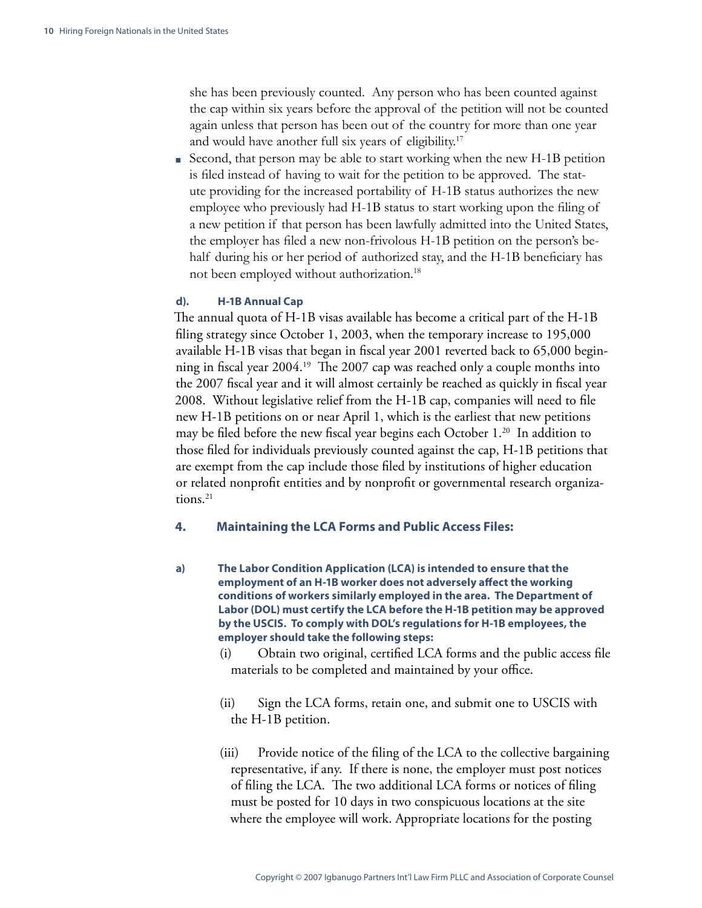she has been previously counted. Any person who has been counted against the cap within six years before the approval of the petition will not be counted again unless that person has been out of the country for more than one year and would have another full six years of eligibility.[17]

- Second, that person may be able to start working when the new H-1B petition is filed instead of having to wait for the petition to be approved. The statute providing for the increased portability of H-1B status authorizes the new employee who previously had H-1B status to start working upon the filing of a new petition if that person has been lawfully admitted into the United States, the employer has filed a new non-frivolous H-1B petition on the person's behalf during his or her period of authorized stay, and the H-1B beneficiary has not been employed without authorization.[18]

#### d). H-1B Annual Cap

The annual quota of H-1B visas available has become a critical part of the H-1B filing strategy since October 1, 2003, when the temporary increase to 195,000 available H-1B visas that began in fiscal year 2001 reverted back to 65,000 beginning in fiscal year 2004.[19] The 2007 cap was reached only a couple months into the 2007 fiscal year and it will almost certainly be reached as quickly in fiscal year 2008. Without legislative relief from the H-1B cap, companies will need to file new H-1B petitions on or near April 1, which is the earliest that new petitions may be filed before the new fiscal year begins each October 1.[20] In addition to those filed for individuals previously counted against the cap, H-1B petitions that are exempt from the cap include those filed by institutions of higher education or related nonprofit entities and by nonprofit or governmental research organizations.[21]

### 4. Maintaining the LCA Forms and Public Access Files:

**a) The Labor Condition Application (LCA) is intended to ensure that the employment of an H-1B worker does not adversely affect the working conditions of workers similarly employed in the area. The Department of Labor (DOL) must certify the LCA before the H-1B petition may be approved by the USCIS. To comply with DOL's regulations for H-1B employees, the employer should take the following steps:**

(i) Obtain two original, certified LCA forms and the public access file materials to be completed and maintained by your office.

(ii) Sign the LCA forms, retain one, and submit one to USCIS with the H-1B petition.

(iii) Provide notice of the filing of the LCA to the collective bargaining representative, if any. If there is none, the employer must post notices of filing the LCA. The two additional LCA forms or notices of filing must be posted for 10 days in two conspicuous locations at the site where the employee will work. Appropriate locations for the posting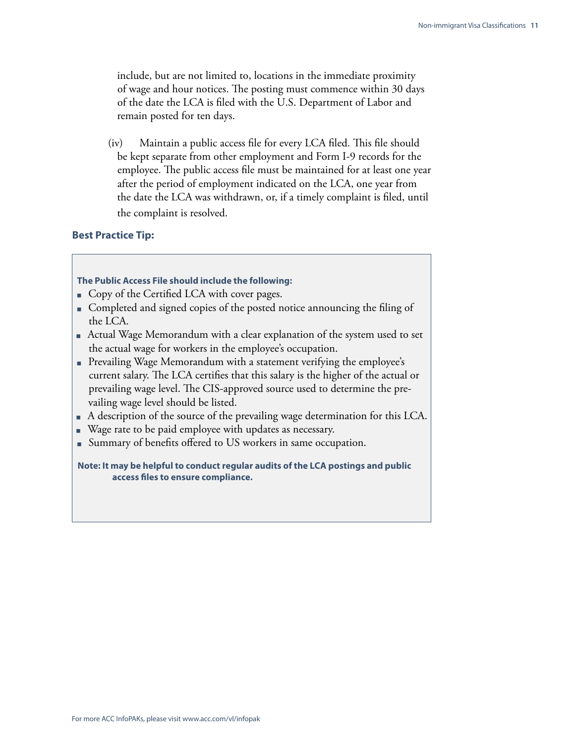include, but are not limited to, locations in the immediate proximity of wage and hour notices. The posting must commence within 30 days of the date the LCA is filed with the U.S. Department of Labor and remain posted for ten days.

(iv) Maintain a public access file for every LCA filed. This file should be kept separate from other employment and Form I-9 records for the employee. The public access file must be maintained for at least one year after the period of employment indicated on the LCA, one year from the date the LCA was withdrawn, or, if a timely complaint is filed, until the complaint is resolved.

### Best Practice Tip:

**The Public Access File should include the following:**

- Copy of the Certified LCA with cover pages.
- Completed and signed copies of the posted notice announcing the filing of the LCA.
- Actual Wage Memorandum with a clear explanation of the system used to set the actual wage for workers in the employee's occupation.
- Prevailing Wage Memorandum with a statement verifying the employee's current salary. The LCA certifies that this salary is the higher of the actual or prevailing wage level. The CIS-approved source used to determine the prevailing wage level should be listed.
- A description of the source of the prevailing wage determination for this LCA.
- Wage rate to be paid employee with updates as necessary.
- Summary of benefits offered to US workers in same occupation.

**Note: It may be helpful to conduct regular audits of the LCA postings and public access files to ensure compliance.**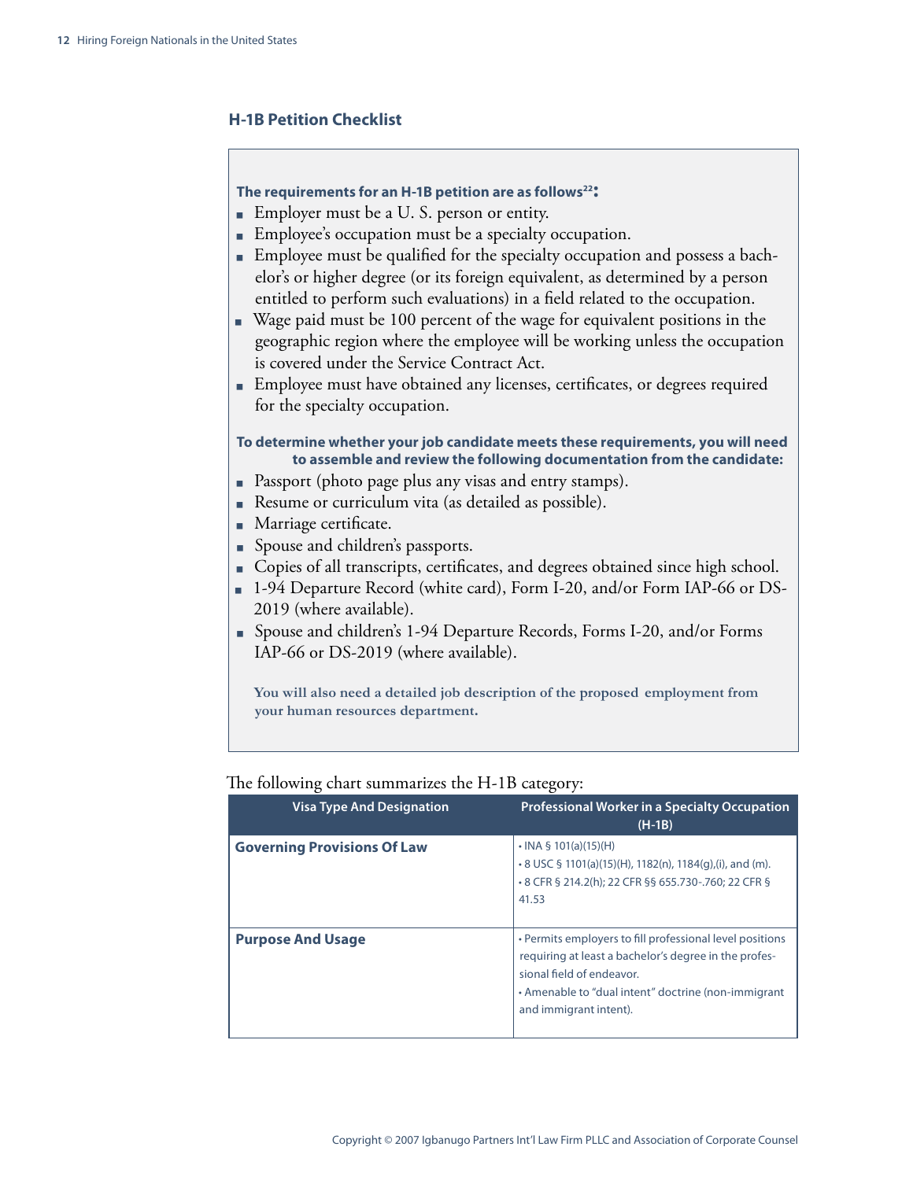## H-1B Petition Checklist

**The requirements for an H-1B petition are as follows[22]:**

- Employer must be a U. S. person or entity.
- Employee's occupation must be a specialty occupation.
- Employee must be qualified for the specialty occupation and possess a bachelor's or higher degree (or its foreign equivalent, as determined by a person entitled to perform such evaluations) in a field related to the occupation.
- Wage paid must be 100 percent of the wage for equivalent positions in the geographic region where the employee will be working unless the occupation is covered under the Service Contract Act.
- Employee must have obtained any licenses, certificates, or degrees required for the specialty occupation.

**To determine whether your job candidate meets these requirements, you will need to assemble and review the following documentation from the candidate:**

- Passport (photo page plus any visas and entry stamps).
- Resume or curriculum vita (as detailed as possible).
- Marriage certificate.
- Spouse and children's passports.
- Copies of all transcripts, certificates, and degrees obtained since high school.
- 1-94 Departure Record (white card), Form I-20, and/or Form IAP-66 or DS-2019 (where available).
- Spouse and children's 1-94 Departure Records, Forms I-20, and/or Forms IAP-66 or DS-2019 (where available).

**You will also need a detailed job description of the proposed employment from your human resources department.**

The following chart summarizes the H-1B category:

| Visa Type And Designation | Professional Worker in a Specialty Occupation (H-1B) |
|---|---|
| **Governing Provisions Of Law** | • INA § 101(a)(15)(H)<br>• 8 USC § 1101(a)(15)(H), 1182(n), 1184(g),(i), and (m).<br>• 8 CFR § 214.2(h); 22 CFR §§ 655.730-.760; 22 CFR § 41.53 |
| **Purpose And Usage** | • Permits employers to fill professional level positions requiring at least a bachelor's degree in the professional field of endeavor.<br>• Amenable to "dual intent" doctrine (non-immigrant and immigrant intent). |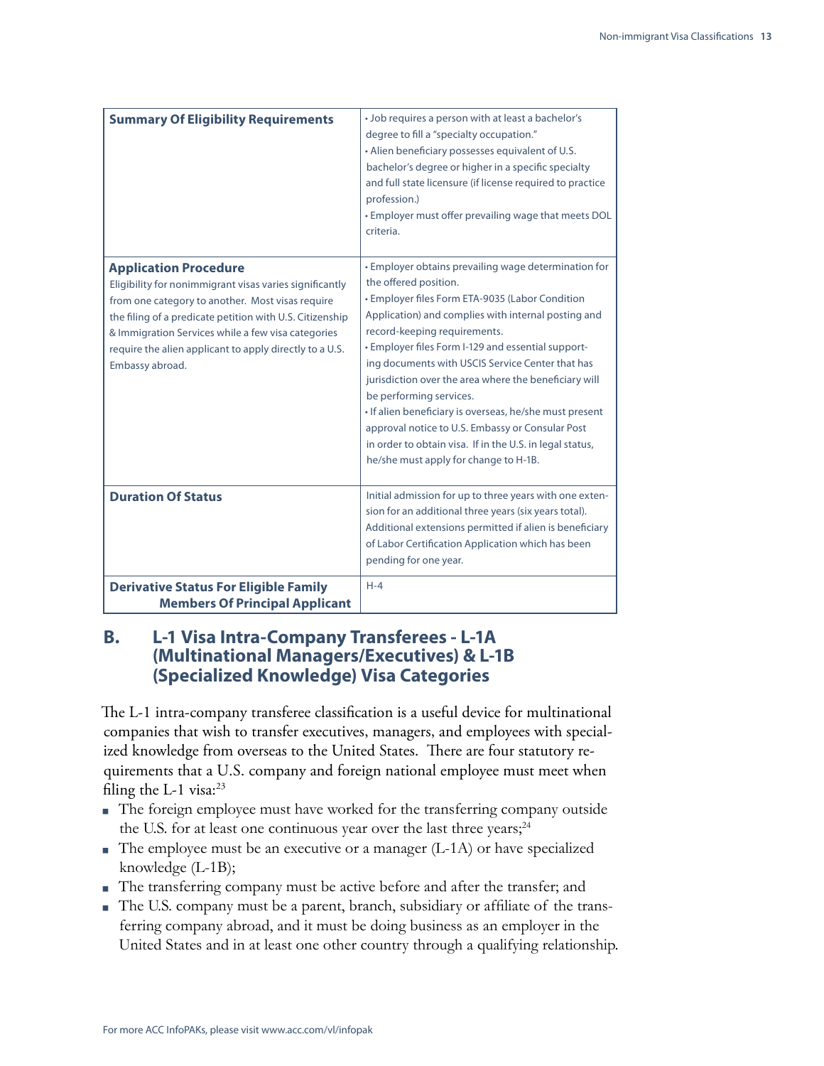| Summary Of Eligibility Requirements | • Job requires a person with at least a bachelor's degree to fill a "specialty occupation."<br>• Alien beneficiary possesses equivalent of U.S. bachelor's degree or higher in a specific specialty and full state licensure (if license required to practice profession.)<br>• Employer must offer prevailing wage that meets DOL criteria. |
|---|---|
| **Application Procedure**<br>Eligibility for nonimmigrant visas varies significantly from one category to another. Most visas require the filing of a predicate petition with U.S. Citizenship & Immigration Services while a few visa categories require the alien applicant to apply directly to a U.S. Embassy abroad. | • Employer obtains prevailing wage determination for the offered position.<br>• Employer files Form ETA-9035 (Labor Condition Application) and complies with internal posting and record-keeping requirements.<br>• Employer files Form I-129 and essential supporting documents with USCIS Service Center that has jurisdiction over the area where the beneficiary will be performing services.<br>• If alien beneficiary is overseas, he/she must present approval notice to U.S. Embassy or Consular Post in order to obtain visa. If in the U.S. in legal status, he/she must apply for change to H-1B. |
| **Duration Of Status** | Initial admission for up to three years with one extension for an additional three years (six years total). Additional extensions permitted if alien is beneficiary of Labor Certification Application which has been pending for one year. |
| **Derivative Status For Eligible Family Members Of Principal Applicant** | H-4 |

## B. L-1 Visa Intra-Company Transferees - L-1A (Multinational Managers/Executives) & L-1B (Specialized Knowledge) Visa Categories

The L-1 intra-company transferee classification is a useful device for multinational companies that wish to transfer executives, managers, and employees with specialized knowledge from overseas to the United States. There are four statutory requirements that a U.S. company and foreign national employee must meet when filing the L-1 visa:[23]

- The foreign employee must have worked for the transferring company outside the U.S. for at least one continuous year over the last three years;[24]
- The employee must be an executive or a manager (L-1A) or have specialized knowledge (L-1B);
- The transferring company must be active before and after the transfer; and
- The U.S. company must be a parent, branch, subsidiary or affiliate of the transferring company abroad, and it must be doing business as an employer in the United States and in at least one other country through a qualifying relationship.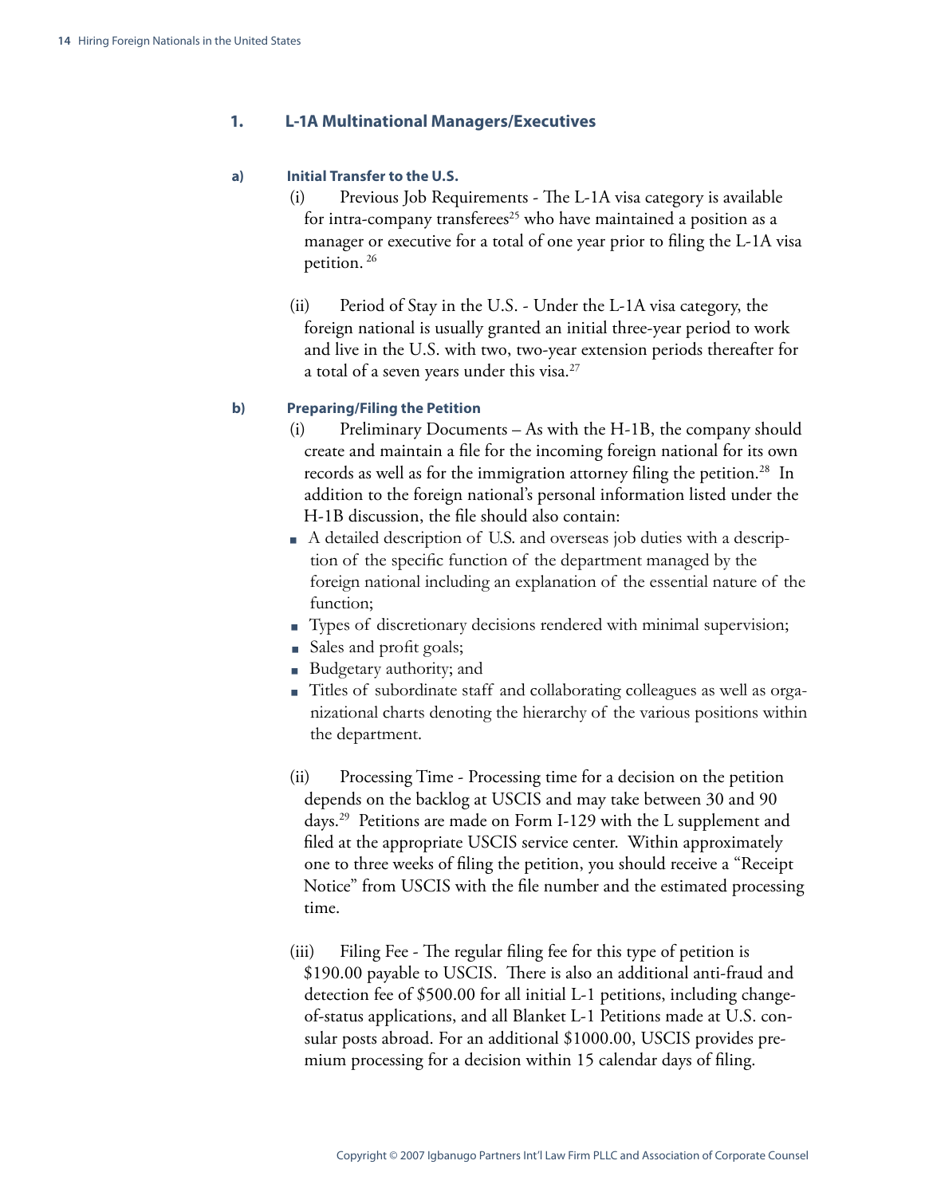## 1. L-1A Multinational Managers/Executives

### a) Initial Transfer to the U.S.

(i) Previous Job Requirements - The L-1A visa category is available for intra-company transferees[25] who have maintained a position as a manager or executive for a total of one year prior to filing the L-1A visa petition.[26]

(ii) Period of Stay in the U.S. - Under the L-1A visa category, the foreign national is usually granted an initial three-year period to work and live in the U.S. with two, two-year extension periods thereafter for a total of a seven years under this visa.[27]

### b) Preparing/Filing the Petition

(i) Preliminary Documents – As with the H-1B, the company should create and maintain a file for the incoming foreign national for its own records as well as for the immigration attorney filing the petition.[28] In addition to the foreign national's personal information listed under the H-1B discussion, the file should also contain:

- A detailed description of U.S. and overseas job duties with a description of the specific function of the department managed by the foreign national including an explanation of the essential nature of the function;
- Types of discretionary decisions rendered with minimal supervision;
- Sales and profit goals;
- Budgetary authority; and
- Titles of subordinate staff and collaborating colleagues as well as organizational charts denoting the hierarchy of the various positions within the department.

(ii) Processing Time - Processing time for a decision on the petition depends on the backlog at USCIS and may take between 30 and 90 days.[29] Petitions are made on Form I-129 with the L supplement and filed at the appropriate USCIS service center. Within approximately one to three weeks of filing the petition, you should receive a "Receipt Notice" from USCIS with the file number and the estimated processing time.

(iii) Filing Fee - The regular filing fee for this type of petition is $190.00 payable to USCIS. There is also an additional anti-fraud and detection fee of $500.00 for all initial L-1 petitions, including change-of-status applications, and all Blanket L-1 Petitions made at U.S. consular posts abroad. For an additional $1000.00, USCIS provides premium processing for a decision within 15 calendar days of filing.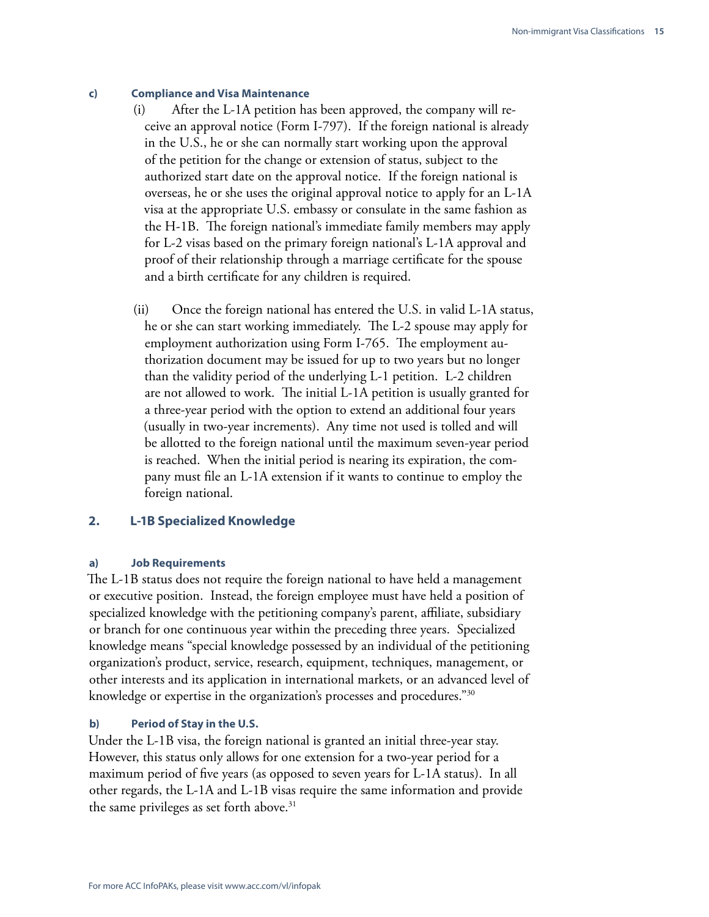#### c) Compliance and Visa Maintenance

(i) After the L-1A petition has been approved, the company will receive an approval notice (Form I-797). If the foreign national is already in the U.S., he or she can normally start working upon the approval of the petition for the change or extension of status, subject to the authorized start date on the approval notice. If the foreign national is overseas, he or she uses the original approval notice to apply for an L-1A visa at the appropriate U.S. embassy or consulate in the same fashion as the H-1B. The foreign national's immediate family members may apply for L-2 visas based on the primary foreign national's L-1A approval and proof of their relationship through a marriage certificate for the spouse and a birth certificate for any children is required.

(ii) Once the foreign national has entered the U.S. in valid L-1A status, he or she can start working immediately. The L-2 spouse may apply for employment authorization using Form I-765. The employment authorization document may be issued for up to two years but no longer than the validity period of the underlying L-1 petition. L-2 children are not allowed to work. The initial L-1A petition is usually granted for a three-year period with the option to extend an additional four years (usually in two-year increments). Any time not used is tolled and will be allotted to the foreign national until the maximum seven-year period is reached. When the initial period is nearing its expiration, the company must file an L-1A extension if it wants to continue to employ the foreign national.

### 2. L-1B Specialized Knowledge

#### a) Job Requirements

The L-1B status does not require the foreign national to have held a management or executive position. Instead, the foreign employee must have held a position of specialized knowledge with the petitioning company's parent, affiliate, subsidiary or branch for one continuous year within the preceding three years. Specialized knowledge means "special knowledge possessed by an individual of the petitioning organization's product, service, research, equipment, techniques, management, or other interests and its application in international markets, or an advanced level of knowledge or expertise in the organization's processes and procedures."[30]

#### b) Period of Stay in the U.S.

Under the L-1B visa, the foreign national is granted an initial three-year stay. However, this status only allows for one extension for a two-year period for a maximum period of five years (as opposed to seven years for L-1A status). In all other regards, the L-1A and L-1B visas require the same information and provide the same privileges as set forth above.[31]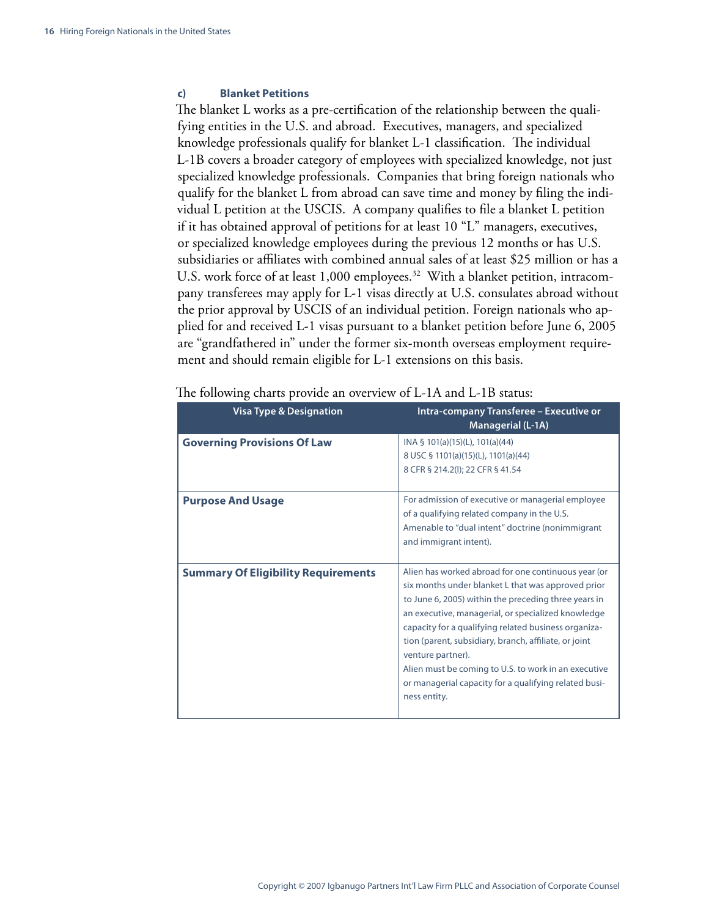#### c) Blanket Petitions

The blanket L works as a pre-certification of the relationship between the qualifying entities in the U.S. and abroad. Executives, managers, and specialized knowledge professionals qualify for blanket L-1 classification. The individual L-1B covers a broader category of employees with specialized knowledge, not just specialized knowledge professionals. Companies that bring foreign nationals who qualify for the blanket L from abroad can save time and money by filing the individual L petition at the USCIS. A company qualifies to file a blanket L petition if it has obtained approval of petitions for at least 10 "L" managers, executives, or specialized knowledge employees during the previous 12 months or has U.S. subsidiaries or affiliates with combined annual sales of at least $25 million or has a U.S. work force of at least 1,000 employees.[32] With a blanket petition, intracompany transferees may apply for L-1 visas directly at U.S. consulates abroad without the prior approval by USCIS of an individual petition. Foreign nationals who applied for and received L-1 visas pursuant to a blanket petition before June 6, 2005 are "grandfathered in" under the former six-month overseas employment requirement and should remain eligible for L-1 extensions on this basis.

The following charts provide an overview of L-1A and L-1B status:

| Visa Type & Designation | Intra-company Transferee – Executive or Managerial (L-1A) |
| --- | --- |
| **Governing Provisions Of Law** | INA § 101(a)(15)(L), 101(a)(44)<br>8 USC § 1101(a)(15)(L), 1101(a)(44)<br>8 CFR § 214.2(l); 22 CFR § 41.54 |
| **Purpose And Usage** | For admission of executive or managerial employee of a qualifying related company in the U.S.<br>Amenable to "dual intent" doctrine (nonimmigrant and immigrant intent). |
| **Summary Of Eligibility Requirements** | Alien has worked abroad for one continuous year (or six months under blanket L that was approved prior to June 6, 2005) within the preceding three years in an executive, managerial, or specialized knowledge capacity for a qualifying related business organization (parent, subsidiary, branch, affiliate, or joint venture partner).<br>Alien must be coming to U.S. to work in an executive or managerial capacity for a qualifying related business entity. |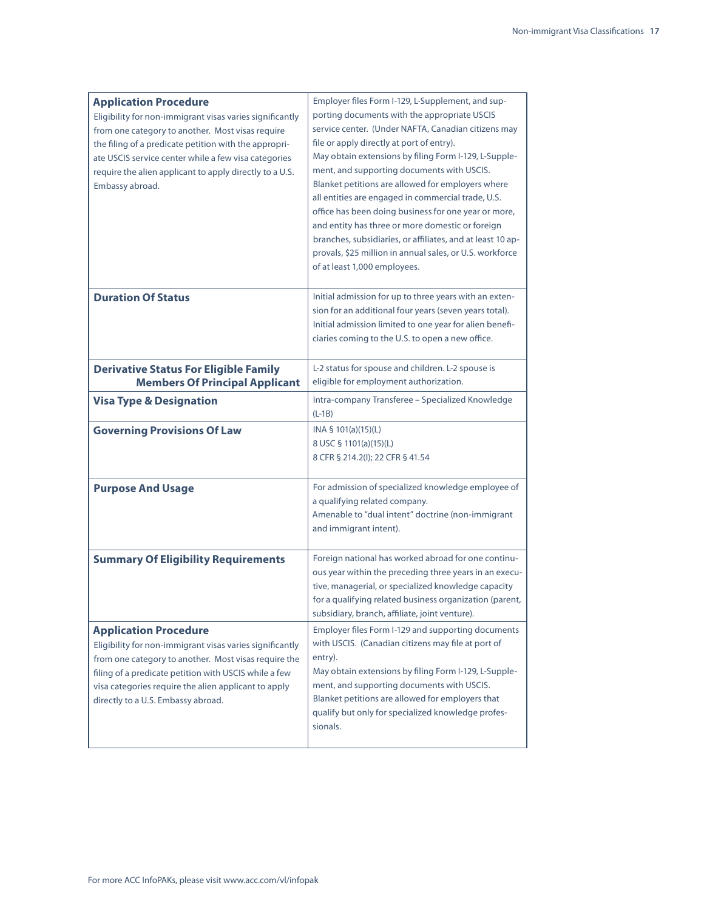| | |
|---|---|
| **Application Procedure**<br>Eligibility for non-immigrant visas varies significantly from one category to another. Most visas require the filing of a predicate petition with the appropriate USCIS service center while a few visa categories require the alien applicant to apply directly to a U.S. Embassy abroad. | Employer files Form I-129, L-Supplement, and supporting documents with the appropriate USCIS service center. (Under NAFTA, Canadian citizens may file or apply directly at port of entry).<br>May obtain extensions by filing Form I-129, L-Supplement, and supporting documents with USCIS.<br>Blanket petitions are allowed for employers where all entities are engaged in commercial trade, U.S. office has been doing business for one year or more, and entity has three or more domestic or foreign branches, subsidiaries, or affiliates, and at least 10 approvals, $25 million in annual sales, or U.S. workforce of at least 1,000 employees. |
| **Duration Of Status** | Initial admission for up to three years with an extension for an additional four years (seven years total). Initial admission limited to one year for alien beneficiaries coming to the U.S. to open a new office. |
| **Derivative Status For Eligible Family Members Of Principal Applicant** | L-2 status for spouse and children. L-2 spouse is eligible for employment authorization. |
| **Visa Type & Designation** | Intra-company Transferee – Specialized Knowledge (L-1B) |
| **Governing Provisions Of Law** | INA § 101(a)(15)(L)<br>8 USC § 1101(a)(15)(L)<br>8 CFR § 214.2(l); 22 CFR § 41.54 |
| **Purpose And Usage** | For admission of specialized knowledge employee of a qualifying related company.<br>Amenable to "dual intent" doctrine (non-immigrant and immigrant intent). |
| **Summary Of Eligibility Requirements** | Foreign national has worked abroad for one continuous year within the preceding three years in an executive, managerial, or specialized knowledge capacity for a qualifying related business organization (parent, subsidiary, branch, affiliate, joint venture). |
| **Application Procedure**<br>Eligibility for non-immigrant visas varies significantly from one category to another. Most visas require the filing of a predicate petition with USCIS while a few visa categories require the alien applicant to apply directly to a U.S. Embassy abroad. | Employer files Form I-129 and supporting documents with USCIS. (Canadian citizens may file at port of entry).<br>May obtain extensions by filing Form I-129, L-Supplement, and supporting documents with USCIS.<br>Blanket petitions are allowed for employers that qualify but only for specialized knowledge professionals. |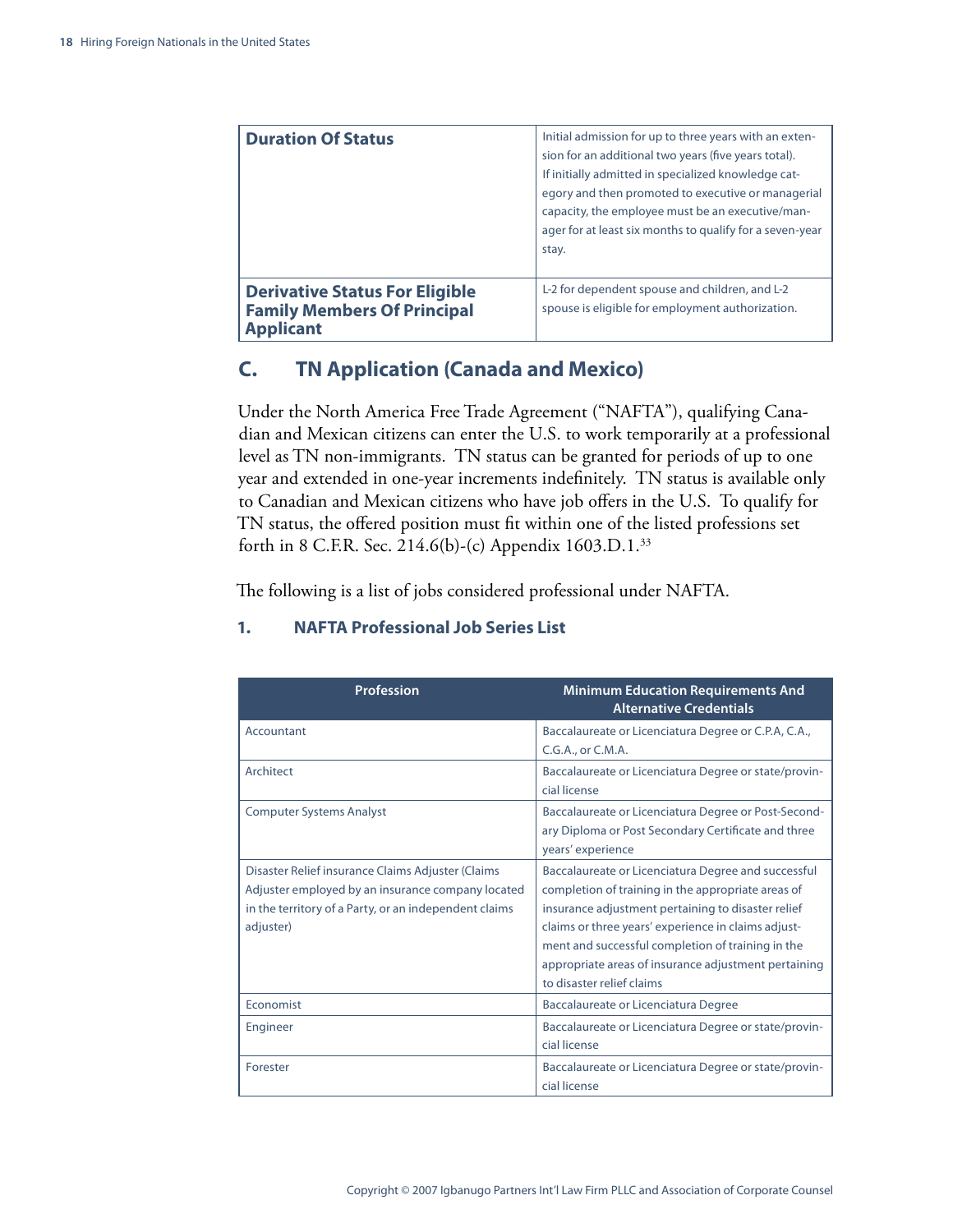| | |
|---|---|
| **Duration Of Status** | Initial admission for up to three years with an extension for an additional two years (five years total). If initially admitted in specialized knowledge category and then promoted to executive or managerial capacity, the employee must be an executive/manager for at least six months to qualify for a seven-year stay. |
| **Derivative Status For Eligible Family Members Of Principal Applicant** | L-2 for dependent spouse and children, and L-2 spouse is eligible for employment authorization. |

## C. TN Application (Canada and Mexico)

Under the North America Free Trade Agreement ("NAFTA"), qualifying Canadian and Mexican citizens can enter the U.S. to work temporarily at a professional level as TN non-immigrants. TN status can be granted for periods of up to one year and extended in one-year increments indefinitely. TN status is available only to Canadian and Mexican citizens who have job offers in the U.S. To qualify for TN status, the offered position must fit within one of the listed professions set forth in 8 C.F.R. Sec. 214.6(b)-(c) Appendix 1603.D.1.[33]

The following is a list of jobs considered professional under NAFTA.

### 1. NAFTA Professional Job Series List

| Profession | Minimum Education Requirements And Alternative Credentials |
|---|---|
| Accountant | Baccalaureate or Licenciatura Degree or C.P.A, C.A., C.G.A., or C.M.A. |
| Architect | Baccalaureate or Licenciatura Degree or state/provincial license |
| Computer Systems Analyst | Baccalaureate or Licenciatura Degree or Post-Secondary Diploma or Post Secondary Certificate and three years' experience |
| Disaster Relief insurance Claims Adjuster (Claims Adjuster employed by an insurance company located in the territory of a Party, or an independent claims adjuster) | Baccalaureate or Licenciatura Degree and successful completion of training in the appropriate areas of insurance adjustment pertaining to disaster relief claims or three years' experience in claims adjustment and successful completion of training in the appropriate areas of insurance adjustment pertaining to disaster relief claims |
| Economist | Baccalaureate or Licenciatura Degree |
| Engineer | Baccalaureate or Licenciatura Degree or state/provincial license |
| Forester | Baccalaureate or Licenciatura Degree or state/provincial license |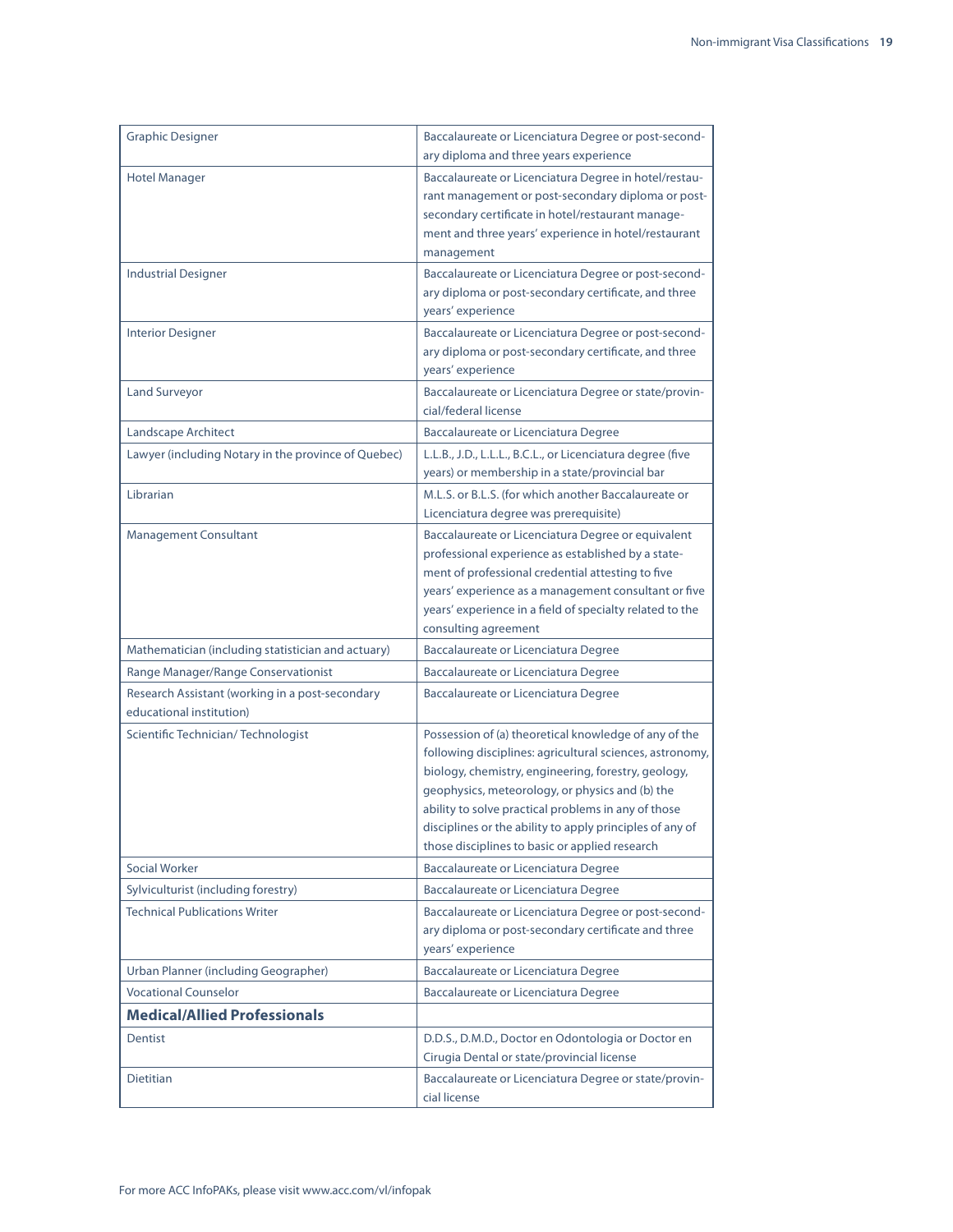| | |
|---|---|
| Graphic Designer | Baccalaureate or Licenciatura Degree or post-secondary diploma and three years experience |
| Hotel Manager | Baccalaureate or Licenciatura Degree in hotel/restaurant management or post-secondary diploma or post-secondary certificate in hotel/restaurant management and three years' experience in hotel/restaurant management |
| Industrial Designer | Baccalaureate or Licenciatura Degree or post-secondary diploma or post-secondary certificate, and three years' experience |
| Interior Designer | Baccalaureate or Licenciatura Degree or post-secondary diploma or post-secondary certificate, and three years' experience |
| Land Surveyor | Baccalaureate or Licenciatura Degree or state/provincial/federal license |
| Landscape Architect | Baccalaureate or Licenciatura Degree |
| Lawyer (including Notary in the province of Quebec) | L.L.B., J.D., L.L.L., B.C.L., or Licenciatura degree (five years) or membership in a state/provincial bar |
| Librarian | M.L.S. or B.L.S. (for which another Baccalaureate or Licenciatura degree was prerequisite) |
| Management Consultant | Baccalaureate or Licenciatura Degree or equivalent professional experience as established by a statement of professional credential attesting to five years' experience as a management consultant or five years' experience in a field of specialty related to the consulting agreement |
| Mathematician (including statistician and actuary) | Baccalaureate or Licenciatura Degree |
| Range Manager/Range Conservationist | Baccalaureate or Licenciatura Degree |
| Research Assistant (working in a post-secondary educational institution) | Baccalaureate or Licenciatura Degree |
| Scientific Technician/ Technologist | Possession of (a) theoretical knowledge of any of the following disciplines: agricultural sciences, astronomy, biology, chemistry, engineering, forestry, geology, geophysics, meteorology, or physics and (b) the ability to solve practical problems in any of those disciplines or the ability to apply principles of any of those disciplines to basic or applied research |
| Social Worker | Baccalaureate or Licenciatura Degree |
| Sylviculturist (including forestry) | Baccalaureate or Licenciatura Degree |
| Technical Publications Writer | Baccalaureate or Licenciatura Degree or post-secondary diploma or post-secondary certificate and three years' experience |
| Urban Planner (including Geographer) | Baccalaureate or Licenciatura Degree |
| Vocational Counselor | Baccalaureate or Licenciatura Degree |
| **Medical/Allied Professionals** | |
| Dentist | D.D.S., D.M.D., Doctor en Odontologia or Doctor en Cirugia Dental or state/provincial license |
| Dietitian | Baccalaureate or Licenciatura Degree or state/provincial license |

For more ACC InfoPAKs, please visit www.acc.com/vl/infopak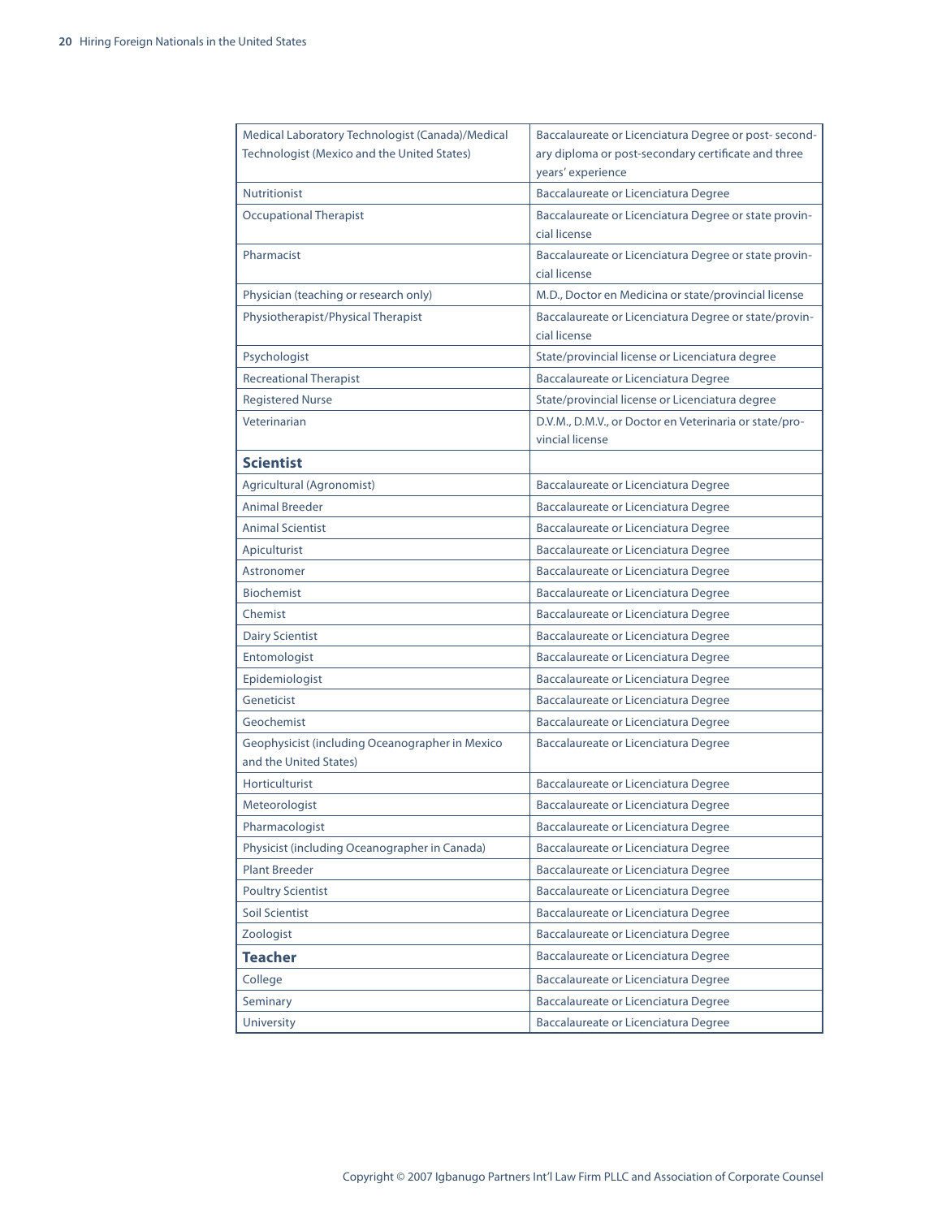| | |
|---|---|
| Medical Laboratory Technologist (Canada)/Medical Technologist (Mexico and the United States) | Baccalaureate or Licenciatura Degree or post- secondary diploma or post-secondary certificate and three years' experience |
| Nutritionist | Baccalaureate or Licenciatura Degree |
| Occupational Therapist | Baccalaureate or Licenciatura Degree or state provincial license |
| Pharmacist | Baccalaureate or Licenciatura Degree or state provincial license |
| Physician (teaching or research only) | M.D., Doctor en Medicina or state/provincial license |
| Physiotherapist/Physical Therapist | Baccalaureate or Licenciatura Degree or state/provincial license |
| Psychologist | State/provincial license or Licenciatura degree |
| Recreational Therapist | Baccalaureate or Licenciatura Degree |
| Registered Nurse | State/provincial license or Licenciatura degree |
| Veterinarian | D.V.M., D.M.V., or Doctor en Veterinaria or state/provincial license |
| **Scientist** | |
| Agricultural (Agronomist) | Baccalaureate or Licenciatura Degree |
| Animal Breeder | Baccalaureate or Licenciatura Degree |
| Animal Scientist | Baccalaureate or Licenciatura Degree |
| Apiculturist | Baccalaureate or Licenciatura Degree |
| Astronomer | Baccalaureate or Licenciatura Degree |
| Biochemist | Baccalaureate or Licenciatura Degree |
| Chemist | Baccalaureate or Licenciatura Degree |
| Dairy Scientist | Baccalaureate or Licenciatura Degree |
| Entomologist | Baccalaureate or Licenciatura Degree |
| Epidemiologist | Baccalaureate or Licenciatura Degree |
| Geneticist | Baccalaureate or Licenciatura Degree |
| Geochemist | Baccalaureate or Licenciatura Degree |
| Geophysicist (including Oceanographer in Mexico and the United States) | Baccalaureate or Licenciatura Degree |
| Horticulturist | Baccalaureate or Licenciatura Degree |
| Meteorologist | Baccalaureate or Licenciatura Degree |
| Pharmacologist | Baccalaureate or Licenciatura Degree |
| Physicist (including Oceanographer in Canada) | Baccalaureate or Licenciatura Degree |
| Plant Breeder | Baccalaureate or Licenciatura Degree |
| Poultry Scientist | Baccalaureate or Licenciatura Degree |
| Soil Scientist | Baccalaureate or Licenciatura Degree |
| Zoologist | Baccalaureate or Licenciatura Degree |
| **Teacher** | Baccalaureate or Licenciatura Degree |
| College | Baccalaureate or Licenciatura Degree |
| Seminary | Baccalaureate or Licenciatura Degree |
| University | Baccalaureate or Licenciatura Degree |

Copyright © 2007 Igbanugo Partners Int'l Law Firm PLLC and Association of Corporate Counsel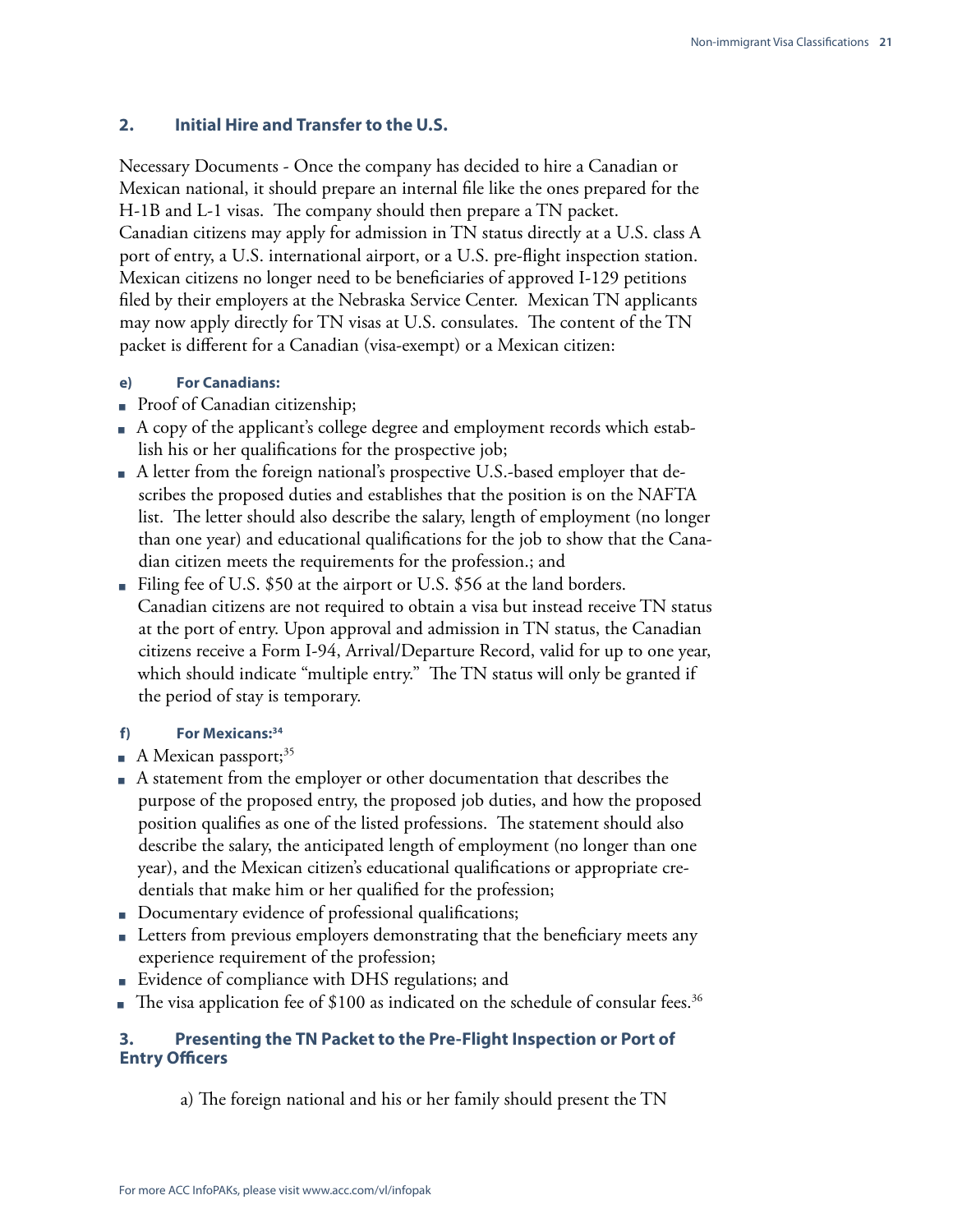## 2. Initial Hire and Transfer to the U.S.

Necessary Documents - Once the company has decided to hire a Canadian or Mexican national, it should prepare an internal file like the ones prepared for the H-1B and L-1 visas. The company should then prepare a TN packet. Canadian citizens may apply for admission in TN status directly at a U.S. class A port of entry, a U.S. international airport, or a U.S. pre-flight inspection station. Mexican citizens no longer need to be beneficiaries of approved I-129 petitions filed by their employers at the Nebraska Service Center. Mexican TN applicants may now apply directly for TN visas at U.S. consulates. The content of the TN packet is different for a Canadian (visa-exempt) or a Mexican citizen:

### e) For Canadians:

- Proof of Canadian citizenship;
- A copy of the applicant's college degree and employment records which establish his or her qualifications for the prospective job;
- A letter from the foreign national's prospective U.S.-based employer that describes the proposed duties and establishes that the position is on the NAFTA list. The letter should also describe the salary, length of employment (no longer than one year) and educational qualifications for the job to show that the Canadian citizen meets the requirements for the profession.; and
- Filing fee of U.S. $50 at the airport or U.S. $56 at the land borders. Canadian citizens are not required to obtain a visa but instead receive TN status at the port of entry. Upon approval and admission in TN status, the Canadian citizens receive a Form I-94, Arrival/Departure Record, valid for up to one year, which should indicate "multiple entry." The TN status will only be granted if the period of stay is temporary.

### f) For Mexicans:[34]

- A Mexican passport;[35]
- A statement from the employer or other documentation that describes the purpose of the proposed entry, the proposed job duties, and how the proposed position qualifies as one of the listed professions. The statement should also describe the salary, the anticipated length of employment (no longer than one year), and the Mexican citizen's educational qualifications or appropriate credentials that make him or her qualified for the profession;
- Documentary evidence of professional qualifications;
- Letters from previous employers demonstrating that the beneficiary meets any experience requirement of the profession;
- Evidence of compliance with DHS regulations; and
- The visa application fee of $100 as indicated on the schedule of consular fees.[36]

## 3. Presenting the TN Packet to the Pre-Flight Inspection or Port of Entry Officers

a) The foreign national and his or her family should present the TN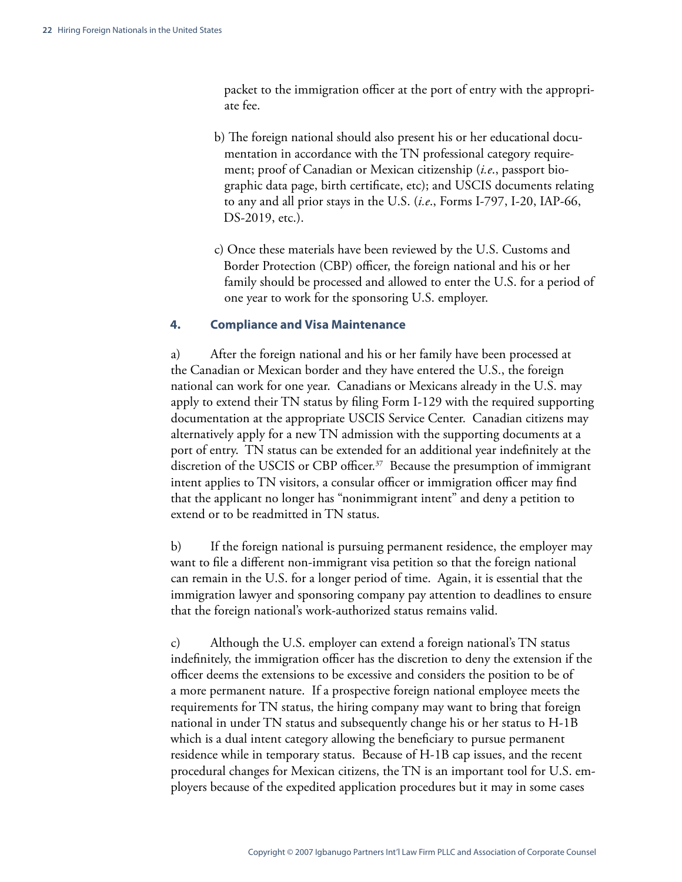packet to the immigration officer at the port of entry with the appropriate fee.

b) The foreign national should also present his or her educational documentation in accordance with the TN professional category requirement; proof of Canadian or Mexican citizenship (*i.e.*, passport biographic data page, birth certificate, etc); and USCIS documents relating to any and all prior stays in the U.S. (*i.e.*, Forms I-797, I-20, IAP-66, DS-2019, etc.).

c) Once these materials have been reviewed by the U.S. Customs and Border Protection (CBP) officer, the foreign national and his or her family should be processed and allowed to enter the U.S. for a period of one year to work for the sponsoring U.S. employer.

### 4. Compliance and Visa Maintenance

a) After the foreign national and his or her family have been processed at the Canadian or Mexican border and they have entered the U.S., the foreign national can work for one year. Canadians or Mexicans already in the U.S. may apply to extend their TN status by filing Form I-129 with the required supporting documentation at the appropriate USCIS Service Center. Canadian citizens may alternatively apply for a new TN admission with the supporting documents at a port of entry. TN status can be extended for an additional year indefinitely at the discretion of the USCIS or CBP officer.[37] Because the presumption of immigrant intent applies to TN visitors, a consular officer or immigration officer may find that the applicant no longer has "nonimmigrant intent" and deny a petition to extend or to be readmitted in TN status.

b) If the foreign national is pursuing permanent residence, the employer may want to file a different non-immigrant visa petition so that the foreign national can remain in the U.S. for a longer period of time. Again, it is essential that the immigration lawyer and sponsoring company pay attention to deadlines to ensure that the foreign national's work-authorized status remains valid.

c) Although the U.S. employer can extend a foreign national's TN status indefinitely, the immigration officer has the discretion to deny the extension if the officer deems the extensions to be excessive and considers the position to be of a more permanent nature. If a prospective foreign national employee meets the requirements for TN status, the hiring company may want to bring that foreign national in under TN status and subsequently change his or her status to H-1B which is a dual intent category allowing the beneficiary to pursue permanent residence while in temporary status. Because of H-1B cap issues, and the recent procedural changes for Mexican citizens, the TN is an important tool for U.S. employers because of the expedited application procedures but it may in some cases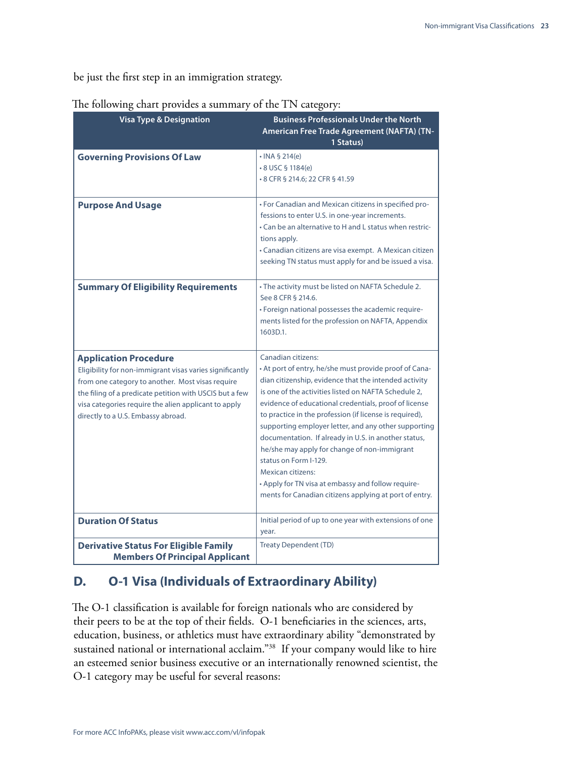be just the first step in an immigration strategy.

The following chart provides a summary of the TN category:

| Visa Type & Designation | Business Professionals Under the North American Free Trade Agreement (NAFTA) (TN-1 Status) |
|---|---|
| **Governing Provisions Of Law** | • INA § 214(e)<br>• 8 USC § 1184(e)<br>• 8 CFR § 214.6; 22 CFR § 41.59 |
| **Purpose And Usage** | • For Canadian and Mexican citizens in specified professions to enter U.S. in one-year increments.<br>• Can be an alternative to H and L status when restrictions apply.<br>• Canadian citizens are visa exempt. A Mexican citizen seeking TN status must apply for and be issued a visa. |
| **Summary Of Eligibility Requirements** | • The activity must be listed on NAFTA Schedule 2. See 8 CFR § 214.6.<br>• Foreign national possesses the academic requirements listed for the profession on NAFTA, Appendix 1603D.1. |
| **Application Procedure**<br>Eligibility for non-immigrant visas varies significantly from one category to another. Most visas require the filing of a predicate petition with USCIS but a few visa categories require the alien applicant to apply directly to a U.S. Embassy abroad. | Canadian citizens:<br>• At port of entry, he/she must provide proof of Canadian citizenship, evidence that the intended activity is one of the activities listed on NAFTA Schedule 2, evidence of educational credentials, proof of license to practice in the profession (if license is required), supporting employer letter, and any other supporting documentation. If already in U.S. in another status, he/she may apply for change of non-immigrant status on Form I-129.<br>Mexican citizens:<br>• Apply for TN visa at embassy and follow requirements for Canadian citizens applying at port of entry. |
| **Duration Of Status** | Initial period of up to one year with extensions of one year. |
| **Derivative Status For Eligible Family Members Of Principal Applicant** | Treaty Dependent (TD) |

## D. O-1 Visa (Individuals of Extraordinary Ability)

The O-1 classification is available for foreign nationals who are considered by their peers to be at the top of their fields. O-1 beneficiaries in the sciences, arts, education, business, or athletics must have extraordinary ability "demonstrated by sustained national or international acclaim."[38] If your company would like to hire an esteemed senior business executive or an internationally renowned scientist, the O-1 category may be useful for several reasons: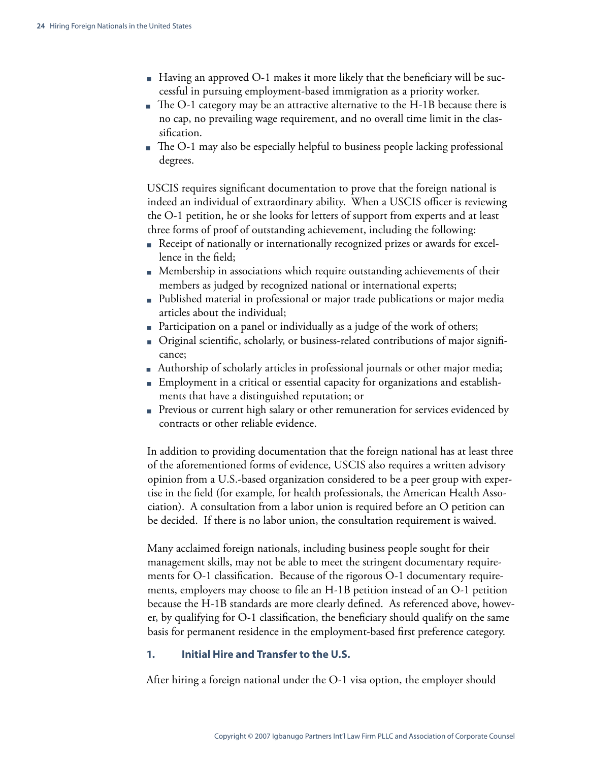- Having an approved O-1 makes it more likely that the beneficiary will be successful in pursuing employment-based immigration as a priority worker.
- The O-1 category may be an attractive alternative to the H-1B because there is no cap, no prevailing wage requirement, and no overall time limit in the classification.
- The O-1 may also be especially helpful to business people lacking professional degrees.

USCIS requires significant documentation to prove that the foreign national is indeed an individual of extraordinary ability. When a USCIS officer is reviewing the O-1 petition, he or she looks for letters of support from experts and at least three forms of proof of outstanding achievement, including the following:

- Receipt of nationally or internationally recognized prizes or awards for excellence in the field;
- Membership in associations which require outstanding achievements of their members as judged by recognized national or international experts;
- Published material in professional or major trade publications or major media articles about the individual;
- Participation on a panel or individually as a judge of the work of others;
- Original scientific, scholarly, or business-related contributions of major significance;
- Authorship of scholarly articles in professional journals or other major media;
- Employment in a critical or essential capacity for organizations and establishments that have a distinguished reputation; or
- Previous or current high salary or other remuneration for services evidenced by contracts or other reliable evidence.

In addition to providing documentation that the foreign national has at least three of the aforementioned forms of evidence, USCIS also requires a written advisory opinion from a U.S.-based organization considered to be a peer group with expertise in the field (for example, for health professionals, the American Health Association). A consultation from a labor union is required before an O petition can be decided. If there is no labor union, the consultation requirement is waived.

Many acclaimed foreign nationals, including business people sought for their management skills, may not be able to meet the stringent documentary requirements for O-1 classification. Because of the rigorous O-1 documentary requirements, employers may choose to file an H-1B petition instead of an O-1 petition because the H-1B standards are more clearly defined. As referenced above, however, by qualifying for O-1 classification, the beneficiary should qualify on the same basis for permanent residence in the employment-based first preference category.

### 1. Initial Hire and Transfer to the U.S.

After hiring a foreign national under the O-1 visa option, the employer should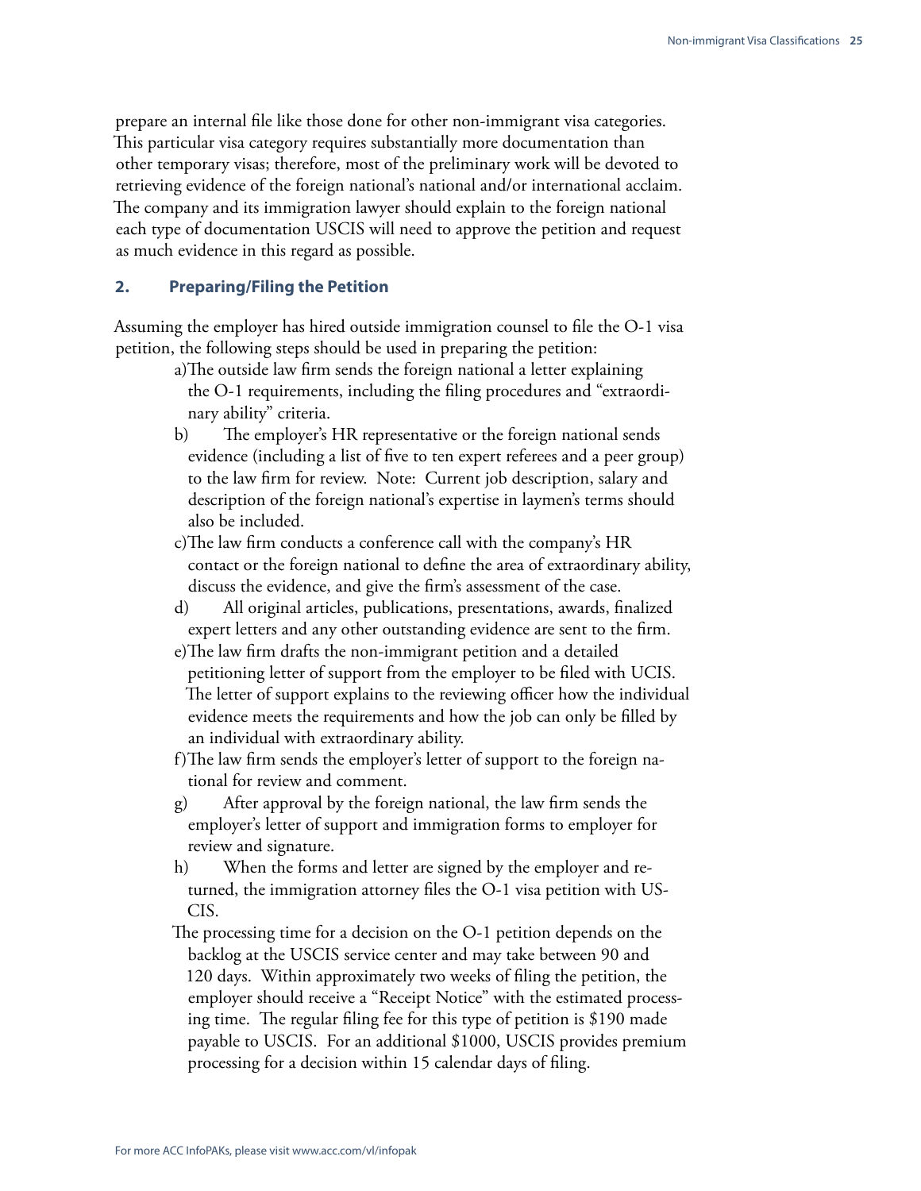prepare an internal file like those done for other non-immigrant visa categories. This particular visa category requires substantially more documentation than other temporary visas; therefore, most of the preliminary work will be devoted to retrieving evidence of the foreign national's national and/or international acclaim. The company and its immigration lawyer should explain to the foreign national each type of documentation USCIS will need to approve the petition and request as much evidence in this regard as possible.

### 2. Preparing/Filing the Petition

Assuming the employer has hired outside immigration counsel to file the O-1 visa petition, the following steps should be used in preparing the petition:

a) The outside law firm sends the foreign national a letter explaining the O-1 requirements, including the filing procedures and "extraordinary ability" criteria.

b) The employer's HR representative or the foreign national sends evidence (including a list of five to ten expert referees and a peer group) to the law firm for review. Note: Current job description, salary and description of the foreign national's expertise in laymen's terms should also be included.

c) The law firm conducts a conference call with the company's HR contact or the foreign national to define the area of extraordinary ability, discuss the evidence, and give the firm's assessment of the case.

d) All original articles, publications, presentations, awards, finalized expert letters and any other outstanding evidence are sent to the firm.

e) The law firm drafts the non-immigrant petition and a detailed petitioning letter of support from the employer to be filed with UCIS. The letter of support explains to the reviewing officer how the individual evidence meets the requirements and how the job can only be filled by an individual with extraordinary ability.

f) The law firm sends the employer's letter of support to the foreign national for review and comment.

g) After approval by the foreign national, the law firm sends the employer's letter of support and immigration forms to employer for review and signature.

h) When the forms and letter are signed by the employer and returned, the immigration attorney files the O-1 visa petition with USCIS.

The processing time for a decision on the O-1 petition depends on the backlog at the USCIS service center and may take between 90 and 120 days. Within approximately two weeks of filing the petition, the employer should receive a "Receipt Notice" with the estimated processing time. The regular filing fee for this type of petition is $190 made payable to USCIS. For an additional $1000, USCIS provides premium processing for a decision within 15 calendar days of filing.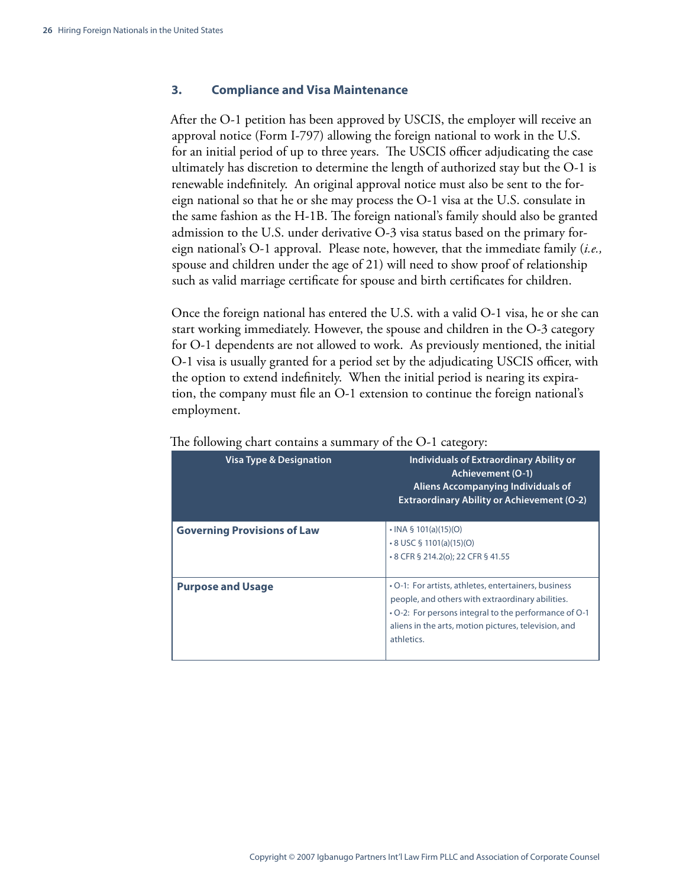### 3. Compliance and Visa Maintenance

After the O-1 petition has been approved by USCIS, the employer will receive an approval notice (Form I-797) allowing the foreign national to work in the U.S. for an initial period of up to three years. The USCIS officer adjudicating the case ultimately has discretion to determine the length of authorized stay but the O-1 is renewable indefinitely. An original approval notice must also be sent to the foreign national so that he or she may process the O-1 visa at the U.S. consulate in the same fashion as the H-1B. The foreign national's family should also be granted admission to the U.S. under derivative O-3 visa status based on the primary foreign national's O-1 approval. Please note, however, that the immediate family (*i.e.,* spouse and children under the age of 21) will need to show proof of relationship such as valid marriage certificate for spouse and birth certificates for children.

Once the foreign national has entered the U.S. with a valid O-1 visa, he or she can start working immediately. However, the spouse and children in the O-3 category for O-1 dependents are not allowed to work. As previously mentioned, the initial O-1 visa is usually granted for a period set by the adjudicating USCIS officer, with the option to extend indefinitely. When the initial period is nearing its expiration, the company must file an O-1 extension to continue the foreign national's employment.

The following chart contains a summary of the O-1 category:

| Visa Type & Designation | Individuals of Extraordinary Ability or Achievement (O-1) Aliens Accompanying Individuals of Extraordinary Ability or Achievement (O-2) |
| --- | --- |
| **Governing Provisions of Law** | • INA § 101(a)(15)(O)<br>• 8 USC § 1101(a)(15)(O)<br>• 8 CFR § 214.2(o); 22 CFR § 41.55 |
| **Purpose and Usage** | • O-1: For artists, athletes, entertainers, business people, and others with extraordinary abilities.<br>• O-2: For persons integral to the performance of O-1 aliens in the arts, motion pictures, television, and athletics. |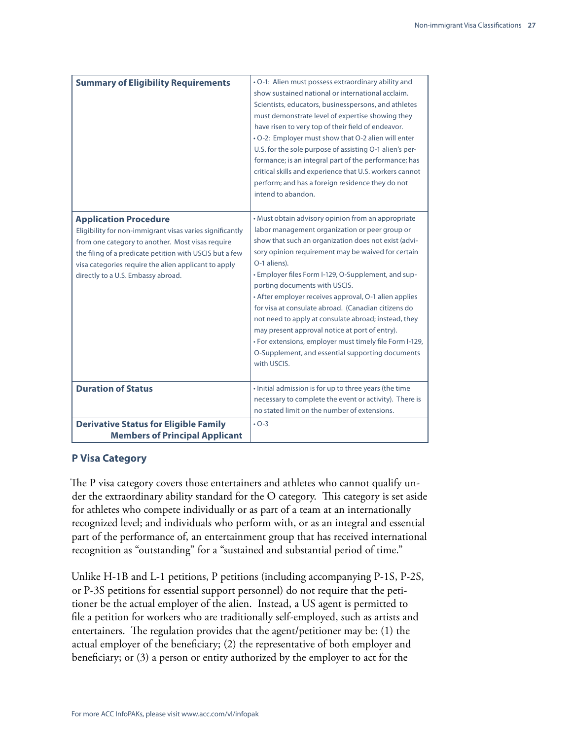| | |
|---|---|
| **Summary of Eligibility Requirements** | • O-1: Alien must possess extraordinary ability and show sustained national or international acclaim. Scientists, educators, businesspersons, and athletes must demonstrate level of expertise showing they have risen to very top of their field of endeavor.<br>• O-2: Employer must show that O-2 alien will enter U.S. for the sole purpose of assisting O-1 alien's performance; is an integral part of the performance; has critical skills and experience that U.S. workers cannot perform; and has a foreign residence they do not intend to abandon. |
| **Application Procedure**<br>Eligibility for non-immigrant visas varies significantly from one category to another. Most visas require the filing of a predicate petition with USCIS but a few visa categories require the alien applicant to apply directly to a U.S. Embassy abroad. | • Must obtain advisory opinion from an appropriate labor management organization or peer group or show that such an organization does not exist (advisory opinion requirement may be waived for certain O-1 aliens).<br>• Employer files Form I-129, O-Supplement, and supporting documents with USCIS.<br>• After employer receives approval, O-1 alien applies for visa at consulate abroad. (Canadian citizens do not need to apply at consulate abroad; instead, they may present approval notice at port of entry).<br>• For extensions, employer must timely file Form I-129, O-Supplement, and essential supporting documents with USCIS. |
| **Duration of Status** | • Initial admission is for up to three years (the time necessary to complete the event or activity). There is no stated limit on the number of extensions. |
| **Derivative Status for Eligible Family Members of Principal Applicant** | • O-3 |

### P Visa Category

The P visa category covers those entertainers and athletes who cannot qualify under the extraordinary ability standard for the O category. This category is set aside for athletes who compete individually or as part of a team at an internationally recognized level; and individuals who perform with, or as an integral and essential part of the performance of, an entertainment group that has received international recognition as "outstanding" for a "sustained and substantial period of time."

Unlike H-1B and L-1 petitions, P petitions (including accompanying P-1S, P-2S, or P-3S petitions for essential support personnel) do not require that the petitioner be the actual employer of the alien. Instead, a US agent is permitted to file a petition for workers who are traditionally self-employed, such as artists and entertainers. The regulation provides that the agent/petitioner may be: (1) the actual employer of the beneficiary; (2) the representative of both employer and beneficiary; or (3) a person or entity authorized by the employer to act for the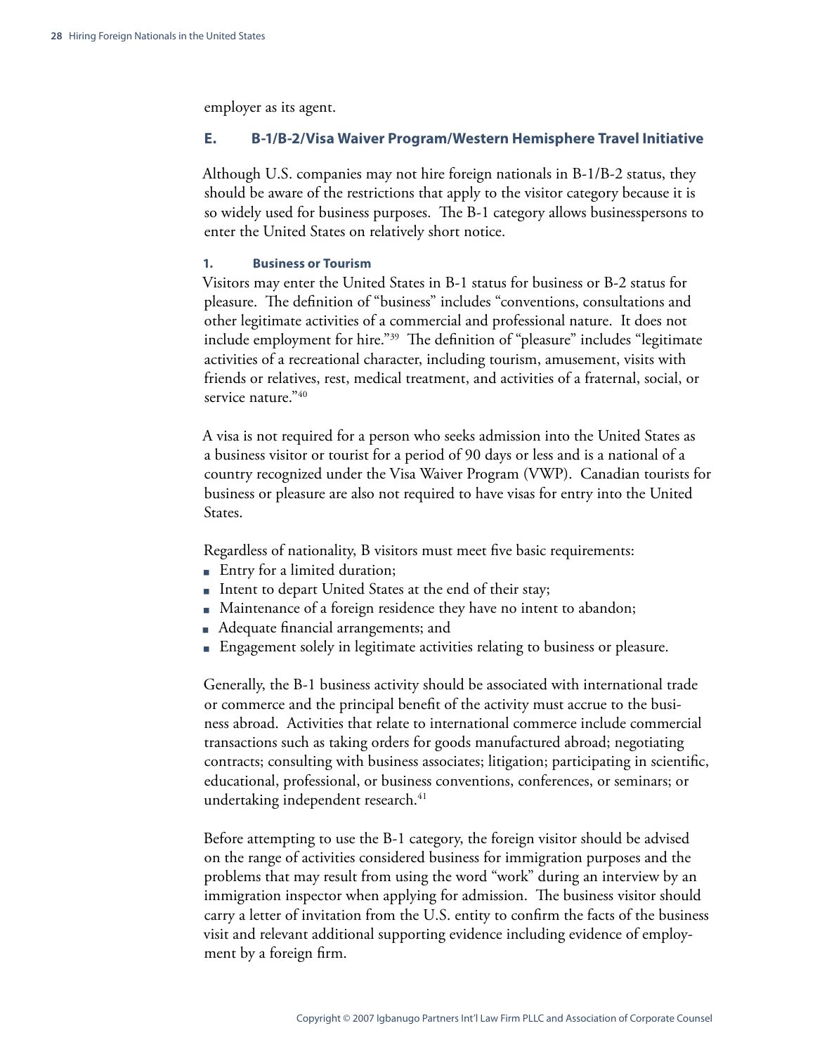employer as its agent.

## E. B-1/B-2/Visa Waiver Program/Western Hemisphere Travel Initiative

Although U.S. companies may not hire foreign nationals in B-1/B-2 status, they should be aware of the restrictions that apply to the visitor category because it is so widely used for business purposes. The B-1 category allows businesspersons to enter the United States on relatively short notice.

### 1. Business or Tourism

Visitors may enter the United States in B-1 status for business or B-2 status for pleasure. The definition of "business" includes "conventions, consultations and other legitimate activities of a commercial and professional nature. It does not include employment for hire."[39] The definition of "pleasure" includes "legitimate activities of a recreational character, including tourism, amusement, visits with friends or relatives, rest, medical treatment, and activities of a fraternal, social, or service nature."[40]

A visa is not required for a person who seeks admission into the United States as a business visitor or tourist for a period of 90 days or less and is a national of a country recognized under the Visa Waiver Program (VWP). Canadian tourists for business or pleasure are also not required to have visas for entry into the United States.

Regardless of nationality, B visitors must meet five basic requirements:

- Entry for a limited duration;
- Intent to depart United States at the end of their stay;
- Maintenance of a foreign residence they have no intent to abandon;
- Adequate financial arrangements; and
- Engagement solely in legitimate activities relating to business or pleasure.

Generally, the B-1 business activity should be associated with international trade or commerce and the principal benefit of the activity must accrue to the business abroad. Activities that relate to international commerce include commercial transactions such as taking orders for goods manufactured abroad; negotiating contracts; consulting with business associates; litigation; participating in scientific, educational, professional, or business conventions, conferences, or seminars; or undertaking independent research.[41]

Before attempting to use the B-1 category, the foreign visitor should be advised on the range of activities considered business for immigration purposes and the problems that may result from using the word "work" during an interview by an immigration inspector when applying for admission. The business visitor should carry a letter of invitation from the U.S. entity to confirm the facts of the business visit and relevant additional supporting evidence including evidence of employment by a foreign firm.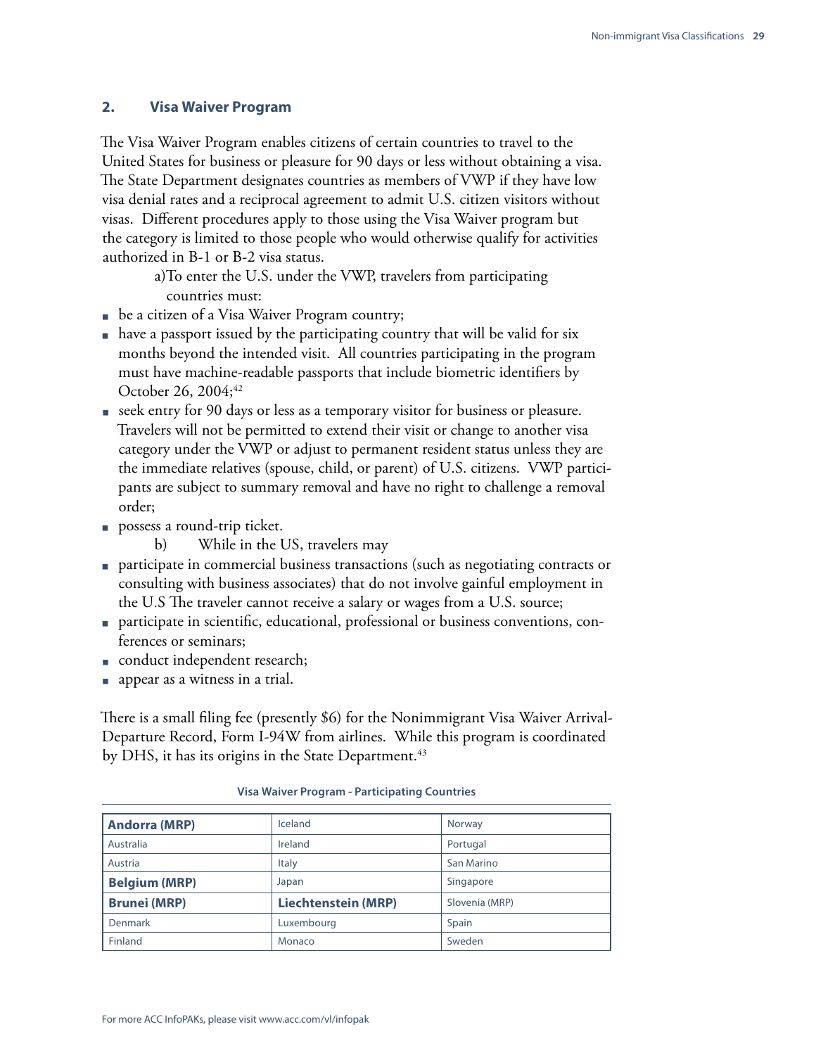## 2. Visa Waiver Program

The Visa Waiver Program enables citizens of certain countries to travel to the United States for business or pleasure for 90 days or less without obtaining a visa. The State Department designates countries as members of VWP if they have low visa denial rates and a reciprocal agreement to admit U.S. citizen visitors without visas. Different procedures apply to those using the Visa Waiver program but the category is limited to those people who would otherwise qualify for activities authorized in B-1 or B-2 visa status.

a) To enter the U.S. under the VWP, travelers from participating countries must:

- be a citizen of a Visa Waiver Program country;
- have a passport issued by the participating country that will be valid for six months beyond the intended visit. All countries participating in the program must have machine-readable passports that include biometric identifiers by October 26, 2004;[42]
- seek entry for 90 days or less as a temporary visitor for business or pleasure. Travelers will not be permitted to extend their visit or change to another visa category under the VWP or adjust to permanent resident status unless they are the immediate relatives (spouse, child, or parent) of U.S. citizens. VWP participants are subject to summary removal and have no right to challenge a removal order;
- possess a round-trip ticket.

b) While in the US, travelers may

- participate in commercial business transactions (such as negotiating contracts or consulting with business associates) that do not involve gainful employment in the U.S The traveler cannot receive a salary or wages from a U.S. source;
- participate in scientific, educational, professional or business conventions, conferences or seminars;
- conduct independent research;
- appear as a witness in a trial.

There is a small filing fee (presently $6) for the Nonimmigrant Visa Waiver Arrival-Departure Record, Form I-94W from airlines. While this program is coordinated by DHS, it has its origins in the State Department.[43]

**Visa Waiver Program - Participating Countries**

| | | |
|---|---|---|
| **Andorra (MRP)** | Iceland | Norway |
| Australia | Ireland | Portugal |
| Austria | Italy | San Marino |
| **Belgium (MRP)** | Japan | Singapore |
| **Brunei (MRP)** | **Liechtenstein (MRP)** | Slovenia (MRP) |
| Denmark | Luxembourg | Spain |
| Finland | Monaco | Sweden |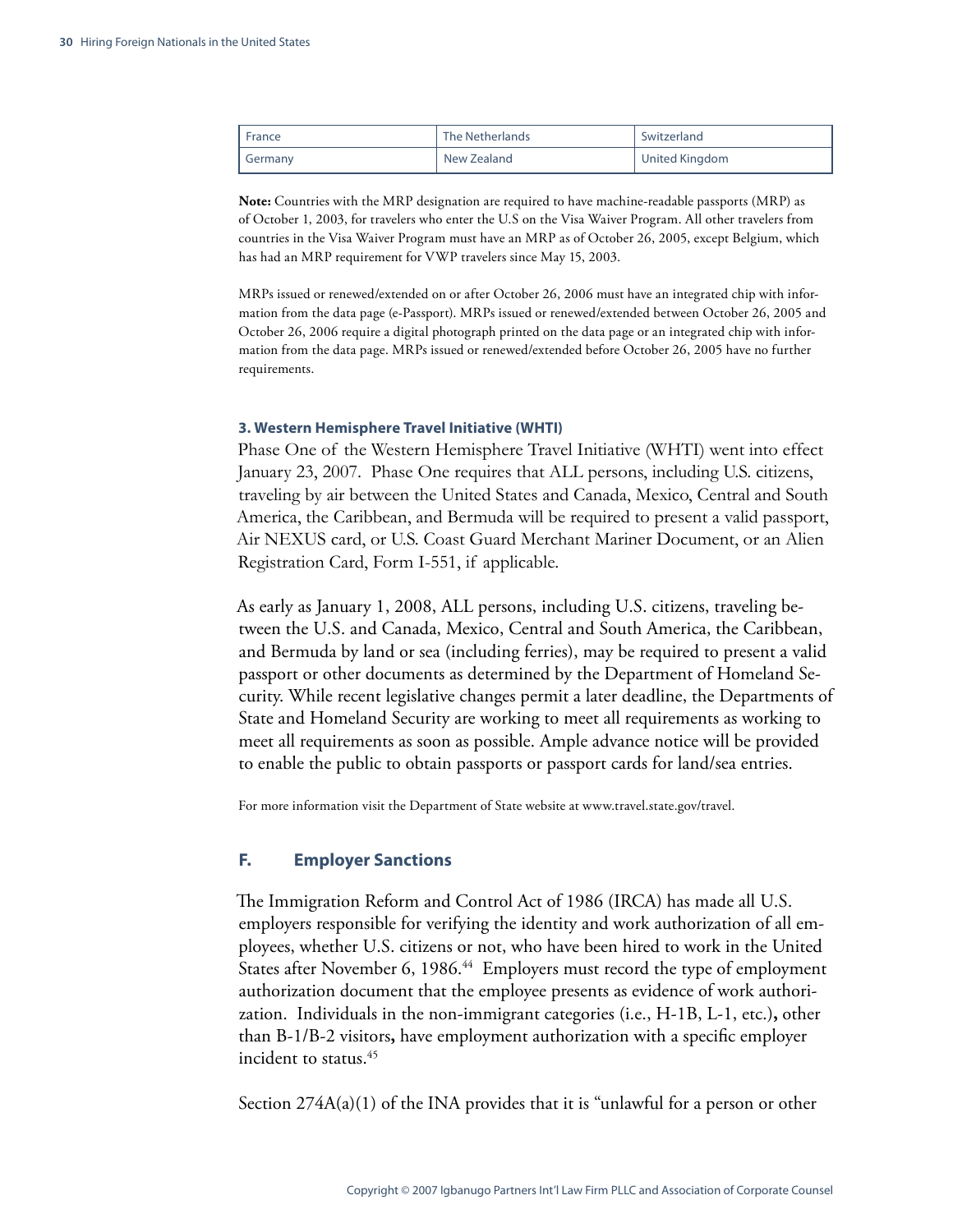| France | The Netherlands | Switzerland |
|---|---|---|
| Germany | New Zealand | United Kingdom |

**Note:** Countries with the MRP designation are required to have machine-readable passports (MRP) as of October 1, 2003, for travelers who enter the U.S on the Visa Waiver Program. All other travelers from countries in the Visa Waiver Program must have an MRP as of October 26, 2005, except Belgium, which has had an MRP requirement for VWP travelers since May 15, 2003.

MRPs issued or renewed/extended on or after October 26, 2006 must have an integrated chip with information from the data page (e-Passport). MRPs issued or renewed/extended between October 26, 2005 and October 26, 2006 require a digital photograph printed on the data page or an integrated chip with information from the data page. MRPs issued or renewed/extended before October 26, 2005 have no further requirements.

#### 3. Western Hemisphere Travel Initiative (WHTI)

Phase One of the Western Hemisphere Travel Initiative (WHTI) went into effect January 23, 2007. Phase One requires that ALL persons, including U.S. citizens, traveling by air between the United States and Canada, Mexico, Central and South America, the Caribbean, and Bermuda will be required to present a valid passport, Air NEXUS card, or U.S. Coast Guard Merchant Mariner Document, or an Alien Registration Card, Form I-551, if applicable.

As early as January 1, 2008, ALL persons, including U.S. citizens, traveling between the U.S. and Canada, Mexico, Central and South America, the Caribbean, and Bermuda by land or sea (including ferries), may be required to present a valid passport or other documents as determined by the Department of Homeland Security. While recent legislative changes permit a later deadline, the Departments of State and Homeland Security are working to meet all requirements as working to meet all requirements as soon as possible. Ample advance notice will be provided to enable the public to obtain passports or passport cards for land/sea entries.

For more information visit the Department of State website at www.travel.state.gov/travel.

### F. Employer Sanctions

The Immigration Reform and Control Act of 1986 (IRCA) has made all U.S. employers responsible for verifying the identity and work authorization of all employees, whether U.S. citizens or not, who have been hired to work in the United States after November 6, 1986.[44] Employers must record the type of employment authorization document that the employee presents as evidence of work authorization. Individuals in the non-immigrant categories (i.e., H-1B, L-1, etc.)**,** other than B-1/B-2 visitors**,** have employment authorization with a specific employer incident to status.[45]

Section 274A(a)(1) of the INA provides that it is "unlawful for a person or other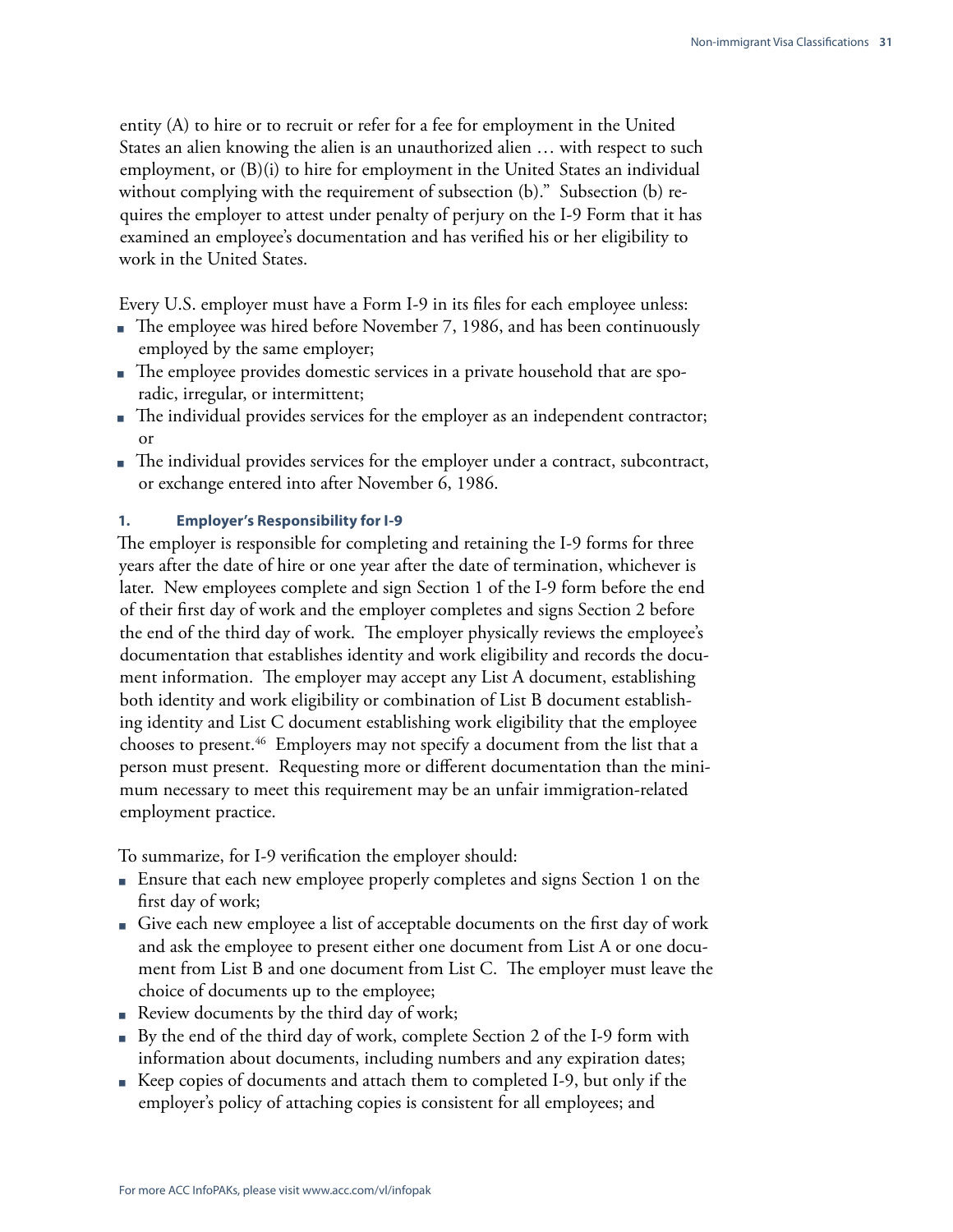entity (A) to hire or to recruit or refer for a fee for employment in the United States an alien knowing the alien is an unauthorized alien … with respect to such employment, or (B)(i) to hire for employment in the United States an individual without complying with the requirement of subsection (b)." Subsection (b) requires the employer to attest under penalty of perjury on the I-9 Form that it has examined an employee's documentation and has verified his or her eligibility to work in the United States.

Every U.S. employer must have a Form I-9 in its files for each employee unless:

- The employee was hired before November 7, 1986, and has been continuously employed by the same employer;
- The employee provides domestic services in a private household that are sporadic, irregular, or intermittent;
- The individual provides services for the employer as an independent contractor; or
- The individual provides services for the employer under a contract, subcontract, or exchange entered into after November 6, 1986.

#### 1. Employer's Responsibility for I-9

The employer is responsible for completing and retaining the I-9 forms for three years after the date of hire or one year after the date of termination, whichever is later. New employees complete and sign Section 1 of the I-9 form before the end of their first day of work and the employer completes and signs Section 2 before the end of the third day of work. The employer physically reviews the employee's documentation that establishes identity and work eligibility and records the document information. The employer may accept any List A document, establishing both identity and work eligibility or combination of List B document establishing identity and List C document establishing work eligibility that the employee chooses to present.[46] Employers may not specify a document from the list that a person must present. Requesting more or different documentation than the minimum necessary to meet this requirement may be an unfair immigration-related employment practice.

To summarize, for I-9 verification the employer should:

- Ensure that each new employee properly completes and signs Section 1 on the first day of work;
- Give each new employee a list of acceptable documents on the first day of work and ask the employee to present either one document from List A or one document from List B and one document from List C. The employer must leave the choice of documents up to the employee;
- Review documents by the third day of work;
- By the end of the third day of work, complete Section 2 of the I-9 form with information about documents, including numbers and any expiration dates;
- Keep copies of documents and attach them to completed I-9, but only if the employer's policy of attaching copies is consistent for all employees; and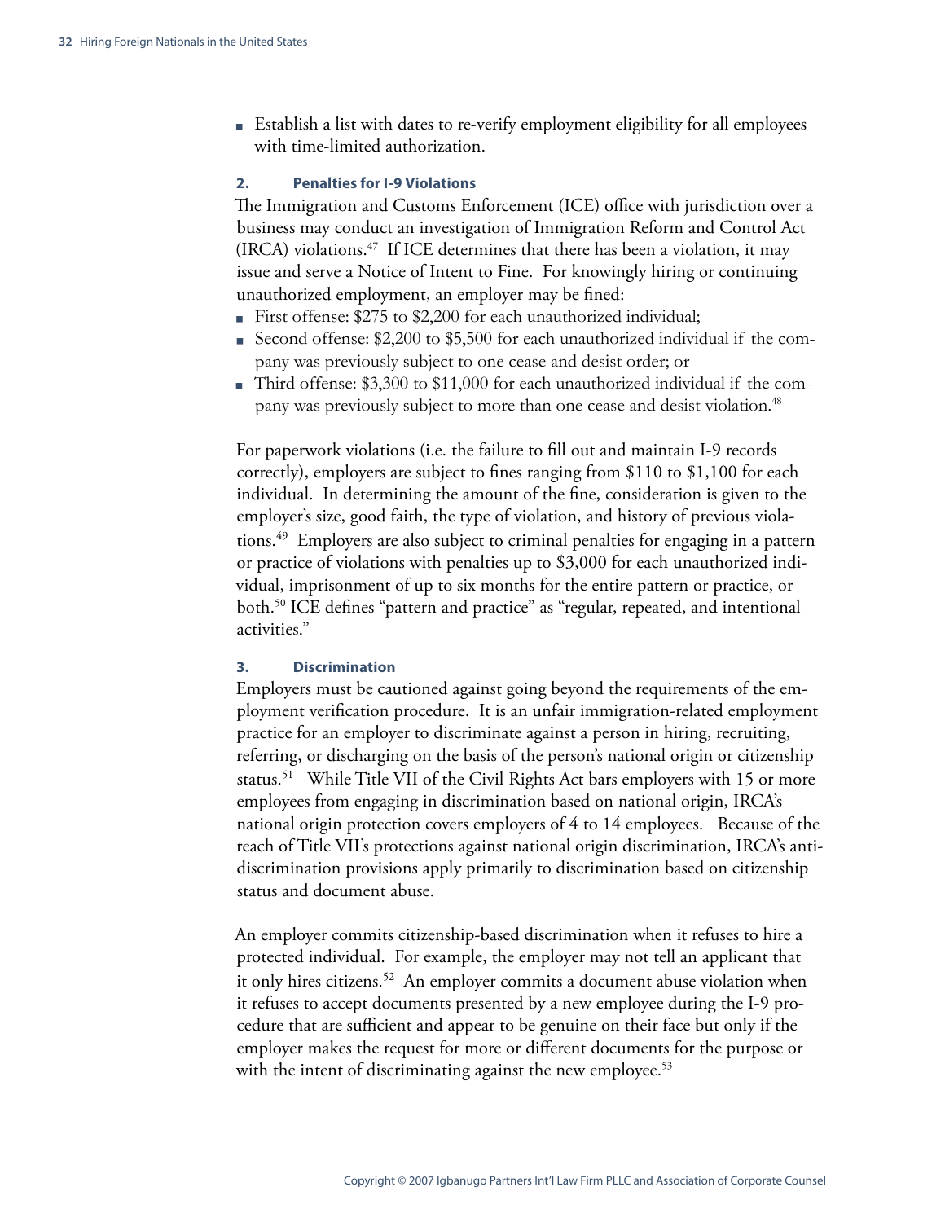- Establish a list with dates to re-verify employment eligibility for all employees with time-limited authorization.

### 2. Penalties for I-9 Violations

The Immigration and Customs Enforcement (ICE) office with jurisdiction over a business may conduct an investigation of Immigration Reform and Control Act (IRCA) violations.[47] If ICE determines that there has been a violation, it may issue and serve a Notice of Intent to Fine. For knowingly hiring or continuing unauthorized employment, an employer may be fined:

- First offense: $275 to $2,200 for each unauthorized individual;
- Second offense: $2,200 to $5,500 for each unauthorized individual if the company was previously subject to one cease and desist order; or
- Third offense: $3,300 to $11,000 for each unauthorized individual if the company was previously subject to more than one cease and desist violation.[48]

For paperwork violations (i.e. the failure to fill out and maintain I-9 records correctly), employers are subject to fines ranging from $110 to $1,100 for each individual. In determining the amount of the fine, consideration is given to the employer's size, good faith, the type of violation, and history of previous violations.[49] Employers are also subject to criminal penalties for engaging in a pattern or practice of violations with penalties up to $3,000 for each unauthorized individual, imprisonment of up to six months for the entire pattern or practice, or both.[50] ICE defines "pattern and practice" as "regular, repeated, and intentional activities."

### 3. Discrimination

Employers must be cautioned against going beyond the requirements of the employment verification procedure. It is an unfair immigration-related employment practice for an employer to discriminate against a person in hiring, recruiting, referring, or discharging on the basis of the person's national origin or citizenship status.[51] While Title VII of the Civil Rights Act bars employers with 15 or more employees from engaging in discrimination based on national origin, IRCA's national origin protection covers employers of 4 to 14 employees. Because of the reach of Title VII's protections against national origin discrimination, IRCA's anti-discrimination provisions apply primarily to discrimination based on citizenship status and document abuse.

An employer commits citizenship-based discrimination when it refuses to hire a protected individual. For example, the employer may not tell an applicant that it only hires citizens.[52] An employer commits a document abuse violation when it refuses to accept documents presented by a new employee during the I-9 procedure that are sufficient and appear to be genuine on their face but only if the employer makes the request for more or different documents for the purpose or with the intent of discriminating against the new employee.[53]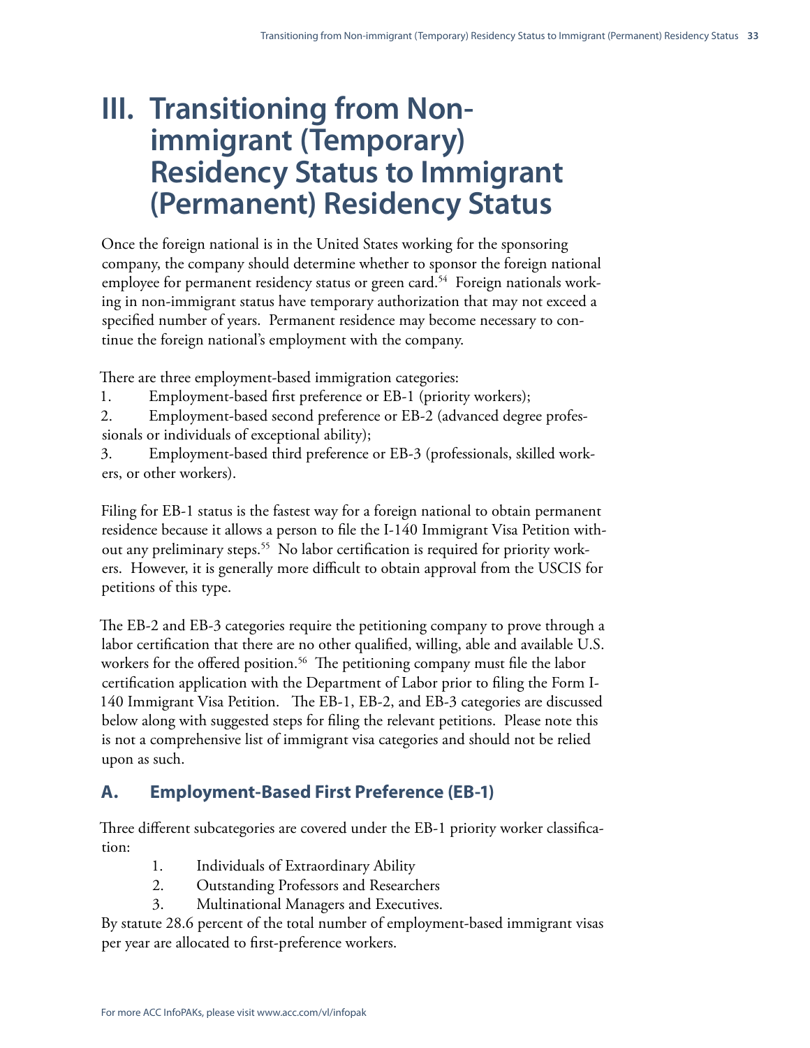# III. Transitioning from Non-immigrant (Temporary) Residency Status to Immigrant (Permanent) Residency Status

Once the foreign national is in the United States working for the sponsoring company, the company should determine whether to sponsor the foreign national employee for permanent residency status or green card.[54] Foreign nationals working in non-immigrant status have temporary authorization that may not exceed a specified number of years. Permanent residence may become necessary to continue the foreign national's employment with the company.

There are three employment-based immigration categories:

1. Employment-based first preference or EB-1 (priority workers);
2. Employment-based second preference or EB-2 (advanced degree professionals or individuals of exceptional ability);
3. Employment-based third preference or EB-3 (professionals, skilled workers, or other workers).

Filing for EB-1 status is the fastest way for a foreign national to obtain permanent residence because it allows a person to file the I-140 Immigrant Visa Petition without any preliminary steps.[55] No labor certification is required for priority workers. However, it is generally more difficult to obtain approval from the USCIS for petitions of this type.

The EB-2 and EB-3 categories require the petitioning company to prove through a labor certification that there are no other qualified, willing, able and available U.S. workers for the offered position.[56] The petitioning company must file the labor certification application with the Department of Labor prior to filing the Form I-140 Immigrant Visa Petition. The EB-1, EB-2, and EB-3 categories are discussed below along with suggested steps for filing the relevant petitions. Please note this is not a comprehensive list of immigrant visa categories and should not be relied upon as such.

## A. Employment-Based First Preference (EB-1)

Three different subcategories are covered under the EB-1 priority worker classification:

1. Individuals of Extraordinary Ability
2. Outstanding Professors and Researchers
3. Multinational Managers and Executives.

By statute 28.6 percent of the total number of employment-based immigrant visas per year are allocated to first-preference workers.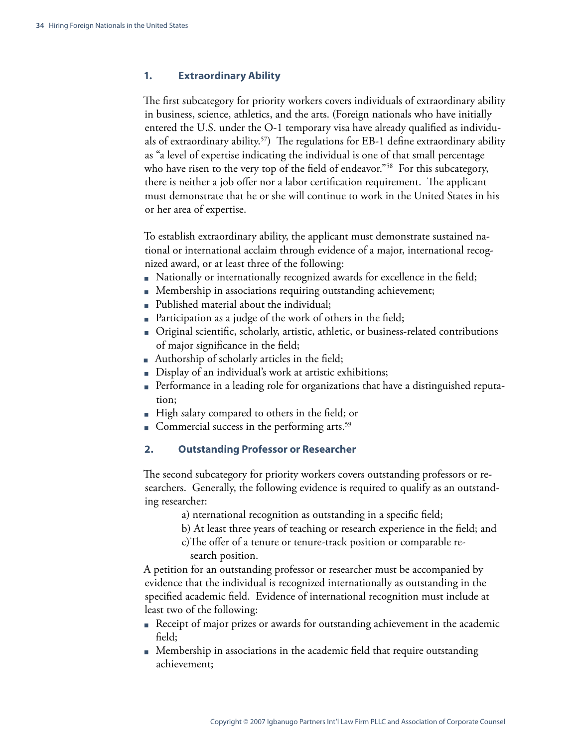### 1. Extraordinary Ability

The first subcategory for priority workers covers individuals of extraordinary ability in business, science, athletics, and the arts. (Foreign nationals who have initially entered the U.S. under the O-1 temporary visa have already qualified as individuals of extraordinary ability.[57]) The regulations for EB-1 define extraordinary ability as "a level of expertise indicating the individual is one of that small percentage who have risen to the very top of the field of endeavor."[58] For this subcategory, there is neither a job offer nor a labor certification requirement. The applicant must demonstrate that he or she will continue to work in the United States in his or her area of expertise.

To establish extraordinary ability, the applicant must demonstrate sustained national or international acclaim through evidence of a major, international recognized award, or at least three of the following:

- Nationally or internationally recognized awards for excellence in the field;
- Membership in associations requiring outstanding achievement;
- Published material about the individual;
- Participation as a judge of the work of others in the field;
- Original scientific, scholarly, artistic, athletic, or business-related contributions of major significance in the field;
- Authorship of scholarly articles in the field;
- Display of an individual's work at artistic exhibitions;
- Performance in a leading role for organizations that have a distinguished reputation;
- High salary compared to others in the field; or
- Commercial success in the performing arts.[59]

### 2. Outstanding Professor or Researcher

The second subcategory for priority workers covers outstanding professors or researchers. Generally, the following evidence is required to qualify as an outstanding researcher:

a) nternational recognition as outstanding in a specific field;
b) At least three years of teaching or research experience in the field; and
c)The offer of a tenure or tenure-track position or comparable research position.

A petition for an outstanding professor or researcher must be accompanied by evidence that the individual is recognized internationally as outstanding in the specified academic field. Evidence of international recognition must include at least two of the following:

- Receipt of major prizes or awards for outstanding achievement in the academic field;
- Membership in associations in the academic field that require outstanding achievement;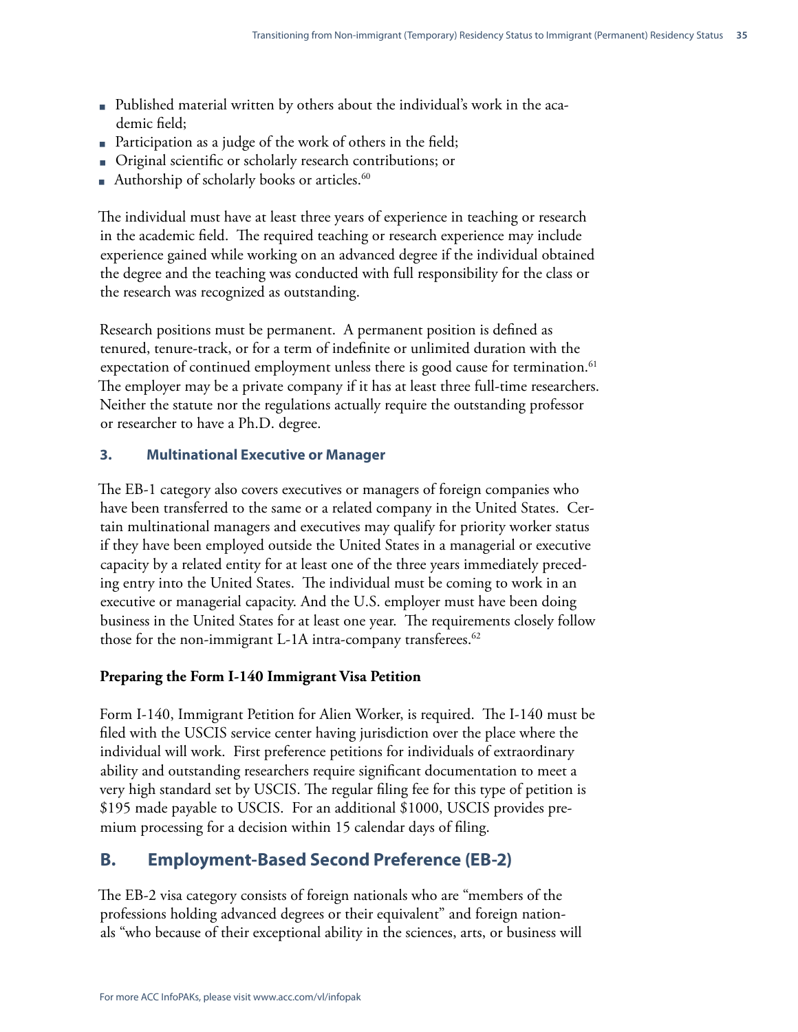- Published material written by others about the individual's work in the academic field;
- Participation as a judge of the work of others in the field;
- Original scientific or scholarly research contributions; or
- Authorship of scholarly books or articles.[60]

The individual must have at least three years of experience in teaching or research in the academic field. The required teaching or research experience may include experience gained while working on an advanced degree if the individual obtained the degree and the teaching was conducted with full responsibility for the class or the research was recognized as outstanding.

Research positions must be permanent. A permanent position is defined as tenured, tenure-track, or for a term of indefinite or unlimited duration with the expectation of continued employment unless there is good cause for termination.[61] The employer may be a private company if it has at least three full-time researchers. Neither the statute nor the regulations actually require the outstanding professor or researcher to have a Ph.D. degree.

### 3. Multinational Executive or Manager

The EB-1 category also covers executives or managers of foreign companies who have been transferred to the same or a related company in the United States. Certain multinational managers and executives may qualify for priority worker status if they have been employed outside the United States in a managerial or executive capacity by a related entity for at least one of the three years immediately preceding entry into the United States. The individual must be coming to work in an executive or managerial capacity. And the U.S. employer must have been doing business in the United States for at least one year. The requirements closely follow those for the non-immigrant L-1A intra-company transferees.[62]

**Preparing the Form I-140 Immigrant Visa Petition**

Form I-140, Immigrant Petition for Alien Worker, is required. The I-140 must be filed with the USCIS service center having jurisdiction over the place where the individual will work. First preference petitions for individuals of extraordinary ability and outstanding researchers require significant documentation to meet a very high standard set by USCIS. The regular filing fee for this type of petition is $195 made payable to USCIS. For an additional $1000, USCIS provides premium processing for a decision within 15 calendar days of filing.

## B. Employment-Based Second Preference (EB-2)

The EB-2 visa category consists of foreign nationals who are "members of the professions holding advanced degrees or their equivalent" and foreign nationals "who because of their exceptional ability in the sciences, arts, or business will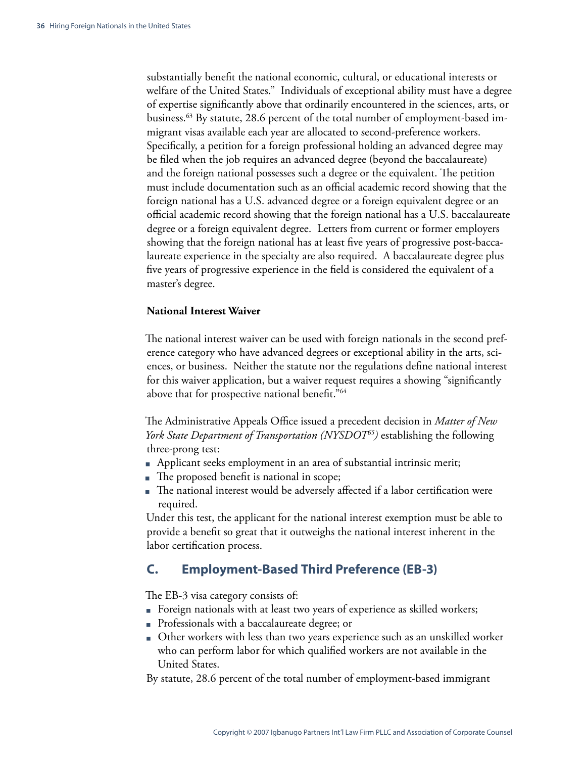substantially benefit the national economic, cultural, or educational interests or welfare of the United States." Individuals of exceptional ability must have a degree of expertise significantly above that ordinarily encountered in the sciences, arts, or business.[63] By statute, 28.6 percent of the total number of employment-based immigrant visas available each year are allocated to second-preference workers. Specifically, a petition for a foreign professional holding an advanced degree may be filed when the job requires an advanced degree (beyond the baccalaureate) and the foreign national possesses such a degree or the equivalent. The petition must include documentation such as an official academic record showing that the foreign national has a U.S. advanced degree or a foreign equivalent degree or an official academic record showing that the foreign national has a U.S. baccalaureate degree or a foreign equivalent degree. Letters from current or former employers showing that the foreign national has at least five years of progressive post-baccalaureate experience in the specialty are also required. A baccalaureate degree plus five years of progressive experience in the field is considered the equivalent of a master's degree.

**National Interest Waiver**

The national interest waiver can be used with foreign nationals in the second preference category who have advanced degrees or exceptional ability in the arts, sciences, or business. Neither the statute nor the regulations define national interest for this waiver application, but a waiver request requires a showing "significantly above that for prospective national benefit."[64]

The Administrative Appeals Office issued a precedent decision in *Matter of New York State Department of Transportation (NYSDOT[65])* establishing the following three-prong test:

- Applicant seeks employment in an area of substantial intrinsic merit;
- The proposed benefit is national in scope;
- The national interest would be adversely affected if a labor certification were required.

Under this test, the applicant for the national interest exemption must be able to provide a benefit so great that it outweighs the national interest inherent in the labor certification process.

## C. Employment-Based Third Preference (EB-3)

The EB-3 visa category consists of:

- Foreign nationals with at least two years of experience as skilled workers;
- Professionals with a baccalaureate degree; or
- Other workers with less than two years experience such as an unskilled worker who can perform labor for which qualified workers are not available in the United States.

By statute, 28.6 percent of the total number of employment-based immigrant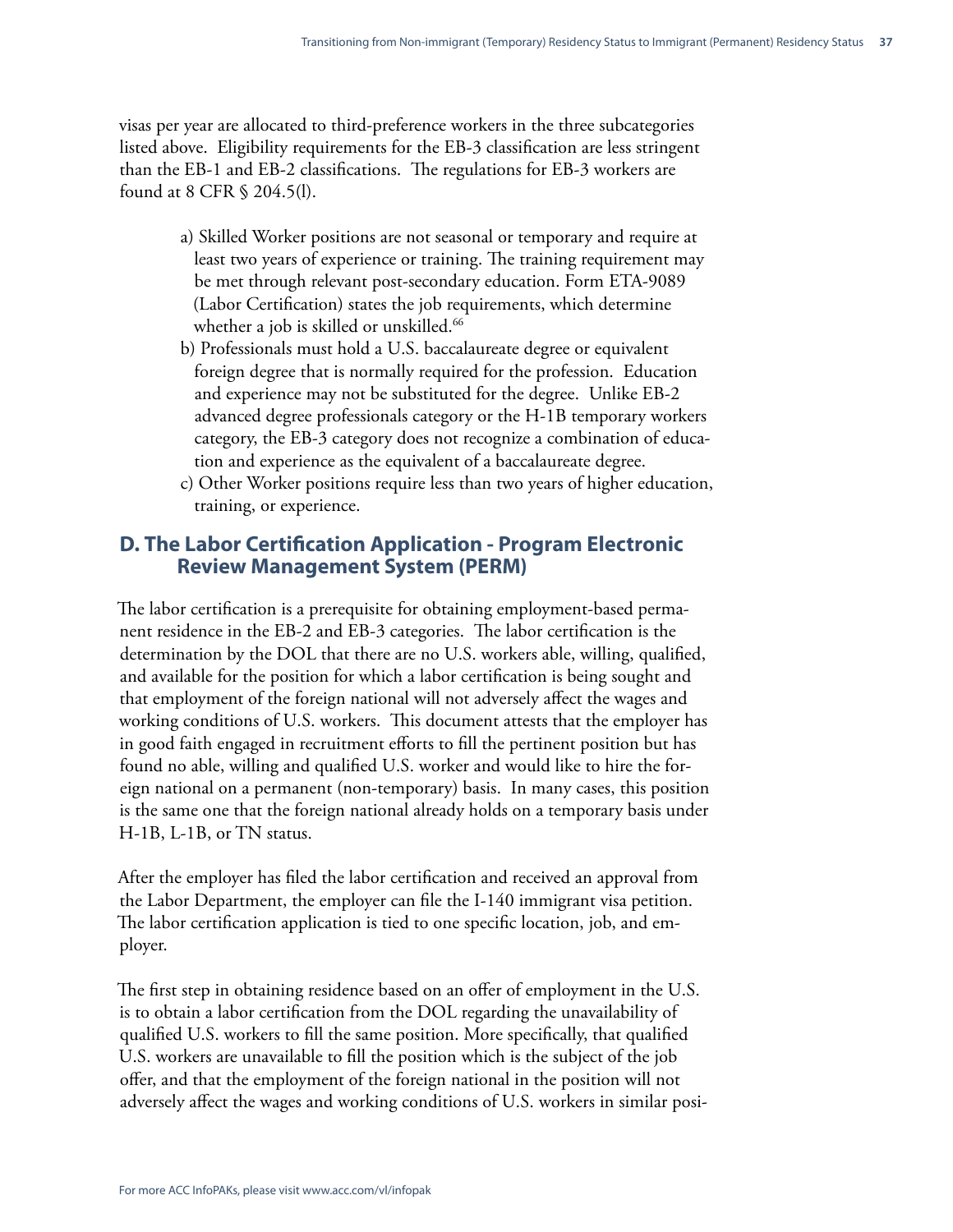visas per year are allocated to third-preference workers in the three subcategories listed above. Eligibility requirements for the EB-3 classification are less stringent than the EB-1 and EB-2 classifications. The regulations for EB-3 workers are found at 8 CFR § 204.5(l).

a) Skilled Worker positions are not seasonal or temporary and require at least two years of experience or training. The training requirement may be met through relevant post-secondary education. Form ETA-9089 (Labor Certification) states the job requirements, which determine whether a job is skilled or unskilled.[66]

b) Professionals must hold a U.S. baccalaureate degree or equivalent foreign degree that is normally required for the profession. Education and experience may not be substituted for the degree. Unlike EB-2 advanced degree professionals category or the H-1B temporary workers category, the EB-3 category does not recognize a combination of education and experience as the equivalent of a baccalaureate degree.

c) Other Worker positions require less than two years of higher education, training, or experience.

## D. The Labor Certification Application - Program Electronic Review Management System (PERM)

The labor certification is a prerequisite for obtaining employment-based permanent residence in the EB-2 and EB-3 categories. The labor certification is the determination by the DOL that there are no U.S. workers able, willing, qualified, and available for the position for which a labor certification is being sought and that employment of the foreign national will not adversely affect the wages and working conditions of U.S. workers. This document attests that the employer has in good faith engaged in recruitment efforts to fill the pertinent position but has found no able, willing and qualified U.S. worker and would like to hire the foreign national on a permanent (non-temporary) basis. In many cases, this position is the same one that the foreign national already holds on a temporary basis under H-1B, L-1B, or TN status.

After the employer has filed the labor certification and received an approval from the Labor Department, the employer can file the I-140 immigrant visa petition. The labor certification application is tied to one specific location, job, and employer.

The first step in obtaining residence based on an offer of employment in the U.S. is to obtain a labor certification from the DOL regarding the unavailability of qualified U.S. workers to fill the same position. More specifically, that qualified U.S. workers are unavailable to fill the position which is the subject of the job offer, and that the employment of the foreign national in the position will not adversely affect the wages and working conditions of U.S. workers in similar posi-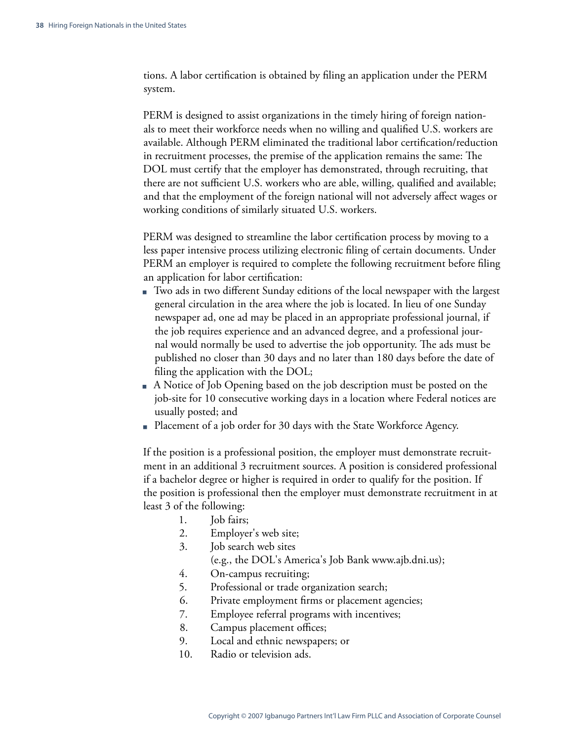tions. A labor certification is obtained by filing an application under the PERM system.

PERM is designed to assist organizations in the timely hiring of foreign nationals to meet their workforce needs when no willing and qualified U.S. workers are available. Although PERM eliminated the traditional labor certification/reduction in recruitment processes, the premise of the application remains the same: The DOL must certify that the employer has demonstrated, through recruiting, that there are not sufficient U.S. workers who are able, willing, qualified and available; and that the employment of the foreign national will not adversely affect wages or working conditions of similarly situated U.S. workers.

PERM was designed to streamline the labor certification process by moving to a less paper intensive process utilizing electronic filing of certain documents. Under PERM an employer is required to complete the following recruitment before filing an application for labor certification:

- Two ads in two different Sunday editions of the local newspaper with the largest general circulation in the area where the job is located. In lieu of one Sunday newspaper ad, one ad may be placed in an appropriate professional journal, if the job requires experience and an advanced degree, and a professional journal would normally be used to advertise the job opportunity. The ads must be published no closer than 30 days and no later than 180 days before the date of filing the application with the DOL;
- A Notice of Job Opening based on the job description must be posted on the job-site for 10 consecutive working days in a location where Federal notices are usually posted; and
- Placement of a job order for 30 days with the State Workforce Agency.

If the position is a professional position, the employer must demonstrate recruitment in an additional 3 recruitment sources. A position is considered professional if a bachelor degree or higher is required in order to qualify for the position. If the position is professional then the employer must demonstrate recruitment in at least 3 of the following:

1. Job fairs;
2. Employer's web site;
3. Job search web sites
   (e.g., the DOL's America's Job Bank www.ajb.dni.us);
4. On-campus recruiting;
5. Professional or trade organization search;
6. Private employment firms or placement agencies;
7. Employee referral programs with incentives;
8. Campus placement offices;
9. Local and ethnic newspapers; or
10. Radio or television ads.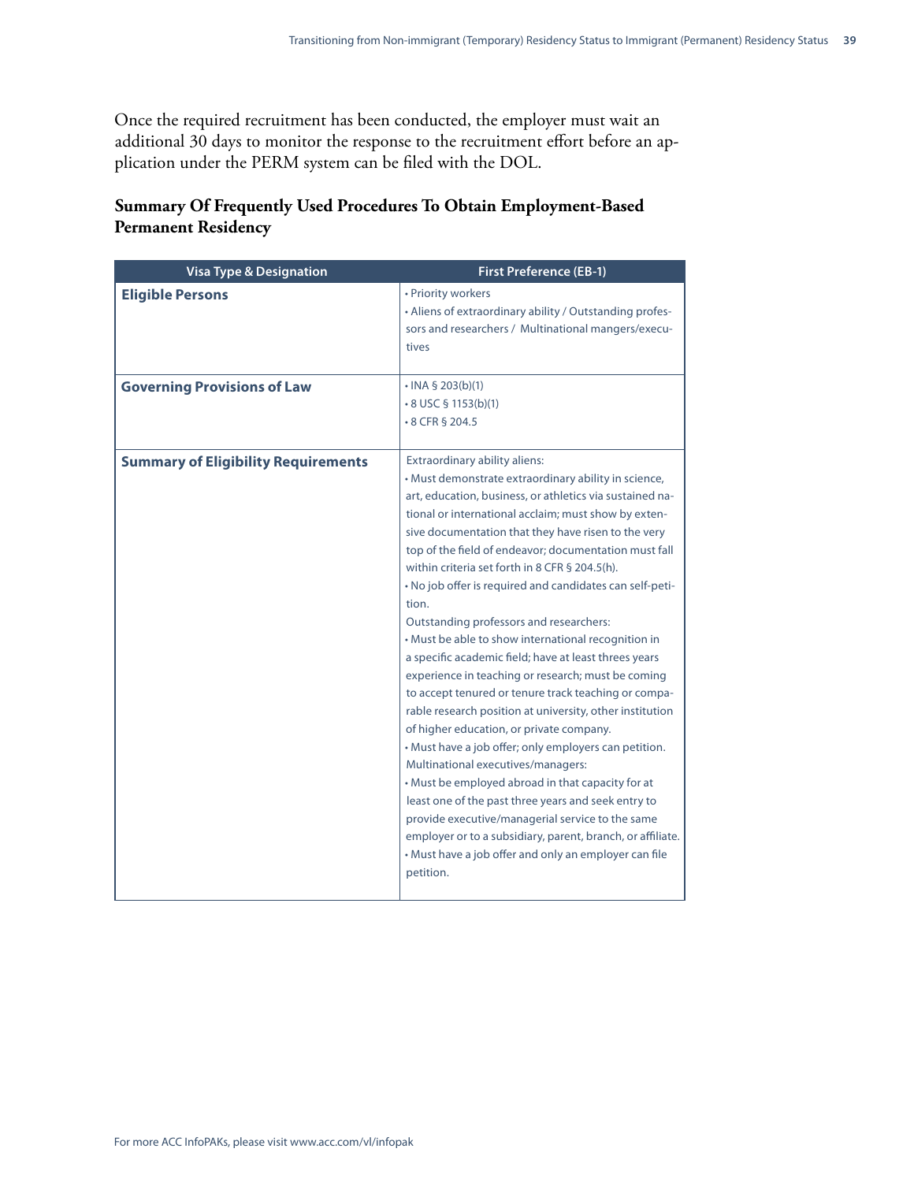Once the required recruitment has been conducted, the employer must wait an additional 30 days to monitor the response to the recruitment effort before an application under the PERM system can be filed with the DOL.

### Summary Of Frequently Used Procedures To Obtain Employment-Based Permanent Residency

| Visa Type & Designation | First Preference (EB-1) |
|---|---|
| **Eligible Persons** | • Priority workers<br>• Aliens of extraordinary ability / Outstanding professors and researchers / Multinational mangers/executives |
| **Governing Provisions of Law** | • INA § 203(b)(1)<br>• 8 USC § 1153(b)(1)<br>• 8 CFR § 204.5 |
| **Summary of Eligibility Requirements** | Extraordinary ability aliens:<br>• Must demonstrate extraordinary ability in science, art, education, business, or athletics via sustained national or international acclaim; must show by extensive documentation that they have risen to the very top of the field of endeavor; documentation must fall within criteria set forth in 8 CFR § 204.5(h).<br>• No job offer is required and candidates can self-petition.<br>Outstanding professors and researchers:<br>• Must be able to show international recognition in a specific academic field; have at least threes years experience in teaching or research; must be coming to accept tenured or tenure track teaching or comparable research position at university, other institution of higher education, or private company.<br>• Must have a job offer; only employers can petition.<br>Multinational executives/managers:<br>• Must be employed abroad in that capacity for at least one of the past three years and seek entry to provide executive/managerial service to the same employer or to a subsidiary, parent, branch, or affiliate.<br>• Must have a job offer and only an employer can file petition. |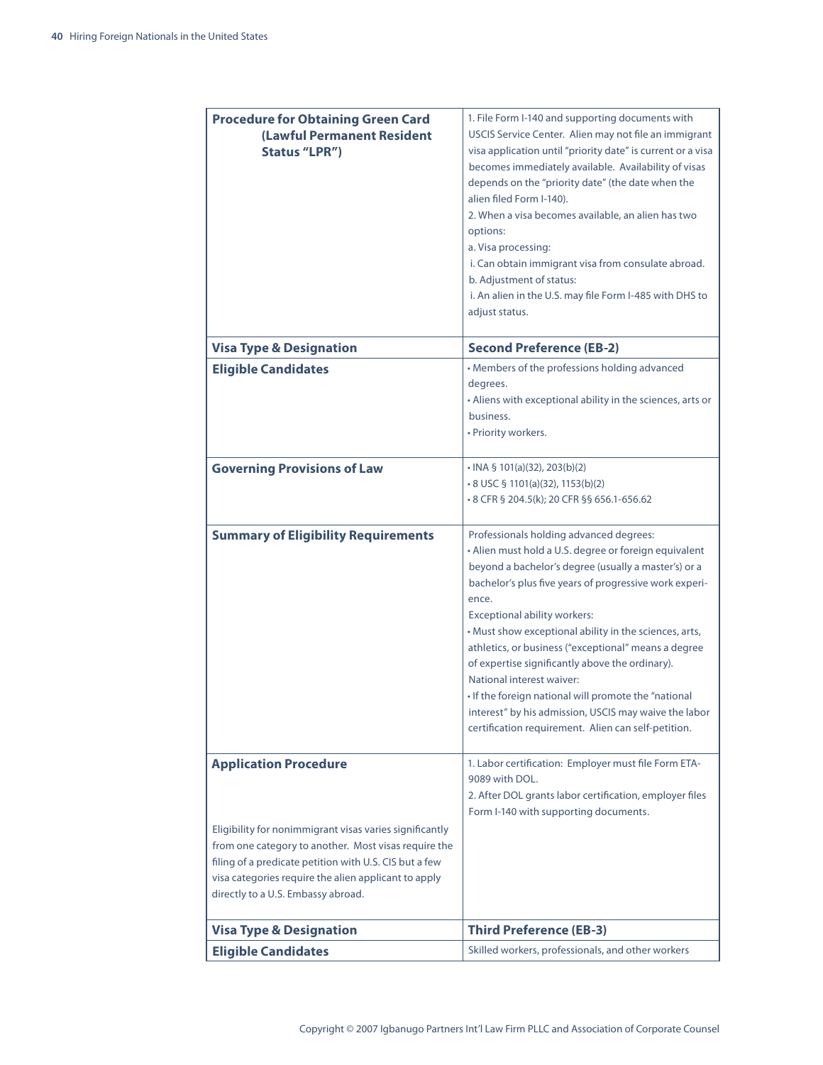| | |
|---|---|
| **Procedure for Obtaining Green Card (Lawful Permanent Resident Status "LPR")** | 1. File Form I-140 and supporting documents with USCIS Service Center. Alien may not file an immigrant visa application until "priority date" is current or a visa becomes immediately available. Availability of visas depends on the "priority date" (the date when the alien filed Form I-140).<br>2. When a visa becomes available, an alien has two options:<br>a. Visa processing:<br>i. Can obtain immigrant visa from consulate abroad.<br>b. Adjustment of status:<br>i. An alien in the U.S. may file Form I-485 with DHS to adjust status. |
| **Visa Type & Designation** | **Second Preference (EB-2)** |
| **Eligible Candidates** | • Members of the professions holding advanced degrees.<br>• Aliens with exceptional ability in the sciences, arts or business.<br>• Priority workers. |
| **Governing Provisions of Law** | • INA § 101(a)(32), 203(b)(2)<br>• 8 USC § 1101(a)(32), 1153(b)(2)<br>• 8 CFR § 204.5(k); 20 CFR §§ 656.1-656.62 |
| **Summary of Eligibility Requirements** | Professionals holding advanced degrees:<br>• Alien must hold a U.S. degree or foreign equivalent beyond a bachelor's degree (usually a master's) or a bachelor's plus five years of progressive work experience.<br>Exceptional ability workers:<br>• Must show exceptional ability in the sciences, arts, athletics, or business ("exceptional" means a degree of expertise significantly above the ordinary).<br>National interest waiver:<br>• If the foreign national will promote the "national interest" by his admission, USCIS may waive the labor certification requirement. Alien can self-petition. |
| **Application Procedure**<br><br>Eligibility for nonimmigrant visas varies significantly from one category to another. Most visas require the filing of a predicate petition with U.S. CIS but a few visa categories require the alien applicant to apply directly to a U.S. Embassy abroad. | 1. Labor certification: Employer must file Form ETA-9089 with DOL.<br>2. After DOL grants labor certification, employer files Form I-140 with supporting documents. |
| **Visa Type & Designation** | **Third Preference (EB-3)** |
| **Eligible Candidates** | Skilled workers, professionals, and other workers |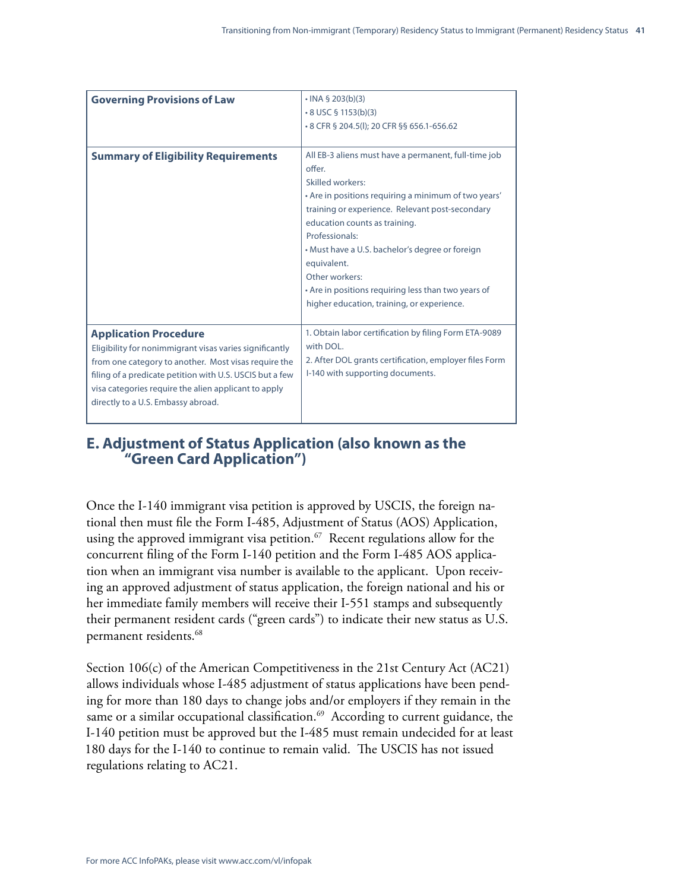| | |
|---|---|
| **Governing Provisions of Law** | • INA § 203(b)(3)<br>• 8 USC § 1153(b)(3)<br>• 8 CFR § 204.5(l); 20 CFR §§ 656.1-656.62 |
| **Summary of Eligibility Requirements** | All EB-3 aliens must have a permanent, full-time job offer.<br>Skilled workers:<br>• Are in positions requiring a minimum of two years' training or experience. Relevant post-secondary education counts as training.<br>Professionals:<br>• Must have a U.S. bachelor's degree or foreign equivalent.<br>Other workers:<br>• Are in positions requiring less than two years of higher education, training, or experience. |
| **Application Procedure**<br>Eligibility for nonimmigrant visas varies significantly from one category to another. Most visas require the filing of a predicate petition with U.S. USCIS but a few visa categories require the alien applicant to apply directly to a U.S. Embassy abroad. | 1. Obtain labor certification by filing Form ETA-9089 with DOL.<br>2. After DOL grants certification, employer files Form I-140 with supporting documents. |

## E. Adjustment of Status Application (also known as the "Green Card Application")

Once the I-140 immigrant visa petition is approved by USCIS, the foreign national then must file the Form I-485, Adjustment of Status (AOS) Application, using the approved immigrant visa petition.[67] Recent regulations allow for the concurrent filing of the Form I-140 petition and the Form I-485 AOS application when an immigrant visa number is available to the applicant. Upon receiving an approved adjustment of status application, the foreign national and his or her immediate family members will receive their I-551 stamps and subsequently their permanent resident cards ("green cards") to indicate their new status as U.S. permanent residents.[68]

Section 106(c) of the American Competitiveness in the 21st Century Act (AC21) allows individuals whose I-485 adjustment of status applications have been pending for more than 180 days to change jobs and/or employers if they remain in the same or a similar occupational classification.[69] According to current guidance, the I-140 petition must be approved but the I-485 must remain undecided for at least 180 days for the I-140 to continue to remain valid. The USCIS has not issued regulations relating to AC21.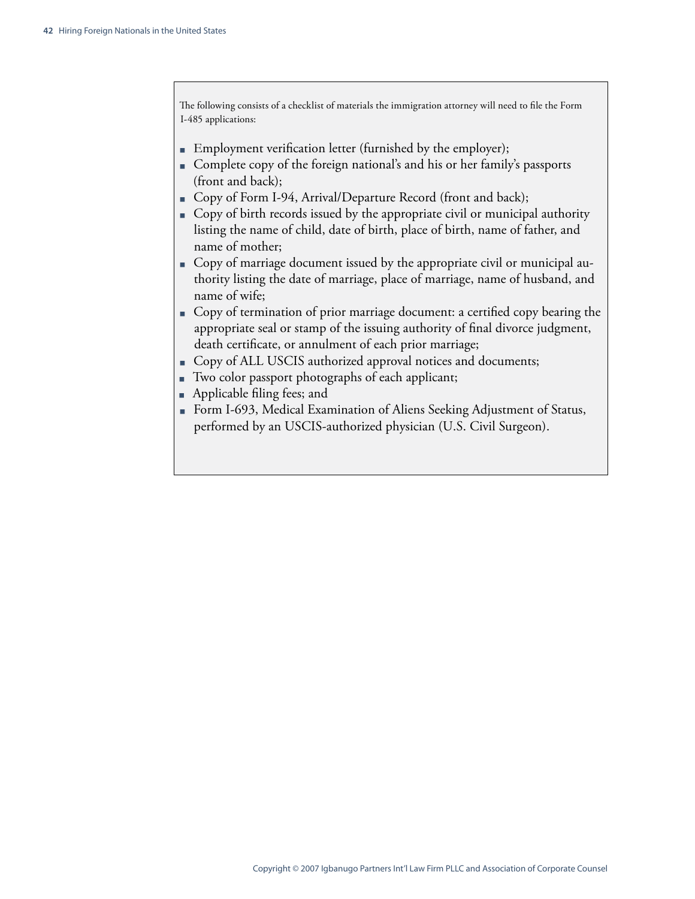The following consists of a checklist of materials the immigration attorney will need to file the Form I-485 applications:

- Employment verification letter (furnished by the employer);
- Complete copy of the foreign national's and his or her family's passports (front and back);
- Copy of Form I-94, Arrival/Departure Record (front and back);
- Copy of birth records issued by the appropriate civil or municipal authority listing the name of child, date of birth, place of birth, name of father, and name of mother;
- Copy of marriage document issued by the appropriate civil or municipal authority listing the date of marriage, place of marriage, name of husband, and name of wife;
- Copy of termination of prior marriage document: a certified copy bearing the appropriate seal or stamp of the issuing authority of final divorce judgment, death certificate, or annulment of each prior marriage;
- Copy of ALL USCIS authorized approval notices and documents;
- Two color passport photographs of each applicant;
- Applicable filing fees; and
- Form I-693, Medical Examination of Aliens Seeking Adjustment of Status, performed by an USCIS-authorized physician (U.S. Civil Surgeon).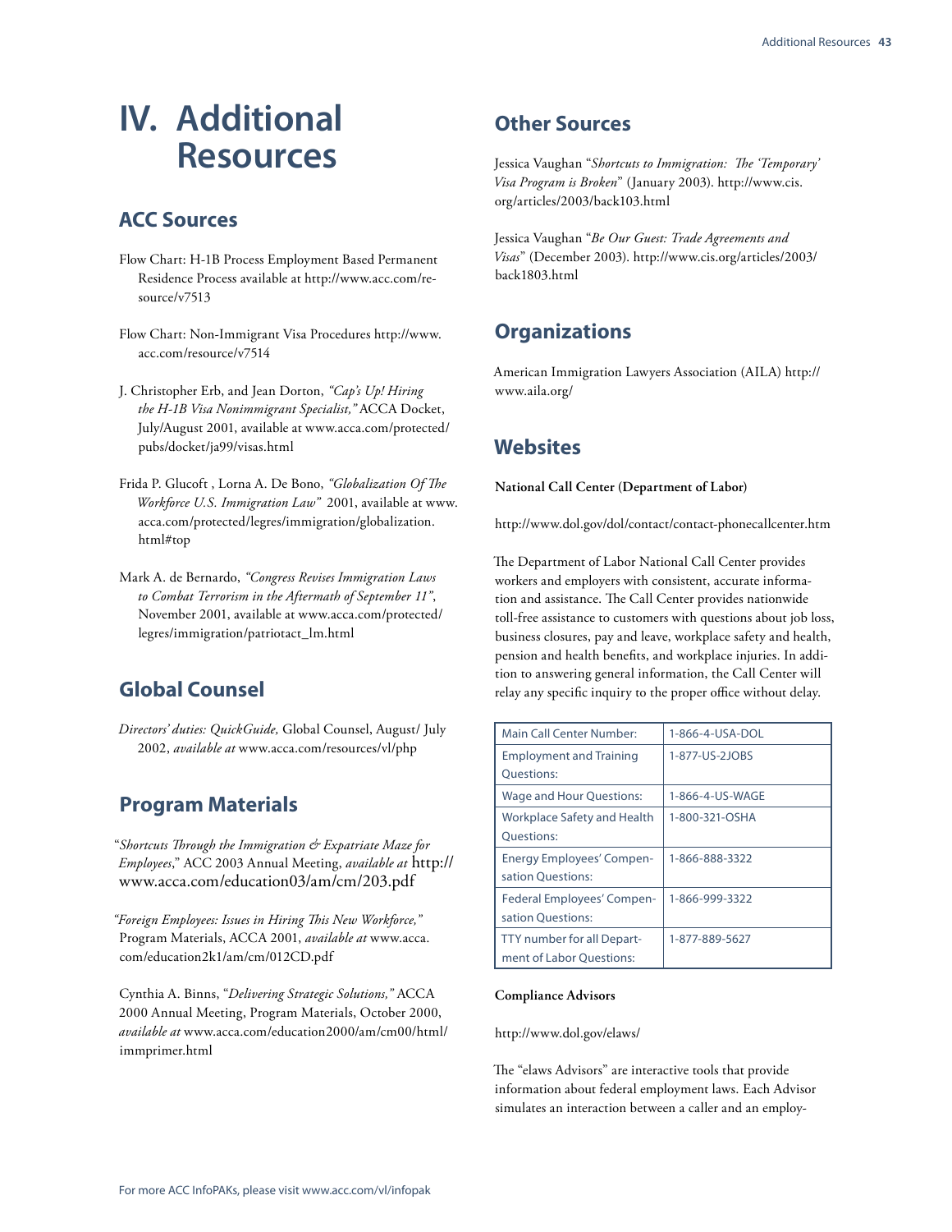# IV. Additional Resources

## ACC Sources

Flow Chart: H-1B Process Employment Based Permanent Residence Process available at http://www.acc.com/resource/v7513

Flow Chart: Non-Immigrant Visa Procedures http://www.acc.com/resource/v7514

J. Christopher Erb, and Jean Dorton, *"Cap's Up! Hiring the H-1B Visa Nonimmigrant Specialist,"* ACCA Docket, July/August 2001, available at www.acca.com/protected/pubs/docket/ja99/visas.html

Frida P. Glucoft , Lorna A. De Bono, *"Globalization Of The Workforce U.S. Immigration Law"* 2001, available at www.acca.com/protected/legres/immigration/globalization.html#top

Mark A. de Bernardo, *"Congress Revises Immigration Laws to Combat Terrorism in the Aftermath of September 11"*, November 2001, available at www.acca.com/protected/legres/immigration/patriotact_lm.html

## Global Counsel

*Directors' duties: QuickGuide,* Global Counsel, August/ July 2002, *available at* www.acca.com/resources/vl/php

## Program Materials

"*Shortcuts Through the Immigration & Expatriate Maze for Employees*," ACC 2003 Annual Meeting, *available at* http://www.acca.com/education03/am/cm/203.pdf

*"Foreign Employees: Issues in Hiring This New Workforce,"* Program Materials, ACCA 2001, *available at* www.acca.com/education2k1/am/cm/012CD.pdf

Cynthia A. Binns, "*Delivering Strategic Solutions,"* ACCA 2000 Annual Meeting, Program Materials, October 2000, *available at* www.acca.com/education2000/am/cm00/html/immprimer.html

## Other Sources

Jessica Vaughan "*Shortcuts to Immigration: The 'Temporary' Visa Program is Broken*" (January 2003). http://www.cis.org/articles/2003/back103.html

Jessica Vaughan "*Be Our Guest: Trade Agreements and Visas*" (December 2003). http://www.cis.org/articles/2003/back1803.html

## Organizations

American Immigration Lawyers Association (AILA) http://www.aila.org/

## Websites

**National Call Center (Department of Labor)**

http://www.dol.gov/dol/contact/contact-phonecallcenter.htm

The Department of Labor National Call Center provides workers and employers with consistent, accurate information and assistance. The Call Center provides nationwide toll-free assistance to customers with questions about job loss, business closures, pay and leave, workplace safety and health, pension and health benefits, and workplace injuries. In addition to answering general information, the Call Center will relay any specific inquiry to the proper office without delay.

| Main Call Center Number: | 1-866-4-USA-DOL |
|---|---|
| Employment and Training Questions: | 1-877-US-2JOBS |
| Wage and Hour Questions: | 1-866-4-US-WAGE |
| Workplace Safety and Health Questions: | 1-800-321-OSHA |
| Energy Employees' Compensation Questions: | 1-866-888-3322 |
| Federal Employees' Compensation Questions: | 1-866-999-3322 |
| TTY number for all Department of Labor Questions: | 1-877-889-5627 |

**Compliance Advisors**

http://www.dol.gov/elaws/

The "elaws Advisors" are interactive tools that provide information about federal employment laws. Each Advisor simulates an interaction between a caller and an employ-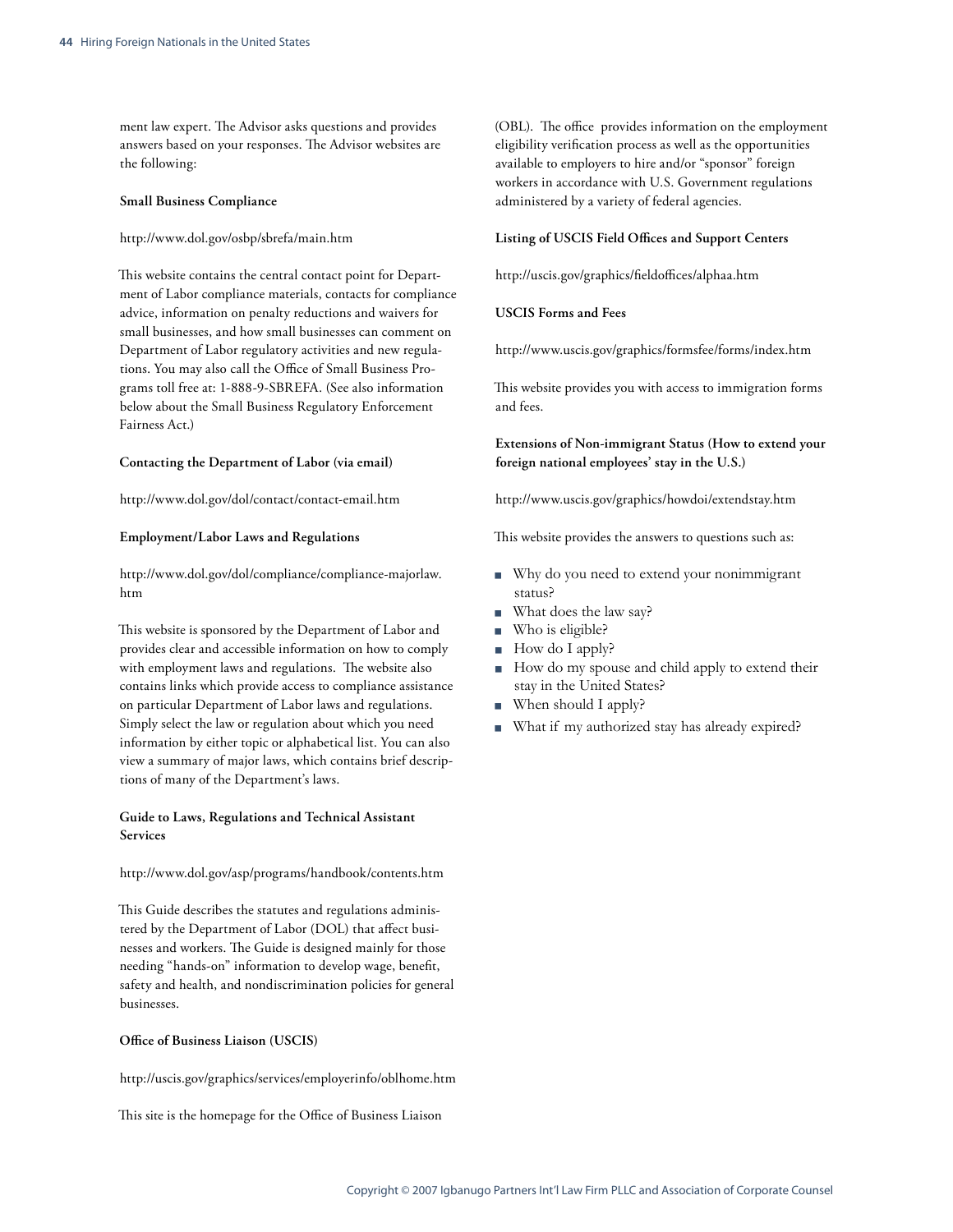ment law expert. The Advisor asks questions and provides answers based on your responses. The Advisor websites are the following:

**Small Business Compliance**

http://www.dol.gov/osbp/sbrefa/main.htm

This website contains the central contact point for Department of Labor compliance materials, contacts for compliance advice, information on penalty reductions and waivers for small businesses, and how small businesses can comment on Department of Labor regulatory activities and new regulations. You may also call the Office of Small Business Programs toll free at: 1-888-9-SBREFA. (See also information below about the Small Business Regulatory Enforcement Fairness Act.)

**Contacting the Department of Labor (via email)**

http://www.dol.gov/dol/contact/contact-email.htm

**Employment/Labor Laws and Regulations**

http://www.dol.gov/dol/compliance/compliance-majorlaw.htm

This website is sponsored by the Department of Labor and provides clear and accessible information on how to comply with employment laws and regulations. The website also contains links which provide access to compliance assistance on particular Department of Labor laws and regulations. Simply select the law or regulation about which you need information by either topic or alphabetical list. You can also view a summary of major laws, which contains brief descriptions of many of the Department's laws.

**Guide to Laws, Regulations and Technical Assistant Services**

http://www.dol.gov/asp/programs/handbook/contents.htm

This Guide describes the statutes and regulations administered by the Department of Labor (DOL) that affect businesses and workers. The Guide is designed mainly for those needing "hands-on" information to develop wage, benefit, safety and health, and nondiscrimination policies for general businesses.

**Office of Business Liaison (USCIS)**

http://uscis.gov/graphics/services/employerinfo/oblhome.htm

This site is the homepage for the Office of Business Liaison (OBL). The office provides information on the employment eligibility verification process as well as the opportunities available to employers to hire and/or "sponsor" foreign workers in accordance with U.S. Government regulations administered by a variety of federal agencies.

**Listing of USCIS Field Offices and Support Centers**

http://uscis.gov/graphics/fieldoffices/alphaa.htm

**USCIS Forms and Fees**

http://www.uscis.gov/graphics/formsfee/forms/index.htm

This website provides you with access to immigration forms and fees.

**Extensions of Non-immigrant Status (How to extend your foreign national employees' stay in the U.S.)**

http://www.uscis.gov/graphics/howdoi/extendstay.htm

This website provides the answers to questions such as:

- Why do you need to extend your nonimmigrant status?
- What does the law say?
- Who is eligible?
- How do I apply?
- How do my spouse and child apply to extend their stay in the United States?
- When should I apply?
- What if my authorized stay has already expired?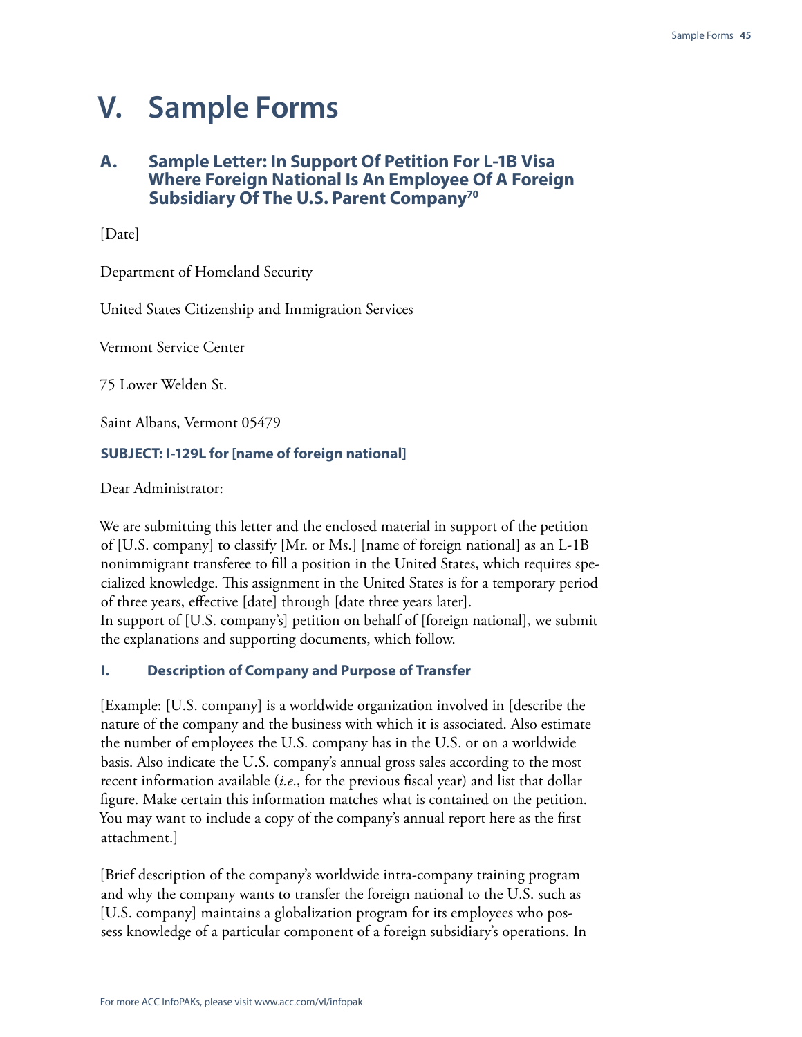# V. Sample Forms

## A. Sample Letter: In Support Of Petition For L-1B Visa Where Foreign National Is An Employee Of A Foreign Subsidiary Of The U.S. Parent Company[70]

[Date]

Department of Homeland Security

United States Citizenship and Immigration Services

Vermont Service Center

75 Lower Welden St.

Saint Albans, Vermont 05479

**SUBJECT: I-129L for [name of foreign national]**

Dear Administrator:

We are submitting this letter and the enclosed material in support of the petition of [U.S. company] to classify [Mr. or Ms.] [name of foreign national] as an L-1B nonimmigrant transferee to fill a position in the United States, which requires specialized knowledge. This assignment in the United States is for a temporary period of three years, effective [date] through [date three years later].
In support of [U.S. company's] petition on behalf of [foreign national], we submit the explanations and supporting documents, which follow.

### I. Description of Company and Purpose of Transfer

[Example: [U.S. company] is a worldwide organization involved in [describe the nature of the company and the business with which it is associated. Also estimate the number of employees the U.S. company has in the U.S. or on a worldwide basis. Also indicate the U.S. company's annual gross sales according to the most recent information available (*i.e.*, for the previous fiscal year) and list that dollar figure. Make certain this information matches what is contained on the petition. You may want to include a copy of the company's annual report here as the first attachment.]

[Brief description of the company's worldwide intra-company training program and why the company wants to transfer the foreign national to the U.S. such as [U.S. company] maintains a globalization program for its employees who possess knowledge of a particular component of a foreign subsidiary's operations. In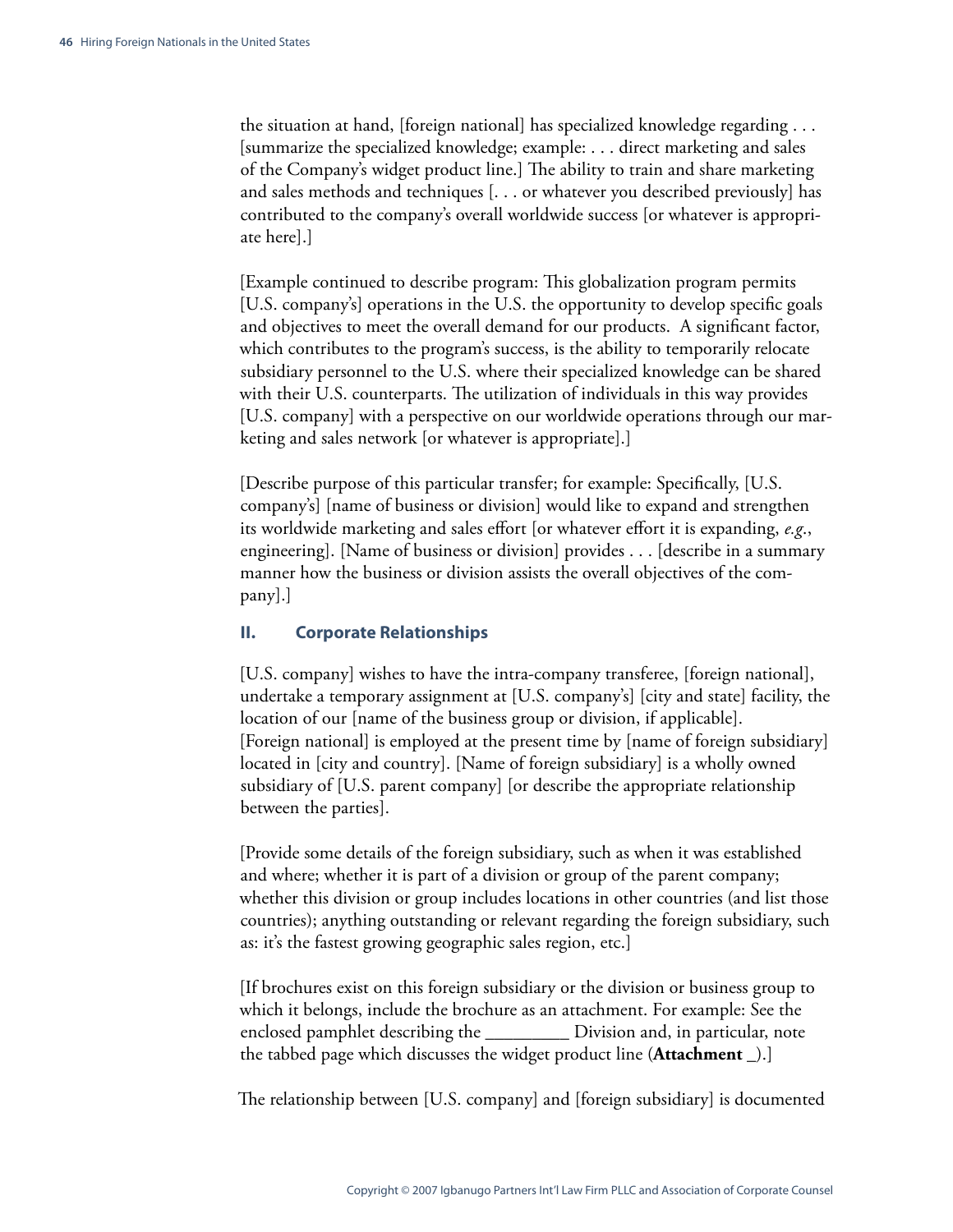the situation at hand, [foreign national] has specialized knowledge regarding . . . [summarize the specialized knowledge; example: . . . direct marketing and sales of the Company's widget product line.] The ability to train and share marketing and sales methods and techniques [. . . or whatever you described previously] has contributed to the company's overall worldwide success [or whatever is appropriate here].]

[Example continued to describe program: This globalization program permits [U.S. company's] operations in the U.S. the opportunity to develop specific goals and objectives to meet the overall demand for our products. A significant factor, which contributes to the program's success, is the ability to temporarily relocate subsidiary personnel to the U.S. where their specialized knowledge can be shared with their U.S. counterparts. The utilization of individuals in this way provides [U.S. company] with a perspective on our worldwide operations through our marketing and sales network [or whatever is appropriate].]

[Describe purpose of this particular transfer; for example: Specifically, [U.S. company's] [name of business or division] would like to expand and strengthen its worldwide marketing and sales effort [or whatever effort it is expanding, *e.g.*, engineering]. [Name of business or division] provides . . . [describe in a summary manner how the business or division assists the overall objectives of the company].]

### II. Corporate Relationships

[U.S. company] wishes to have the intra-company transferee, [foreign national], undertake a temporary assignment at [U.S. company's] [city and state] facility, the location of our [name of the business group or division, if applicable]. [Foreign national] is employed at the present time by [name of foreign subsidiary] located in [city and country]. [Name of foreign subsidiary] is a wholly owned subsidiary of [U.S. parent company] [or describe the appropriate relationship between the parties].

[Provide some details of the foreign subsidiary, such as when it was established and where; whether it is part of a division or group of the parent company; whether this division or group includes locations in other countries (and list those countries); anything outstanding or relevant regarding the foreign subsidiary, such as: it's the fastest growing geographic sales region, etc.]

[If brochures exist on this foreign subsidiary or the division or business group to which it belongs, include the brochure as an attachment. For example: See the enclosed pamphlet describing the _________ Division and, in particular, note the tabbed page which discusses the widget product line (**Attachment** _).]

The relationship between [U.S. company] and [foreign subsidiary] is documented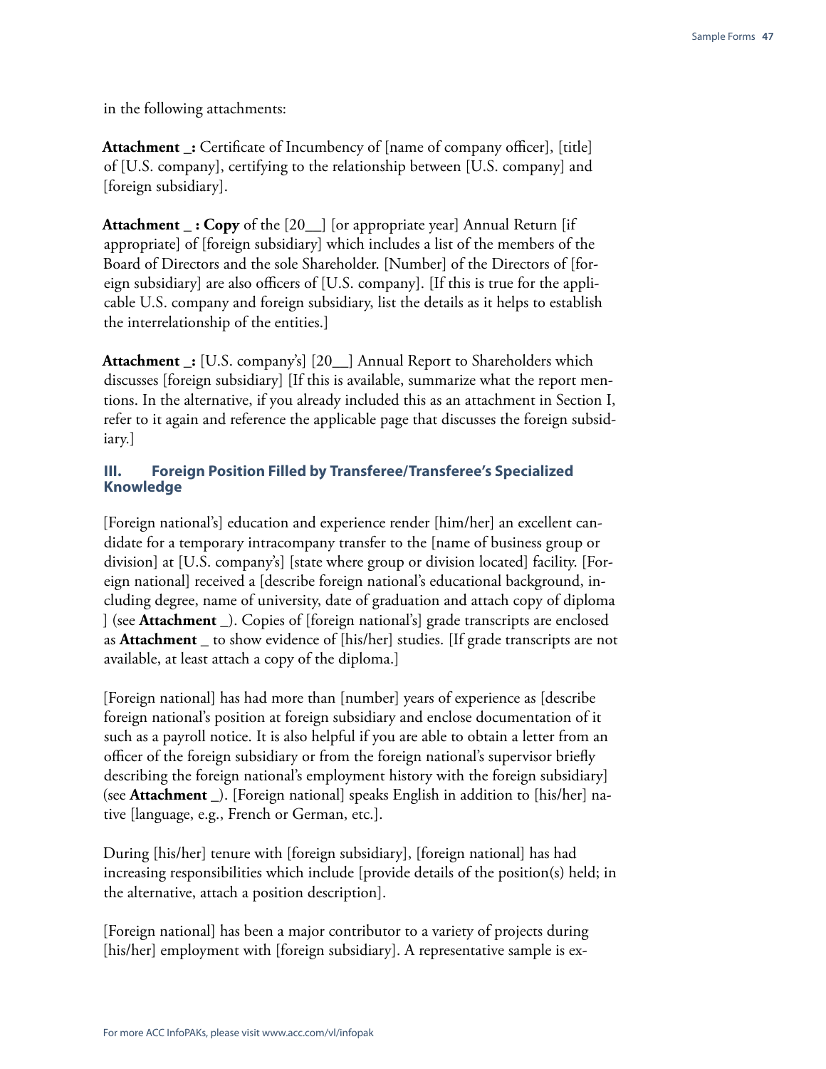in the following attachments:

**Attachment _:** Certificate of Incumbency of [name of company officer], [title] of [U.S. company], certifying to the relationship between [U.S. company] and [foreign subsidiary].

**Attachment _ : Copy** of the [20__] [or appropriate year] Annual Return [if appropriate] of [foreign subsidiary] which includes a list of the members of the Board of Directors and the sole Shareholder. [Number] of the Directors of [foreign subsidiary] are also officers of [U.S. company]. [If this is true for the applicable U.S. company and foreign subsidiary, list the details as it helps to establish the interrelationship of the entities.]

**Attachment _:** [U.S. company's] [20__] Annual Report to Shareholders which discusses [foreign subsidiary] [If this is available, summarize what the report mentions. In the alternative, if you already included this as an attachment in Section I, refer to it again and reference the applicable page that discusses the foreign subsidiary.]

### III. Foreign Position Filled by Transferee/Transferee's Specialized Knowledge

[Foreign national's] education and experience render [him/her] an excellent candidate for a temporary intracompany transfer to the [name of business group or division] at [U.S. company's] [state where group or division located] facility. [Foreign national] received a [describe foreign national's educational background, including degree, name of university, date of graduation and attach copy of diploma ] (see **Attachment** _). Copies of [foreign national's] grade transcripts are enclosed as **Attachment** _ to show evidence of [his/her] studies. [If grade transcripts are not available, at least attach a copy of the diploma.]

[Foreign national] has had more than [number] years of experience as [describe foreign national's position at foreign subsidiary and enclose documentation of it such as a payroll notice. It is also helpful if you are able to obtain a letter from an officer of the foreign subsidiary or from the foreign national's supervisor briefly describing the foreign national's employment history with the foreign subsidiary] (see **Attachment** _). [Foreign national] speaks English in addition to [his/her] native [language, e.g., French or German, etc.].

During [his/her] tenure with [foreign subsidiary], [foreign national] has had increasing responsibilities which include [provide details of the position(s) held; in the alternative, attach a position description].

[Foreign national] has been a major contributor to a variety of projects during [his/her] employment with [foreign subsidiary]. A representative sample is ex-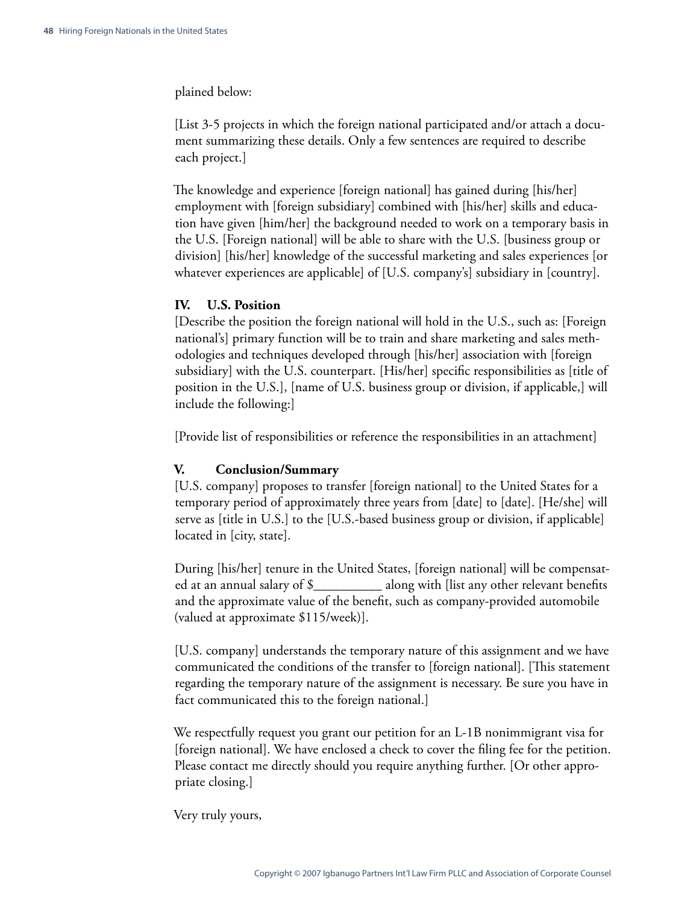plained below:

[List 3-5 projects in which the foreign national participated and/or attach a document summarizing these details. Only a few sentences are required to describe each project.]

The knowledge and experience [foreign national] has gained during [his/her] employment with [foreign subsidiary] combined with [his/her] skills and education have given [him/her] the background needed to work on a temporary basis in the U.S. [Foreign national] will be able to share with the U.S. [business group or division] [his/her] knowledge of the successful marketing and sales experiences [or whatever experiences are applicable] of [U.S. company's] subsidiary in [country].

**IV. U.S. Position**

[Describe the position the foreign national will hold in the U.S., such as: [Foreign national's] primary function will be to train and share marketing and sales methodologies and techniques developed through [his/her] association with [foreign subsidiary] with the U.S. counterpart. [His/her] specific responsibilities as [title of position in the U.S.], [name of U.S. business group or division, if applicable,] will include the following:]

[Provide list of responsibilities or reference the responsibilities in an attachment]

**V. Conclusion/Summary**

[U.S. company] proposes to transfer [foreign national] to the United States for a temporary period of approximately three years from [date] to [date]. [He/she] will serve as [title in U.S.] to the [U.S.-based business group or division, if applicable] located in [city, state].

During [his/her] tenure in the United States, [foreign national] will be compensated at an annual salary of $__________ along with [list any other relevant benefits and the approximate value of the benefit, such as company-provided automobile (valued at approximate $115/week)].

[U.S. company] understands the temporary nature of this assignment and we have communicated the conditions of the transfer to [foreign national]. [This statement regarding the temporary nature of the assignment is necessary. Be sure you have in fact communicated this to the foreign national.]

We respectfully request you grant our petition for an L-1B nonimmigrant visa for [foreign national]. We have enclosed a check to cover the filing fee for the petition. Please contact me directly should you require anything further. [Or other appropriate closing.]

Very truly yours,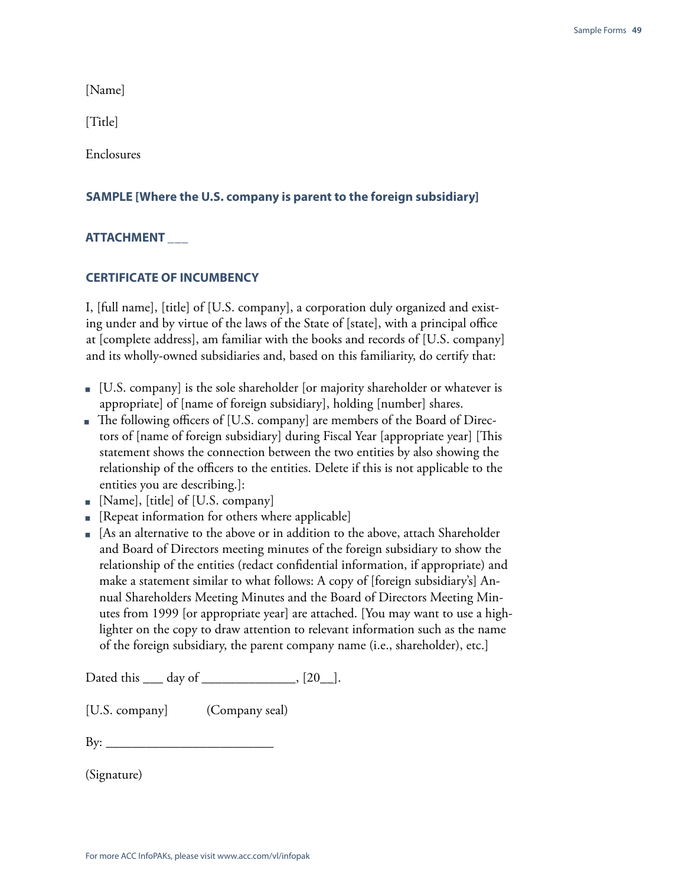[Name]

[Title]

Enclosures

**SAMPLE [Where the U.S. company is parent to the foreign subsidiary]**

**ATTACHMENT ___**

**CERTIFICATE OF INCUMBENCY**

I, [full name], [title] of [U.S. company], a corporation duly organized and existing under and by virtue of the laws of the State of [state], with a principal office at [complete address], am familiar with the books and records of [U.S. company] and its wholly-owned subsidiaries and, based on this familiarity, do certify that:

- [U.S. company] is the sole shareholder [or majority shareholder or whatever is appropriate] of [name of foreign subsidiary], holding [number] shares.
- The following officers of [U.S. company] are members of the Board of Directors of [name of foreign subsidiary] during Fiscal Year [appropriate year] [This statement shows the connection between the two entities by also showing the relationship of the officers to the entities. Delete if this is not applicable to the entities you are describing.]:
- [Name], [title] of [U.S. company]
- [Repeat information for others where applicable]
- [As an alternative to the above or in addition to the above, attach Shareholder and Board of Directors meeting minutes of the foreign subsidiary to show the relationship of the entities (redact confidential information, if appropriate) and make a statement similar to what follows: A copy of [foreign subsidiary's] Annual Shareholders Meeting Minutes and the Board of Directors Meeting Minutes from 1999 [or appropriate year] are attached. [You may want to use a highlighter on the copy to draw attention to relevant information such as the name of the foreign subsidiary, the parent company name (i.e., shareholder), etc.]

Dated this ___ day of ______________, [20__].

[U.S. company] (Company seal)

By: _________________________

(Signature)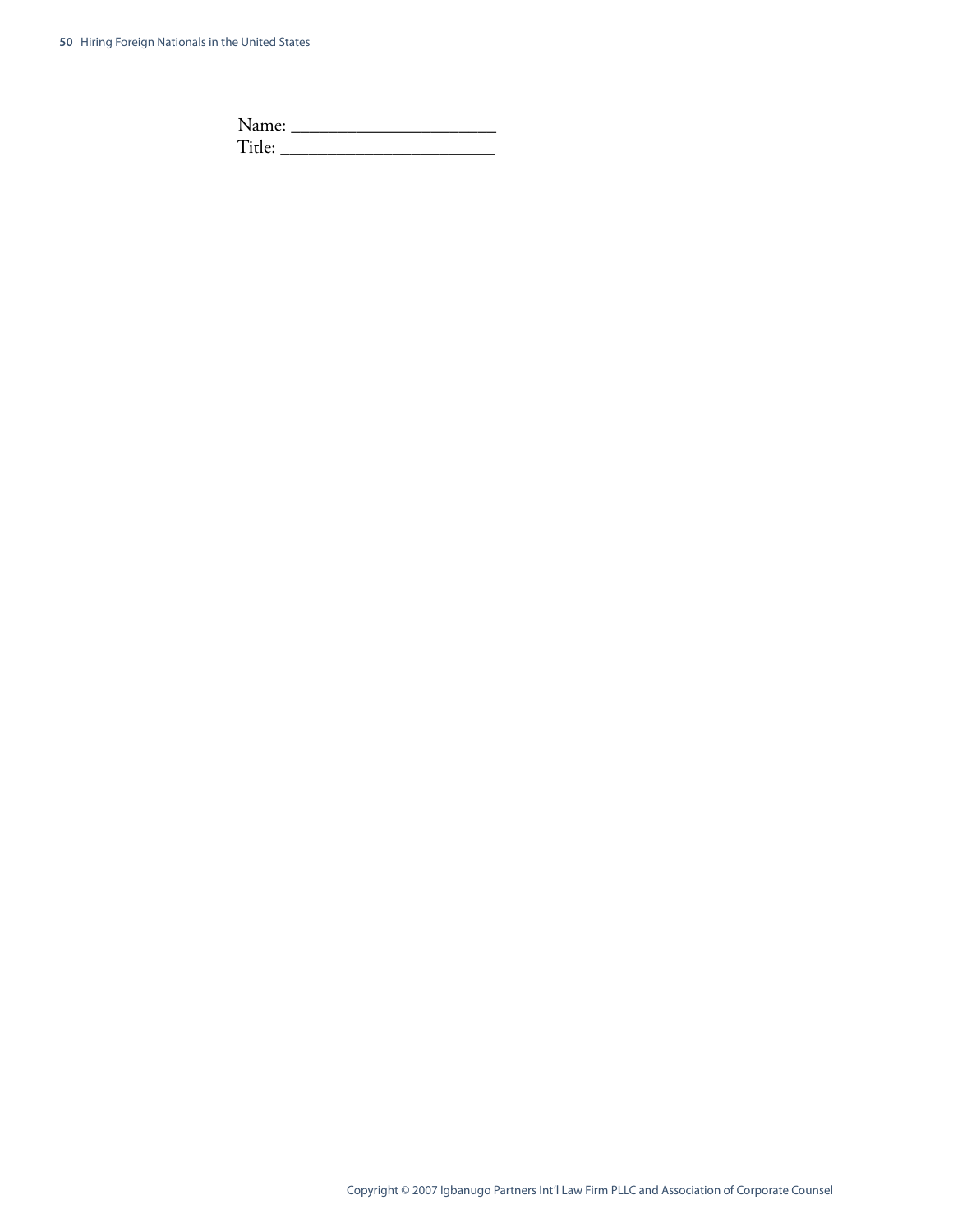Name: ______________________
Title: ______________________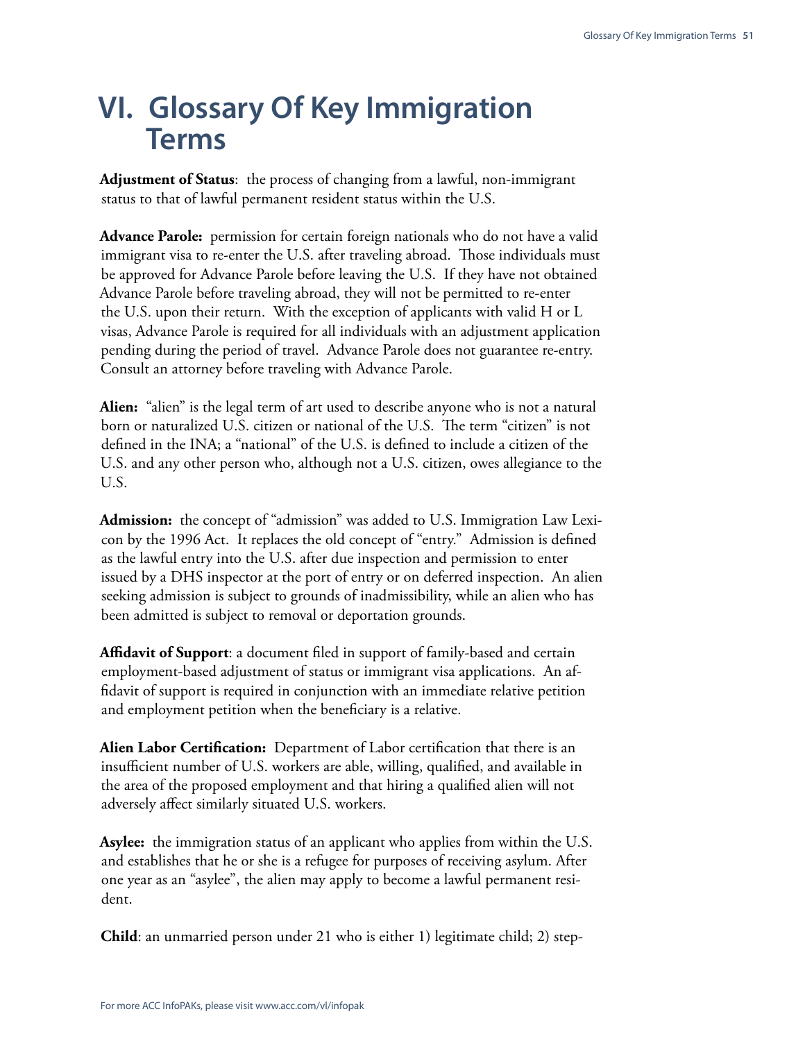# VI. Glossary Of Key Immigration Terms

**Adjustment of Status**: the process of changing from a lawful, non-immigrant status to that of lawful permanent resident status within the U.S.

**Advance Parole:** permission for certain foreign nationals who do not have a valid immigrant visa to re-enter the U.S. after traveling abroad. Those individuals must be approved for Advance Parole before leaving the U.S. If they have not obtained Advance Parole before traveling abroad, they will not be permitted to re-enter the U.S. upon their return. With the exception of applicants with valid H or L visas, Advance Parole is required for all individuals with an adjustment application pending during the period of travel. Advance Parole does not guarantee re-entry. Consult an attorney before traveling with Advance Parole.

**Alien:** "alien" is the legal term of art used to describe anyone who is not a natural born or naturalized U.S. citizen or national of the U.S. The term "citizen" is not defined in the INA; a "national" of the U.S. is defined to include a citizen of the U.S. and any other person who, although not a U.S. citizen, owes allegiance to the U.S.

**Admission:** the concept of "admission" was added to U.S. Immigration Law Lexicon by the 1996 Act. It replaces the old concept of "entry." Admission is defined as the lawful entry into the U.S. after due inspection and permission to enter issued by a DHS inspector at the port of entry or on deferred inspection. An alien seeking admission is subject to grounds of inadmissibility, while an alien who has been admitted is subject to removal or deportation grounds.

**Affidavit of Support**: a document filed in support of family-based and certain employment-based adjustment of status or immigrant visa applications. An affidavit of support is required in conjunction with an immediate relative petition and employment petition when the beneficiary is a relative.

**Alien Labor Certification:** Department of Labor certification that there is an insufficient number of U.S. workers are able, willing, qualified, and available in the area of the proposed employment and that hiring a qualified alien will not adversely affect similarly situated U.S. workers.

**Asylee:** the immigration status of an applicant who applies from within the U.S. and establishes that he or she is a refugee for purposes of receiving asylum. After one year as an "asylee", the alien may apply to become a lawful permanent resident.

**Child**: an unmarried person under 21 who is either 1) legitimate child; 2) step-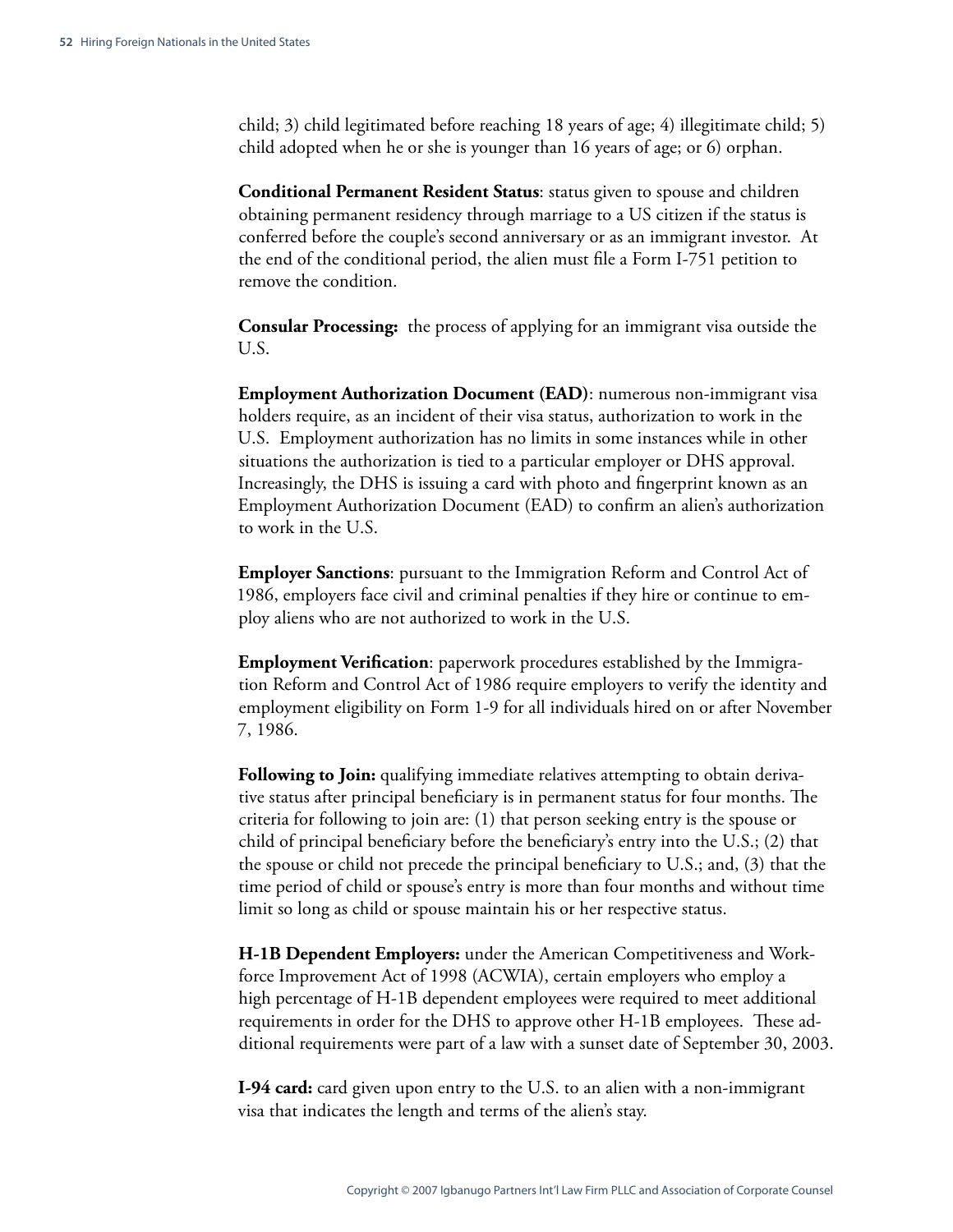child; 3) child legitimated before reaching 18 years of age; 4) illegitimate child; 5) child adopted when he or she is younger than 16 years of age; or 6) orphan.

**Conditional Permanent Resident Status**: status given to spouse and children obtaining permanent residency through marriage to a US citizen if the status is conferred before the couple's second anniversary or as an immigrant investor. At the end of the conditional period, the alien must file a Form I-751 petition to remove the condition.

**Consular Processing:** the process of applying for an immigrant visa outside the U.S.

**Employment Authorization Document (EAD)**: numerous non-immigrant visa holders require, as an incident of their visa status, authorization to work in the U.S. Employment authorization has no limits in some instances while in other situations the authorization is tied to a particular employer or DHS approval. Increasingly, the DHS is issuing a card with photo and fingerprint known as an Employment Authorization Document (EAD) to confirm an alien's authorization to work in the U.S.

**Employer Sanctions**: pursuant to the Immigration Reform and Control Act of 1986, employers face civil and criminal penalties if they hire or continue to employ aliens who are not authorized to work in the U.S.

**Employment Verification**: paperwork procedures established by the Immigration Reform and Control Act of 1986 require employers to verify the identity and employment eligibility on Form 1-9 for all individuals hired on or after November 7, 1986.

**Following to Join:** qualifying immediate relatives attempting to obtain derivative status after principal beneficiary is in permanent status for four months. The criteria for following to join are: (1) that person seeking entry is the spouse or child of principal beneficiary before the beneficiary's entry into the U.S.; (2) that the spouse or child not precede the principal beneficiary to U.S.; and, (3) that the time period of child or spouse's entry is more than four months and without time limit so long as child or spouse maintain his or her respective status.

**H-1B Dependent Employers:** under the American Competitiveness and Workforce Improvement Act of 1998 (ACWIA), certain employers who employ a high percentage of H-1B dependent employees were required to meet additional requirements in order for the DHS to approve other H-1B employees. These additional requirements were part of a law with a sunset date of September 30, 2003.

**I-94 card:** card given upon entry to the U.S. to an alien with a non-immigrant visa that indicates the length and terms of the alien's stay.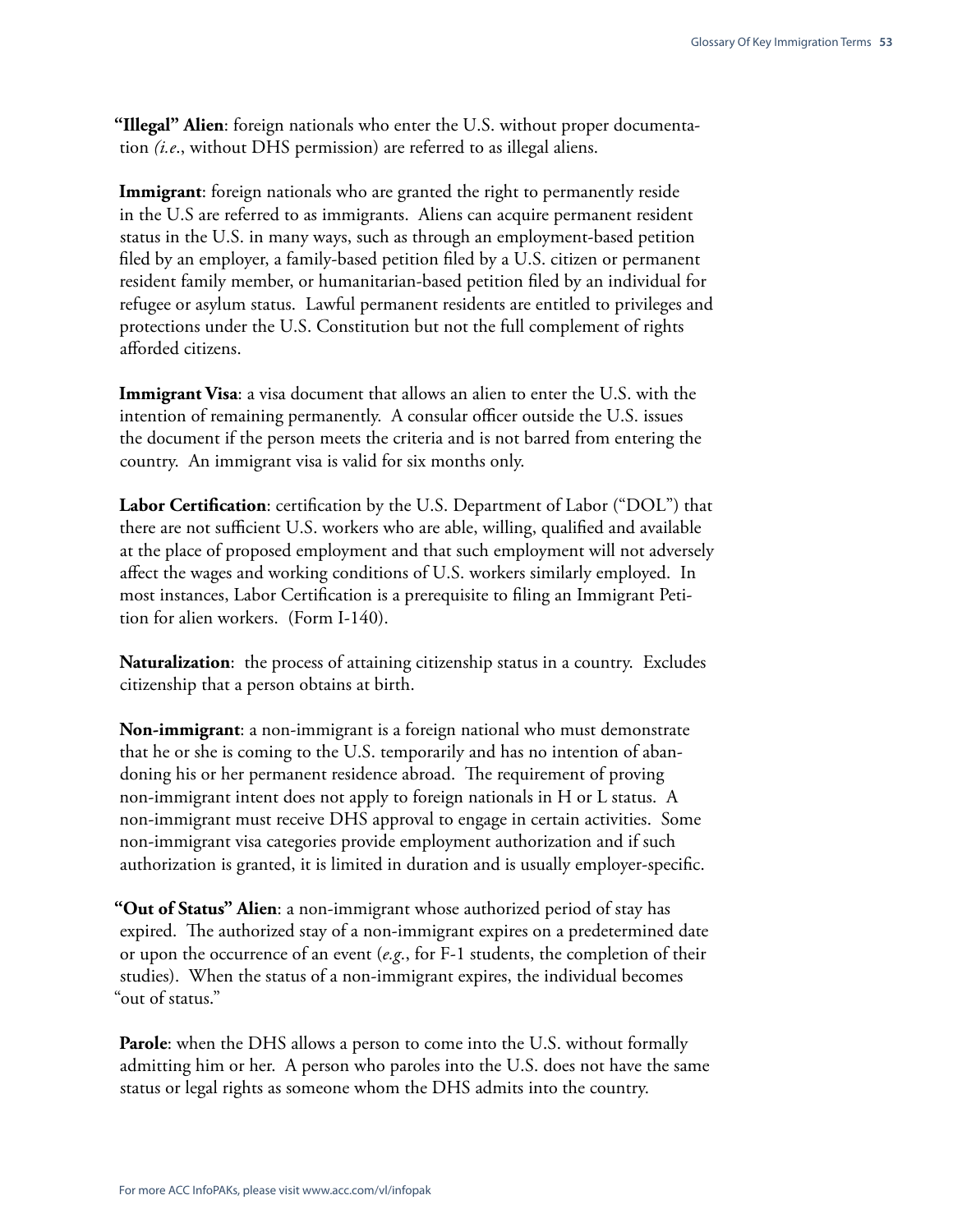**"Illegal" Alien**: foreign nationals who enter the U.S. without proper documentation *(i.e*., without DHS permission) are referred to as illegal aliens.

**Immigrant**: foreign nationals who are granted the right to permanently reside in the U.S are referred to as immigrants. Aliens can acquire permanent resident status in the U.S. in many ways, such as through an employment-based petition filed by an employer, a family-based petition filed by a U.S. citizen or permanent resident family member, or humanitarian-based petition filed by an individual for refugee or asylum status. Lawful permanent residents are entitled to privileges and protections under the U.S. Constitution but not the full complement of rights afforded citizens.

**Immigrant Visa**: a visa document that allows an alien to enter the U.S. with the intention of remaining permanently. A consular officer outside the U.S. issues the document if the person meets the criteria and is not barred from entering the country. An immigrant visa is valid for six months only.

**Labor Certification**: certification by the U.S. Department of Labor ("DOL") that there are not sufficient U.S. workers who are able, willing, qualified and available at the place of proposed employment and that such employment will not adversely affect the wages and working conditions of U.S. workers similarly employed. In most instances, Labor Certification is a prerequisite to filing an Immigrant Petition for alien workers. (Form I-140).

**Naturalization**: the process of attaining citizenship status in a country. Excludes citizenship that a person obtains at birth.

**Non-immigrant**: a non-immigrant is a foreign national who must demonstrate that he or she is coming to the U.S. temporarily and has no intention of abandoning his or her permanent residence abroad. The requirement of proving non-immigrant intent does not apply to foreign nationals in H or L status. A non-immigrant must receive DHS approval to engage in certain activities. Some non-immigrant visa categories provide employment authorization and if such authorization is granted, it is limited in duration and is usually employer-specific.

**"Out of Status" Alien**: a non-immigrant whose authorized period of stay has expired. The authorized stay of a non-immigrant expires on a predetermined date or upon the occurrence of an event (*e.g*., for F-1 students, the completion of their studies). When the status of a non-immigrant expires, the individual becomes "out of status."

**Parole**: when the DHS allows a person to come into the U.S. without formally admitting him or her. A person who paroles into the U.S. does not have the same status or legal rights as someone whom the DHS admits into the country.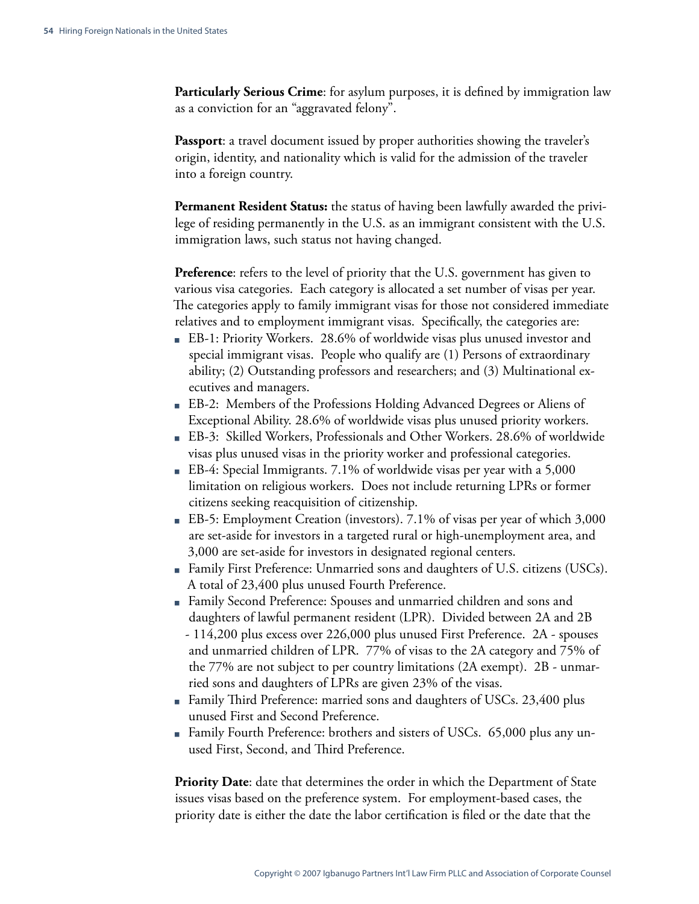**Particularly Serious Crime**: for asylum purposes, it is defined by immigration law as a conviction for an "aggravated felony".

**Passport**: a travel document issued by proper authorities showing the traveler's origin, identity, and nationality which is valid for the admission of the traveler into a foreign country.

**Permanent Resident Status:** the status of having been lawfully awarded the privilege of residing permanently in the U.S. as an immigrant consistent with the U.S. immigration laws, such status not having changed.

**Preference**: refers to the level of priority that the U.S. government has given to various visa categories. Each category is allocated a set number of visas per year. The categories apply to family immigrant visas for those not considered immediate relatives and to employment immigrant visas. Specifically, the categories are:

- EB-1: Priority Workers. 28.6% of worldwide visas plus unused investor and special immigrant visas. People who qualify are (1) Persons of extraordinary ability; (2) Outstanding professors and researchers; and (3) Multinational executives and managers.
- EB-2: Members of the Professions Holding Advanced Degrees or Aliens of Exceptional Ability. 28.6% of worldwide visas plus unused priority workers.
- EB-3: Skilled Workers, Professionals and Other Workers. 28.6% of worldwide visas plus unused visas in the priority worker and professional categories.
- EB-4: Special Immigrants. 7.1% of worldwide visas per year with a 5,000 limitation on religious workers. Does not include returning LPRs or former citizens seeking reacquisition of citizenship.
- EB-5: Employment Creation (investors). 7.1% of visas per year of which 3,000 are set-aside for investors in a targeted rural or high-unemployment area, and 3,000 are set-aside for investors in designated regional centers.
- Family First Preference: Unmarried sons and daughters of U.S. citizens (USCs). A total of 23,400 plus unused Fourth Preference.
- Family Second Preference: Spouses and unmarried children and sons and daughters of lawful permanent resident (LPR). Divided between 2A and 2B - 114,200 plus excess over 226,000 plus unused First Preference. 2A - spouses and unmarried children of LPR. 77% of visas to the 2A category and 75% of the 77% are not subject to per country limitations (2A exempt). 2B - unmarried sons and daughters of LPRs are given 23% of the visas.
- Family Third Preference: married sons and daughters of USCs. 23,400 plus unused First and Second Preference.
- Family Fourth Preference: brothers and sisters of USCs. 65,000 plus any unused First, Second, and Third Preference.

**Priority Date**: date that determines the order in which the Department of State issues visas based on the preference system. For employment-based cases, the priority date is either the date the labor certification is filed or the date that the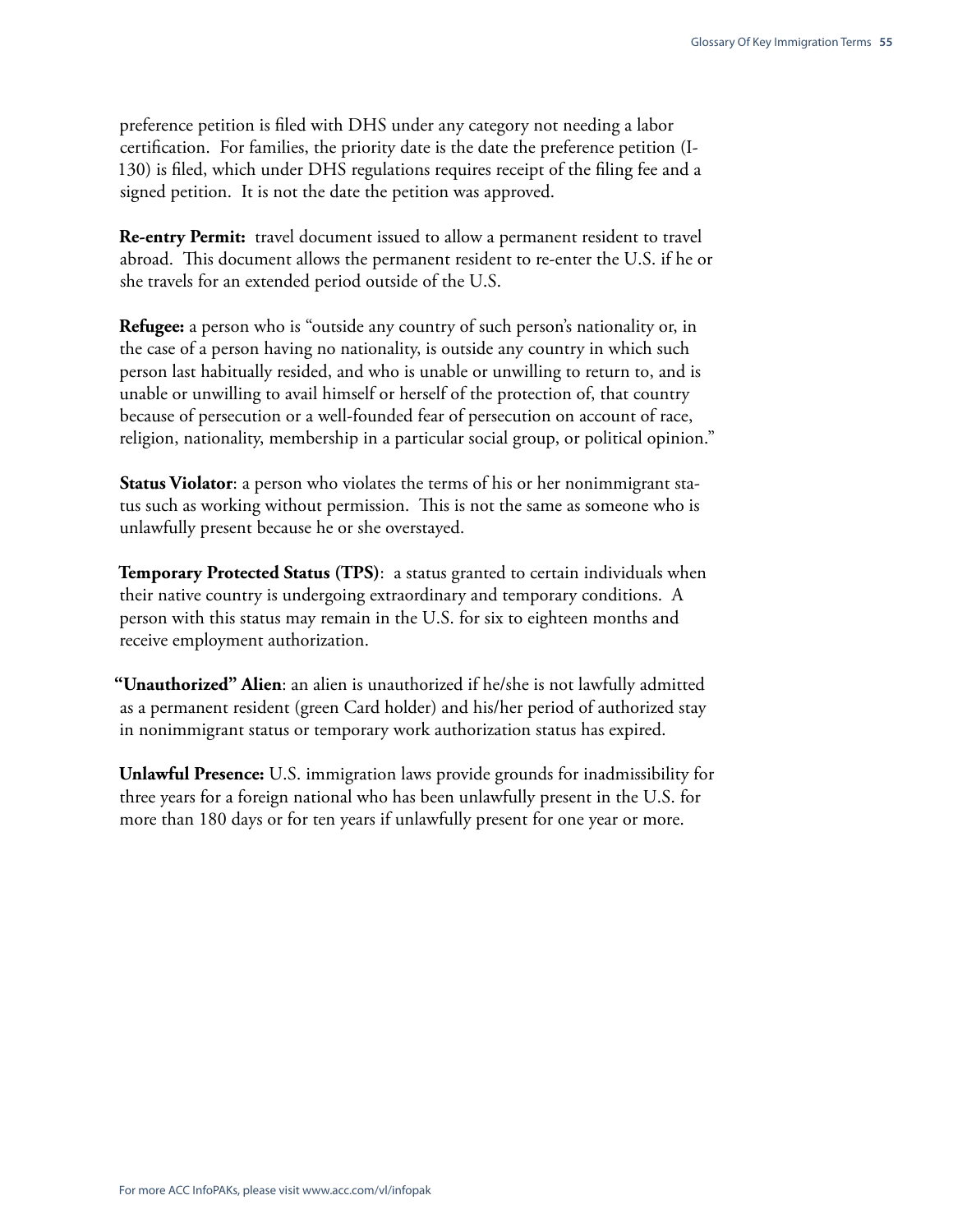preference petition is filed with DHS under any category not needing a labor certification. For families, the priority date is the date the preference petition (I-130) is filed, which under DHS regulations requires receipt of the filing fee and a signed petition. It is not the date the petition was approved.

**Re-entry Permit:** travel document issued to allow a permanent resident to travel abroad. This document allows the permanent resident to re-enter the U.S. if he or she travels for an extended period outside of the U.S.

**Refugee:** a person who is "outside any country of such person's nationality or, in the case of a person having no nationality, is outside any country in which such person last habitually resided, and who is unable or unwilling to return to, and is unable or unwilling to avail himself or herself of the protection of, that country because of persecution or a well-founded fear of persecution on account of race, religion, nationality, membership in a particular social group, or political opinion."

**Status Violator**: a person who violates the terms of his or her nonimmigrant status such as working without permission. This is not the same as someone who is unlawfully present because he or she overstayed.

**Temporary Protected Status (TPS)**: a status granted to certain individuals when their native country is undergoing extraordinary and temporary conditions. A person with this status may remain in the U.S. for six to eighteen months and receive employment authorization.

**"Unauthorized" Alien**: an alien is unauthorized if he/she is not lawfully admitted as a permanent resident (green Card holder) and his/her period of authorized stay in nonimmigrant status or temporary work authorization status has expired.

**Unlawful Presence:** U.S. immigration laws provide grounds for inadmissibility for three years for a foreign national who has been unlawfully present in the U.S. for more than 180 days or for ten years if unlawfully present for one year or more.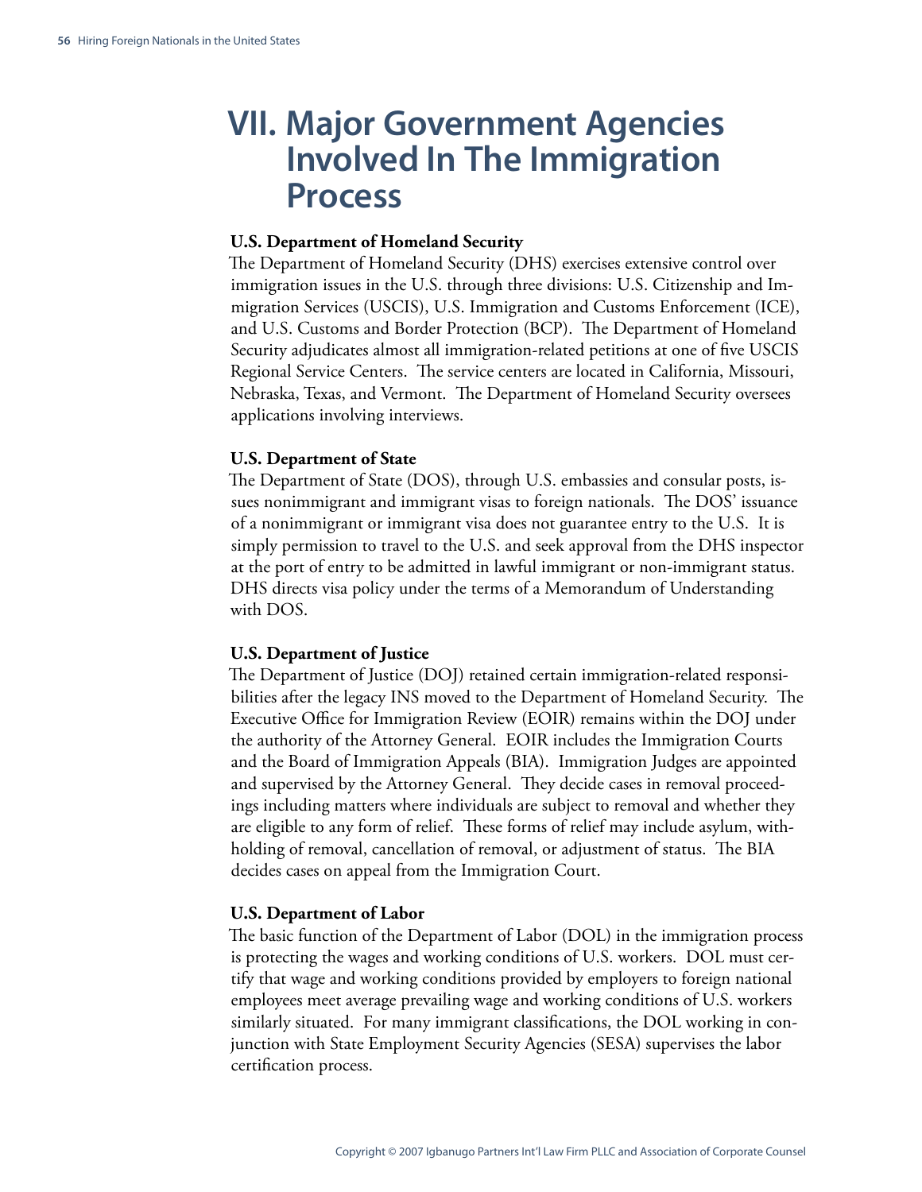# VII. Major Government Agencies Involved In The Immigration Process

**U.S. Department of Homeland Security**

The Department of Homeland Security (DHS) exercises extensive control over immigration issues in the U.S. through three divisions: U.S. Citizenship and Immigration Services (USCIS), U.S. Immigration and Customs Enforcement (ICE), and U.S. Customs and Border Protection (BCP). The Department of Homeland Security adjudicates almost all immigration-related petitions at one of five USCIS Regional Service Centers. The service centers are located in California, Missouri, Nebraska, Texas, and Vermont. The Department of Homeland Security oversees applications involving interviews.

**U.S. Department of State**

The Department of State (DOS), through U.S. embassies and consular posts, issues nonimmigrant and immigrant visas to foreign nationals. The DOS' issuance of a nonimmigrant or immigrant visa does not guarantee entry to the U.S. It is simply permission to travel to the U.S. and seek approval from the DHS inspector at the port of entry to be admitted in lawful immigrant or non-immigrant status. DHS directs visa policy under the terms of a Memorandum of Understanding with DOS.

**U.S. Department of Justice**

The Department of Justice (DOJ) retained certain immigration-related responsibilities after the legacy INS moved to the Department of Homeland Security. The Executive Office for Immigration Review (EOIR) remains within the DOJ under the authority of the Attorney General. EOIR includes the Immigration Courts and the Board of Immigration Appeals (BIA). Immigration Judges are appointed and supervised by the Attorney General. They decide cases in removal proceedings including matters where individuals are subject to removal and whether they are eligible to any form of relief. These forms of relief may include asylum, withholding of removal, cancellation of removal, or adjustment of status. The BIA decides cases on appeal from the Immigration Court.

**U.S. Department of Labor**

The basic function of the Department of Labor (DOL) in the immigration process is protecting the wages and working conditions of U.S. workers. DOL must certify that wage and working conditions provided by employers to foreign national employees meet average prevailing wage and working conditions of U.S. workers similarly situated. For many immigrant classifications, the DOL working in conjunction with State Employment Security Agencies (SESA) supervises the labor certification process.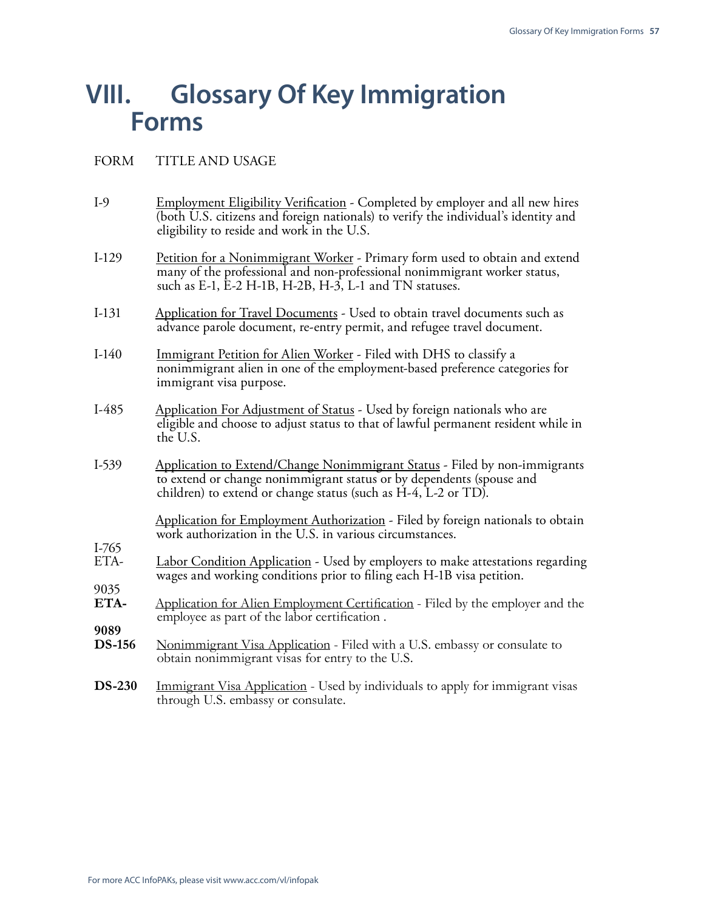# VIII. Glossary Of Key Immigration Forms

| FORM | TITLE AND USAGE |
|---|---|
| I-9 | Employment Eligibility Verification - Completed by employer and all new hires (both U.S. citizens and foreign nationals) to verify the individual's identity and eligibility to reside and work in the U.S. |
| I-129 | Petition for a Nonimmigrant Worker - Primary form used to obtain and extend many of the professional and non-professional nonimmigrant worker status, such as E-1, E-2 H-1B, H-2B, H-3, L-1 and TN statuses. |
| I-131 | Application for Travel Documents - Used to obtain travel documents such as advance parole document, re-entry permit, and refugee travel document. |
| I-140 | Immigrant Petition for Alien Worker - Filed with DHS to classify a nonimmigrant alien in one of the employment-based preference categories for immigrant visa purpose. |
| I-485 | Application For Adjustment of Status - Used by foreign nationals who are eligible and choose to adjust status to that of lawful permanent resident while in the U.S. |
| I-539 | Application to Extend/Change Nonimmigrant Status - Filed by non-immigrants to extend or change nonimmigrant status or by dependents (spouse and children) to extend or change status (such as H-4, L-2 or TD). |
| I-765 | Application for Employment Authorization - Filed by foreign nationals to obtain work authorization in the U.S. in various circumstances. |
| ETA-9035 | Labor Condition Application - Used by employers to make attestations regarding wages and working conditions prior to filing each H-1B visa petition. |
| **ETA-9089** | Application for Alien Employment Certification - Filed by the employer and the employee as part of the labor certification . |
| **DS-156** | Nonimmigrant Visa Application - Filed with a U.S. embassy or consulate to obtain nonimmigrant visas for entry to the U.S. |
| **DS-230** | Immigrant Visa Application - Used by individuals to apply for immigrant visas through U.S. embassy or consulate. |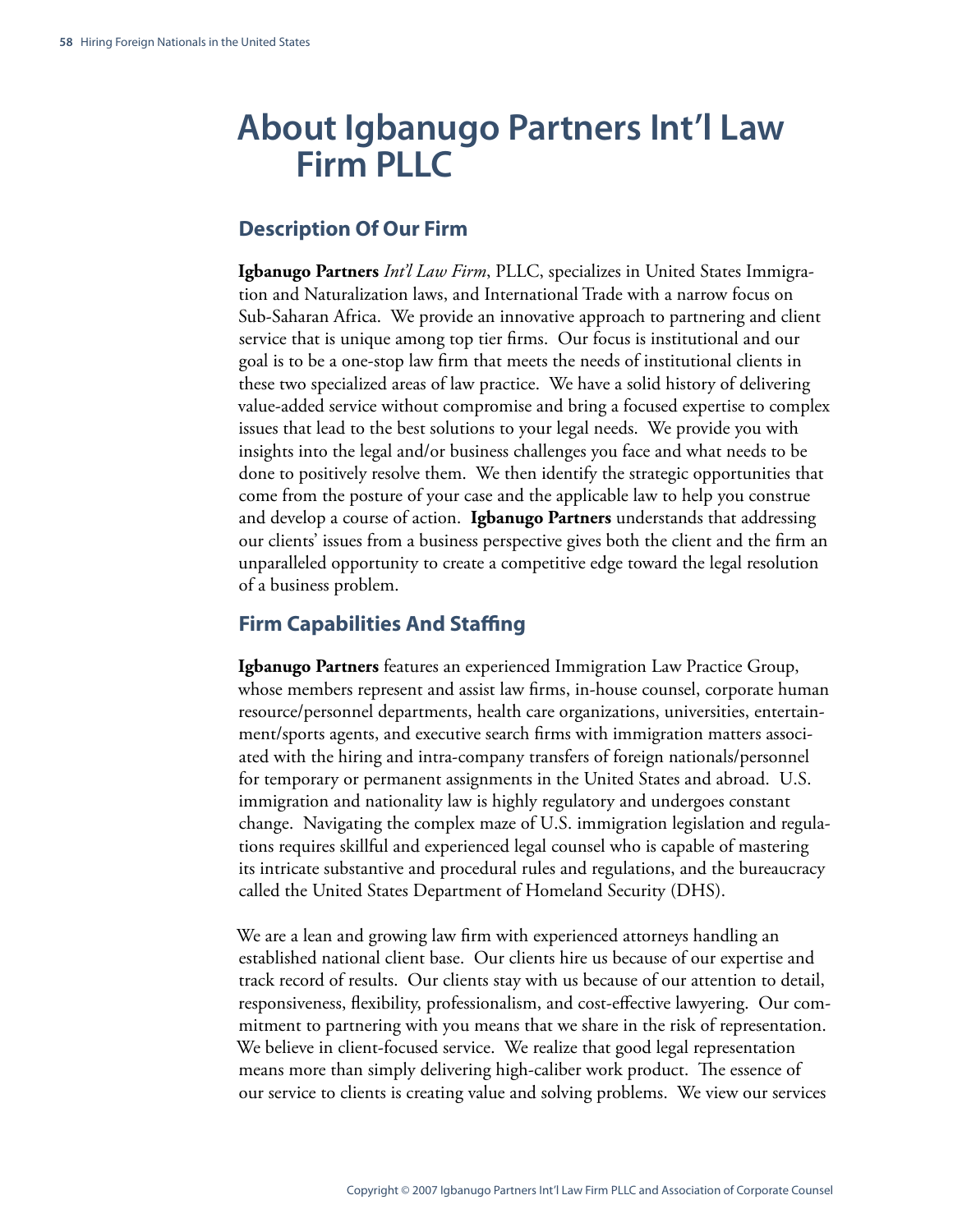# About Igbanugo Partners Int'l Law Firm PLLC

## Description Of Our Firm

**Igbanugo Partners** *Int'l Law Firm*, PLLC, specializes in United States Immigration and Naturalization laws, and International Trade with a narrow focus on Sub-Saharan Africa. We provide an innovative approach to partnering and client service that is unique among top tier firms. Our focus is institutional and our goal is to be a one-stop law firm that meets the needs of institutional clients in these two specialized areas of law practice. We have a solid history of delivering value-added service without compromise and bring a focused expertise to complex issues that lead to the best solutions to your legal needs. We provide you with insights into the legal and/or business challenges you face and what needs to be done to positively resolve them. We then identify the strategic opportunities that come from the posture of your case and the applicable law to help you construe and develop a course of action. **Igbanugo Partners** understands that addressing our clients' issues from a business perspective gives both the client and the firm an unparalleled opportunity to create a competitive edge toward the legal resolution of a business problem.

## Firm Capabilities And Staffing

**Igbanugo Partners** features an experienced Immigration Law Practice Group, whose members represent and assist law firms, in-house counsel, corporate human resource/personnel departments, health care organizations, universities, entertainment/sports agents, and executive search firms with immigration matters associated with the hiring and intra-company transfers of foreign nationals/personnel for temporary or permanent assignments in the United States and abroad. U.S. immigration and nationality law is highly regulatory and undergoes constant change. Navigating the complex maze of U.S. immigration legislation and regulations requires skillful and experienced legal counsel who is capable of mastering its intricate substantive and procedural rules and regulations, and the bureaucracy called the United States Department of Homeland Security (DHS).

We are a lean and growing law firm with experienced attorneys handling an established national client base. Our clients hire us because of our expertise and track record of results. Our clients stay with us because of our attention to detail, responsiveness, flexibility, professionalism, and cost-effective lawyering. Our commitment to partnering with you means that we share in the risk of representation. We believe in client-focused service. We realize that good legal representation means more than simply delivering high-caliber work product. The essence of our service to clients is creating value and solving problems. We view our services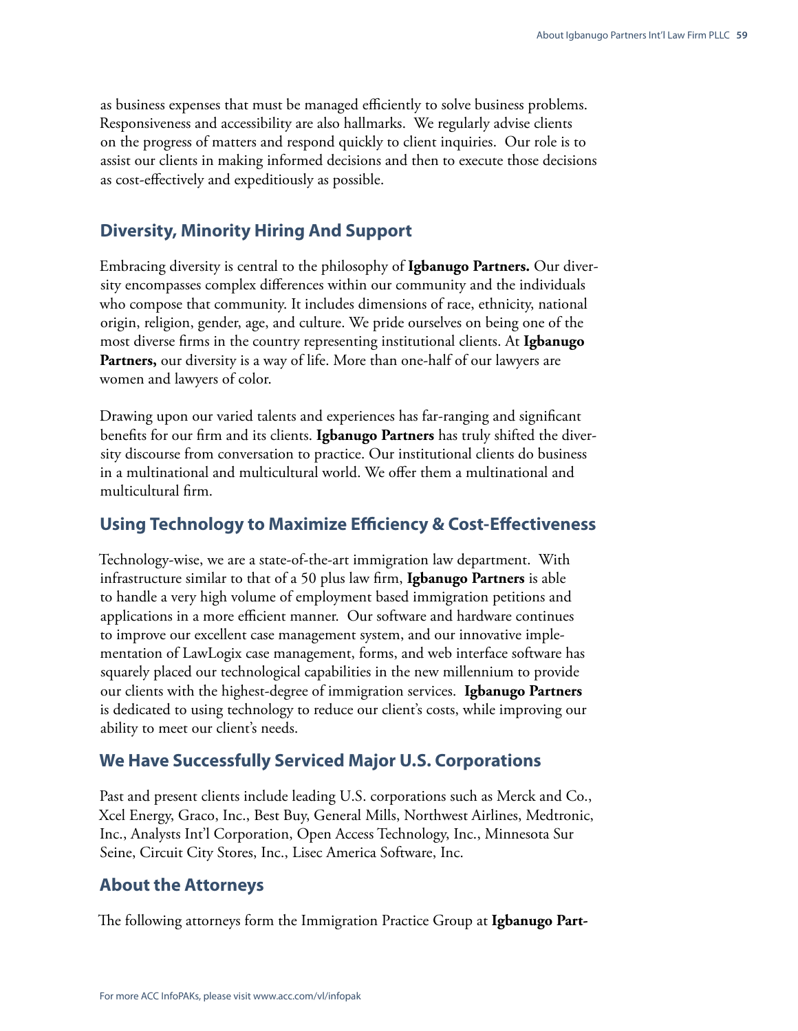as business expenses that must be managed efficiently to solve business problems. Responsiveness and accessibility are also hallmarks. We regularly advise clients on the progress of matters and respond quickly to client inquiries. Our role is to assist our clients in making informed decisions and then to execute those decisions as cost-effectively and expeditiously as possible.

## Diversity, Minority Hiring And Support

Embracing diversity is central to the philosophy of **Igbanugo Partners.** Our diversity encompasses complex differences within our community and the individuals who compose that community. It includes dimensions of race, ethnicity, national origin, religion, gender, age, and culture. We pride ourselves on being one of the most diverse firms in the country representing institutional clients. At **Igbanugo Partners,** our diversity is a way of life. More than one-half of our lawyers are women and lawyers of color.

Drawing upon our varied talents and experiences has far-ranging and significant benefits for our firm and its clients. **Igbanugo Partners** has truly shifted the diversity discourse from conversation to practice. Our institutional clients do business in a multinational and multicultural world. We offer them a multinational and multicultural firm.

## Using Technology to Maximize Efficiency & Cost-Effectiveness

Technology-wise, we are a state-of-the-art immigration law department. With infrastructure similar to that of a 50 plus law firm, **Igbanugo Partners** is able to handle a very high volume of employment based immigration petitions and applications in a more efficient manner. Our software and hardware continues to improve our excellent case management system, and our innovative implementation of LawLogix case management, forms, and web interface software has squarely placed our technological capabilities in the new millennium to provide our clients with the highest-degree of immigration services. **Igbanugo Partners** is dedicated to using technology to reduce our client's costs, while improving our ability to meet our client's needs.

## We Have Successfully Serviced Major U.S. Corporations

Past and present clients include leading U.S. corporations such as Merck and Co., Xcel Energy, Graco, Inc., Best Buy, General Mills, Northwest Airlines, Medtronic, Inc., Analysts Int'l Corporation, Open Access Technology, Inc., Minnesota Sur Seine, Circuit City Stores, Inc., Lisec America Software, Inc.

## About the Attorneys

The following attorneys form the Immigration Practice Group at **Igbanugo Part-**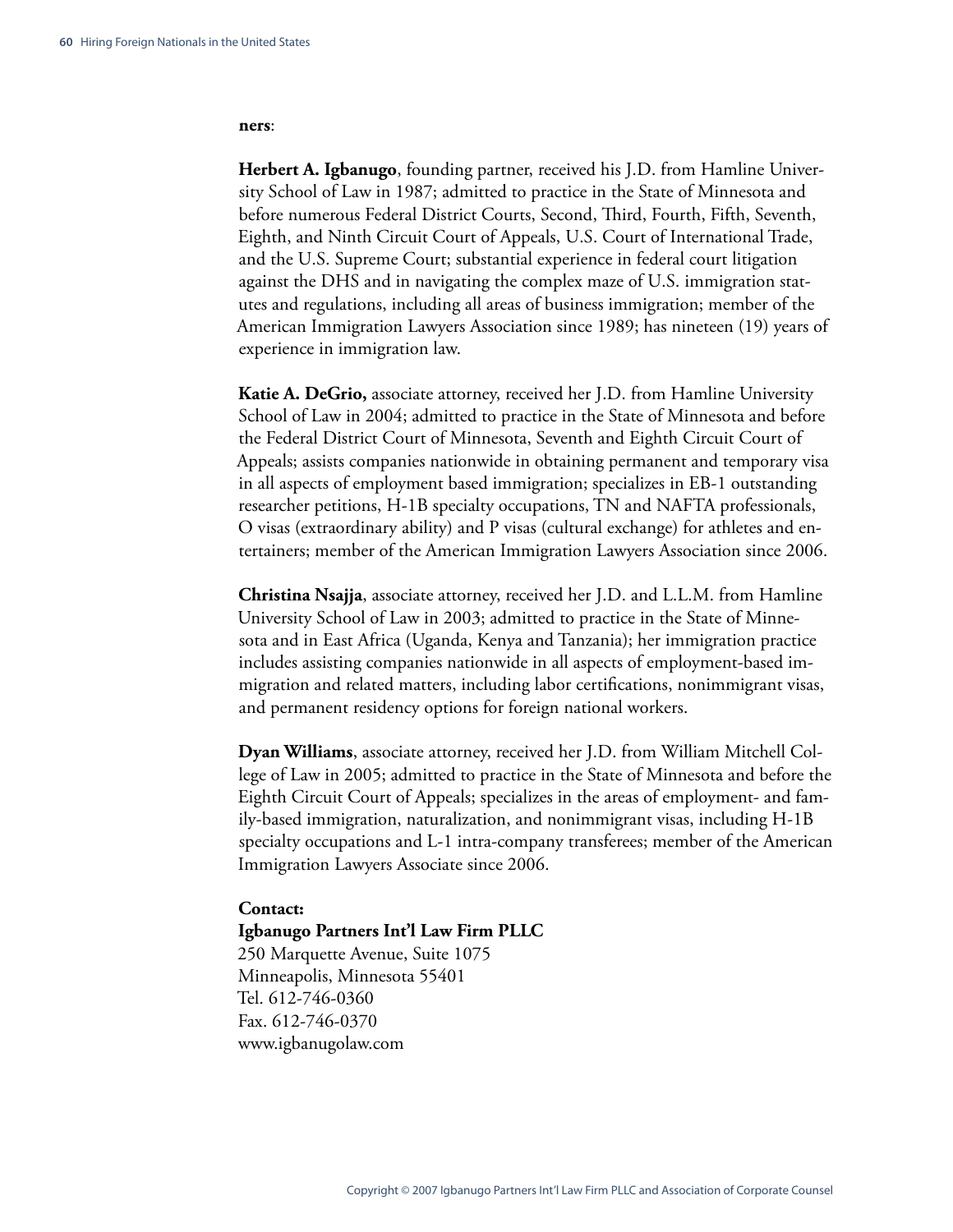**ners**:

**Herbert A. Igbanugo**, founding partner, received his J.D. from Hamline University School of Law in 1987; admitted to practice in the State of Minnesota and before numerous Federal District Courts, Second, Third, Fourth, Fifth, Seventh, Eighth, and Ninth Circuit Court of Appeals, U.S. Court of International Trade, and the U.S. Supreme Court; substantial experience in federal court litigation against the DHS and in navigating the complex maze of U.S. immigration statutes and regulations, including all areas of business immigration; member of the American Immigration Lawyers Association since 1989; has nineteen (19) years of experience in immigration law.

**Katie A. DeGrio,** associate attorney, received her J.D. from Hamline University School of Law in 2004; admitted to practice in the State of Minnesota and before the Federal District Court of Minnesota, Seventh and Eighth Circuit Court of Appeals; assists companies nationwide in obtaining permanent and temporary visa in all aspects of employment based immigration; specializes in EB-1 outstanding researcher petitions, H-1B specialty occupations, TN and NAFTA professionals, O visas (extraordinary ability) and P visas (cultural exchange) for athletes and entertainers; member of the American Immigration Lawyers Association since 2006.

**Christina Nsajja**, associate attorney, received her J.D. and L.L.M. from Hamline University School of Law in 2003; admitted to practice in the State of Minnesota and in East Africa (Uganda, Kenya and Tanzania); her immigration practice includes assisting companies nationwide in all aspects of employment-based immigration and related matters, including labor certifications, nonimmigrant visas, and permanent residency options for foreign national workers.

**Dyan Williams**, associate attorney, received her J.D. from William Mitchell College of Law in 2005; admitted to practice in the State of Minnesota and before the Eighth Circuit Court of Appeals; specializes in the areas of employment- and family-based immigration, naturalization, and nonimmigrant visas, including H-1B specialty occupations and L-1 intra-company transferees; member of the American Immigration Lawyers Associate since 2006.

**Contact:**
**Igbanugo Partners Int'l Law Firm PLLC**
250 Marquette Avenue, Suite 1075
Minneapolis, Minnesota 55401
Tel. 612-746-0360
Fax. 612-746-0370
www.igbanugolaw.com

Copyright © 2007 Igbanugo Partners Int'l Law Firm PLLC and Association of Corporate Counsel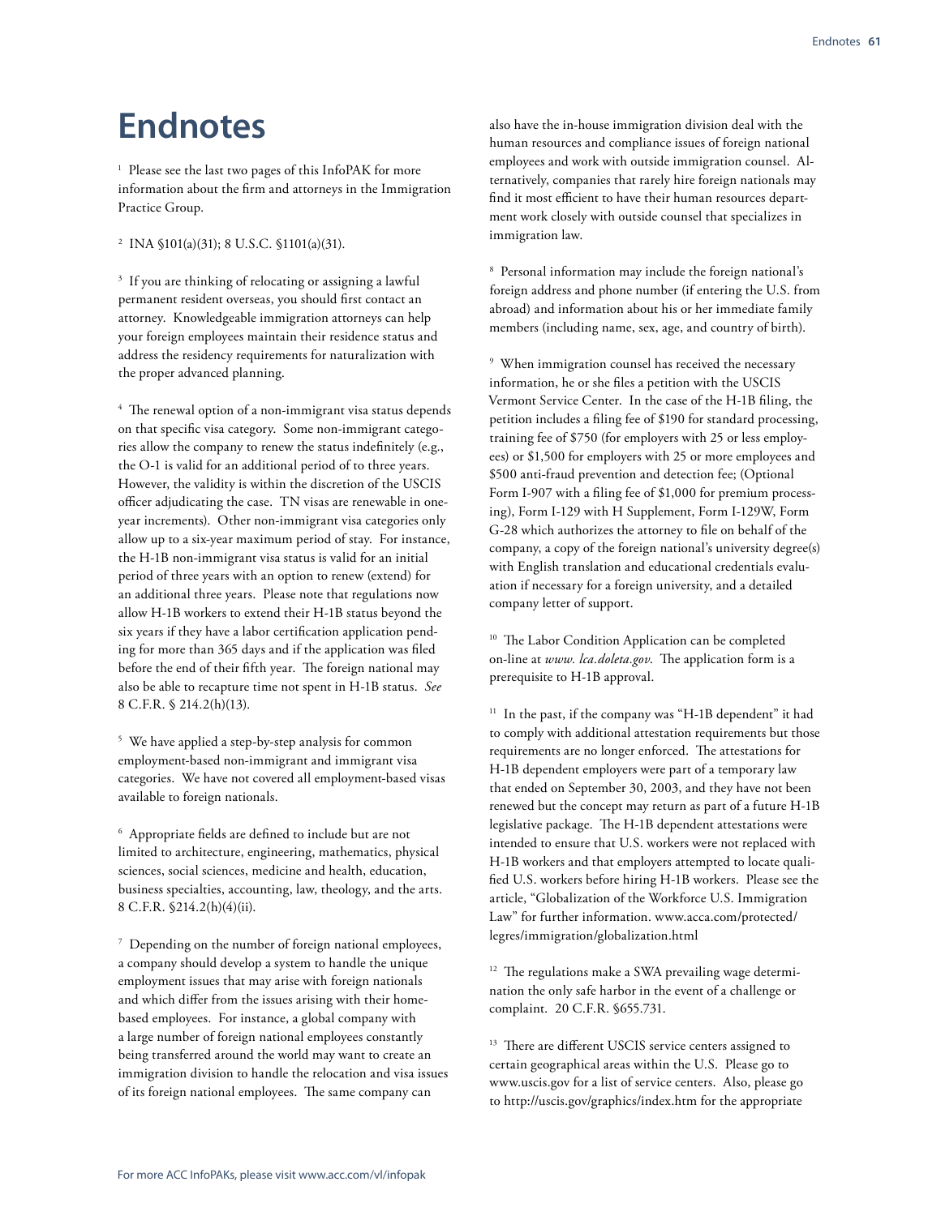# Endnotes

[1] Please see the last two pages of this InfoPAK for more information about the firm and attorneys in the Immigration Practice Group.

[2] INA §101(a)(31); 8 U.S.C. §1101(a)(31).

[3] If you are thinking of relocating or assigning a lawful permanent resident overseas, you should first contact an attorney. Knowledgeable immigration attorneys can help your foreign employees maintain their residence status and address the residency requirements for naturalization with the proper advanced planning.

[4] The renewal option of a non-immigrant visa status depends on that specific visa category. Some non-immigrant categories allow the company to renew the status indefinitely (e.g., the O-1 is valid for an additional period of to three years. However, the validity is within the discretion of the USCIS officer adjudicating the case. TN visas are renewable in one-year increments). Other non-immigrant visa categories only allow up to a six-year maximum period of stay. For instance, the H-1B non-immigrant visa status is valid for an initial period of three years with an option to renew (extend) for an additional three years. Please note that regulations now allow H-1B workers to extend their H-1B status beyond the six years if they have a labor certification application pending for more than 365 days and if the application was filed before the end of their fifth year. The foreign national may also be able to recapture time not spent in H-1B status. *See* 8 C.F.R. § 214.2(h)(13).

[5] We have applied a step-by-step analysis for common employment-based non-immigrant and immigrant visa categories. We have not covered all employment-based visas available to foreign nationals.

[6] Appropriate fields are defined to include but are not limited to architecture, engineering, mathematics, physical sciences, social sciences, medicine and health, education, business specialties, accounting, law, theology, and the arts. 8 C.F.R. §214.2(h)(4)(ii).

[7] Depending on the number of foreign national employees, a company should develop a system to handle the unique employment issues that may arise with foreign nationals and which differ from the issues arising with their home-based employees. For instance, a global company with a large number of foreign national employees constantly being transferred around the world may want to create an immigration division to handle the relocation and visa issues of its foreign national employees. The same company can also have the in-house immigration division deal with the human resources and compliance issues of foreign national employees and work with outside immigration counsel. Alternatively, companies that rarely hire foreign nationals may find it most efficient to have their human resources department work closely with outside counsel that specializes in immigration law.

[8] Personal information may include the foreign national's foreign address and phone number (if entering the U.S. from abroad) and information about his or her immediate family members (including name, sex, age, and country of birth).

[9] When immigration counsel has received the necessary information, he or she files a petition with the USCIS Vermont Service Center. In the case of the H-1B filing, the petition includes a filing fee of $190 for standard processing, training fee of $750 (for employers with 25 or less employees) or $1,500 for employers with 25 or more employees and $500 anti-fraud prevention and detection fee; (Optional Form I-907 with a filing fee of $1,000 for premium processing), Form I-129 with H Supplement, Form I-129W, Form G-28 which authorizes the attorney to file on behalf of the company, a copy of the foreign national's university degree(s) with English translation and educational credentials evaluation if necessary for a foreign university, and a detailed company letter of support.

[10] The Labor Condition Application can be completed on-line at *www. lca.doleta.gov*. The application form is a prerequisite to H-1B approval.

[11] In the past, if the company was "H-1B dependent" it had to comply with additional attestation requirements but those requirements are no longer enforced. The attestations for H-1B dependent employers were part of a temporary law that ended on September 30, 2003, and they have not been renewed but the concept may return as part of a future H-1B legislative package. The H-1B dependent attestations were intended to ensure that U.S. workers were not replaced with H-1B workers and that employers attempted to locate qualified U.S. workers before hiring H-1B workers. Please see the article, "Globalization of the Workforce U.S. Immigration Law" for further information. www.acca.com/protected/legres/immigration/globalization.html

[12] The regulations make a SWA prevailing wage determination the only safe harbor in the event of a challenge or complaint. 20 C.F.R. §655.731.

[13] There are different USCIS service centers assigned to certain geographical areas within the U.S. Please go to www.uscis.gov for a list of service centers. Also, please go to http://uscis.gov/graphics/index.htm for the appropriate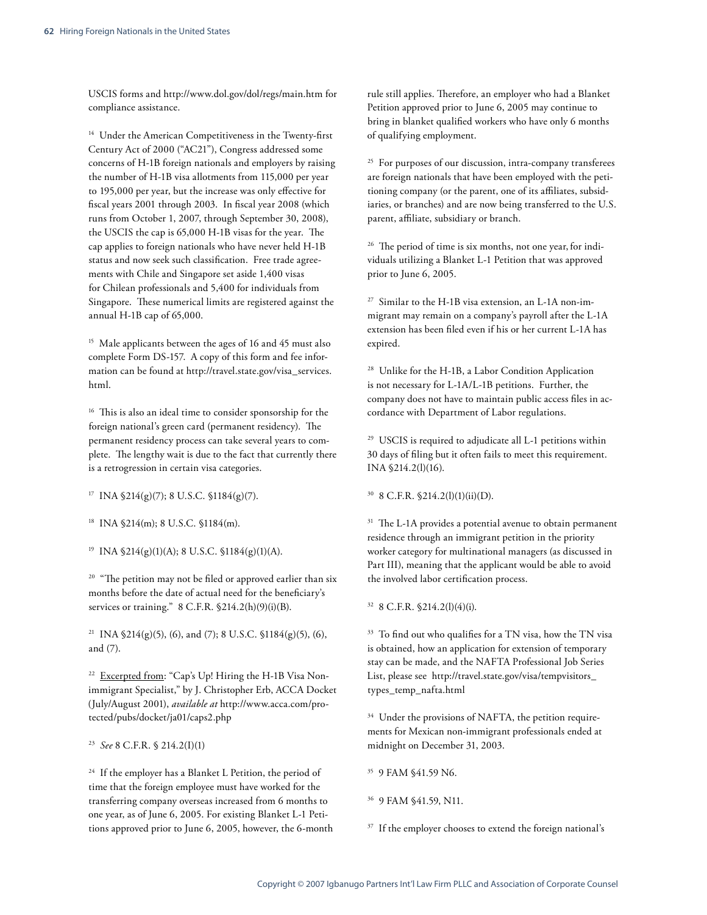USCIS forms and http://www.dol.gov/dol/regs/main.htm for compliance assistance.

[14] Under the American Competitiveness in the Twenty-first Century Act of 2000 ("AC21"), Congress addressed some concerns of H-1B foreign nationals and employers by raising the number of H-1B visa allotments from 115,000 per year to 195,000 per year, but the increase was only effective for fiscal years 2001 through 2003. In fiscal year 2008 (which runs from October 1, 2007, through September 30, 2008), the USCIS the cap is 65,000 H-1B visas for the year. The cap applies to foreign nationals who have never held H-1B status and now seek such classification. Free trade agreements with Chile and Singapore set aside 1,400 visas for Chilean professionals and 5,400 for individuals from Singapore. These numerical limits are registered against the annual H-1B cap of 65,000.

[15] Male applicants between the ages of 16 and 45 must also complete Form DS-157. A copy of this form and fee information can be found at http://travel.state.gov/visa_services.html.

[16] This is also an ideal time to consider sponsorship for the foreign national's green card (permanent residency). The permanent residency process can take several years to complete. The lengthy wait is due to the fact that currently there is a retrogression in certain visa categories.

[17] INA §214(g)(7); 8 U.S.C. §1184(g)(7).

[18] INA §214(m); 8 U.S.C. §1184(m).

[19] INA §214(g)(1)(A); 8 U.S.C. §1184(g)(1)(A).

[20] "The petition may not be filed or approved earlier than six months before the date of actual need for the beneficiary's services or training." 8 C.F.R. §214.2(h)(9)(i)(B).

[21] INA §214(g)(5), (6), and (7); 8 U.S.C. §1184(g)(5), (6), and (7).

[22] Excerpted from: "Cap's Up! Hiring the H-1B Visa Nonimmigrant Specialist," by J. Christopher Erb, ACCA Docket (July/August 2001), *available at* http://www.acca.com/protected/pubs/docket/ja01/caps2.php

[23] *See* 8 C.F.R. § 214.2(I)(1)

[24] If the employer has a Blanket L Petition, the period of time that the foreign employee must have worked for the transferring company overseas increased from 6 months to one year, as of June 6, 2005. For existing Blanket L-1 Petitions approved prior to June 6, 2005, however, the 6-month rule still applies. Therefore, an employer who had a Blanket Petition approved prior to June 6, 2005 may continue to bring in blanket qualified workers who have only 6 months of qualifying employment.

[25] For purposes of our discussion, intra-company transferees are foreign nationals that have been employed with the petitioning company (or the parent, one of its affiliates, subsidiaries, or branches) and are now being transferred to the U.S. parent, affiliate, subsidiary or branch.

[26] The period of time is six months, not one year, for individuals utilizing a Blanket L-1 Petition that was approved prior to June 6, 2005.

[27] Similar to the H-1B visa extension, an L-1A non-immigrant may remain on a company's payroll after the L-1A extension has been filed even if his or her current L-1A has expired.

[28] Unlike for the H-1B, a Labor Condition Application is not necessary for L-1A/L-1B petitions. Further, the company does not have to maintain public access files in accordance with Department of Labor regulations.

[29] USCIS is required to adjudicate all L-1 petitions within 30 days of filing but it often fails to meet this requirement. INA §214.2(l)(16).

[30] 8 C.F.R. §214.2(l)(1)(ii)(D).

[31] The L-1A provides a potential avenue to obtain permanent residence through an immigrant petition in the priority worker category for multinational managers (as discussed in Part III), meaning that the applicant would be able to avoid the involved labor certification process.

[32] 8 C.F.R. §214.2(l)(4)(i).

[33] To find out who qualifies for a TN visa, how the TN visa is obtained, how an application for extension of temporary stay can be made, and the NAFTA Professional Job Series List, please see http://travel.state.gov/visa/tempvisitors_types_temp_nafta.html

[34] Under the provisions of NAFTA, the petition requirements for Mexican non-immigrant professionals ended at midnight on December 31, 2003.

[35] 9 FAM §41.59 N6.

[36] 9 FAM §41.59, N11.

[37] If the employer chooses to extend the foreign national's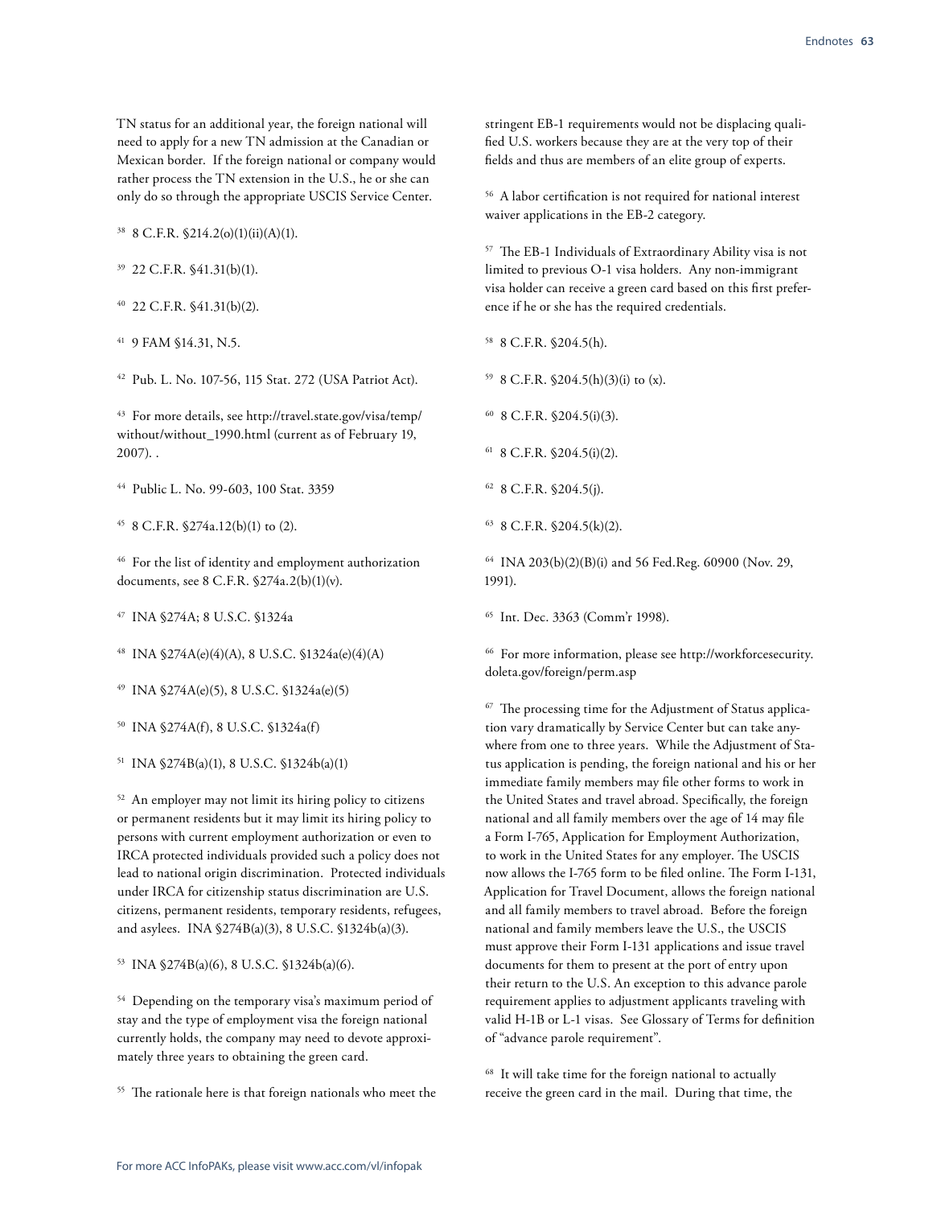TN status for an additional year, the foreign national will need to apply for a new TN admission at the Canadian or Mexican border. If the foreign national or company would rather process the TN extension in the U.S., he or she can only do so through the appropriate USCIS Service Center.

[38] 8 C.F.R. §214.2(o)(1)(ii)(A)(1).

[39] 22 C.F.R. §41.31(b)(1).

[40] 22 C.F.R. §41.31(b)(2).

[41] 9 FAM §14.31, N.5.

[42] Pub. L. No. 107-56, 115 Stat. 272 (USA Patriot Act).

[43] For more details, see http://travel.state.gov/visa/temp/without/without_1990.html (current as of February 19, 2007). .

[44] Public L. No. 99-603, 100 Stat. 3359

[45] 8 C.F.R. §274a.12(b)(1) to (2).

[46] For the list of identity and employment authorization documents, see 8 C.F.R. §274a.2(b)(1)(v).

[47] INA §274A; 8 U.S.C. §1324a

[48] INA §274A(e)(4)(A), 8 U.S.C. §1324a(e)(4)(A)

[49] INA §274A(e)(5), 8 U.S.C. §1324a(e)(5)

[50] INA §274A(f), 8 U.S.C. §1324a(f)

[51] INA §274B(a)(1), 8 U.S.C. §1324b(a)(1)

[52] An employer may not limit its hiring policy to citizens or permanent residents but it may limit its hiring policy to persons with current employment authorization or even to IRCA protected individuals provided such a policy does not lead to national origin discrimination. Protected individuals under IRCA for citizenship status discrimination are U.S. citizens, permanent residents, temporary residents, refugees, and asylees. INA §274B(a)(3), 8 U.S.C. §1324b(a)(3).

[53] INA §274B(a)(6), 8 U.S.C. §1324b(a)(6).

[54] Depending on the temporary visa's maximum period of stay and the type of employment visa the foreign national currently holds, the company may need to devote approximately three years to obtaining the green card.

[55] The rationale here is that foreign nationals who meet the stringent EB-1 requirements would not be displacing qualified U.S. workers because they are at the very top of their fields and thus are members of an elite group of experts.

[56] A labor certification is not required for national interest waiver applications in the EB-2 category.

[57] The EB-1 Individuals of Extraordinary Ability visa is not limited to previous O-1 visa holders. Any non-immigrant visa holder can receive a green card based on this first preference if he or she has the required credentials.

[58] 8 C.F.R. §204.5(h).

[59] 8 C.F.R. §204.5(h)(3)(i) to (x).

[60] 8 C.F.R. §204.5(i)(3).

[61] 8 C.F.R. §204.5(i)(2).

[62] 8 C.F.R. §204.5(j).

[63] 8 C.F.R. §204.5(k)(2).

[64] INA 203(b)(2)(B)(i) and 56 Fed.Reg. 60900 (Nov. 29, 1991).

[65] Int. Dec. 3363 (Comm'r 1998).

[66] For more information, please see http://workforcesecurity.doleta.gov/foreign/perm.asp

[67] The processing time for the Adjustment of Status application vary dramatically by Service Center but can take anywhere from one to three years. While the Adjustment of Status application is pending, the foreign national and his or her immediate family members may file other forms to work in the United States and travel abroad. Specifically, the foreign national and all family members over the age of 14 may file a Form I-765, Application for Employment Authorization, to work in the United States for any employer. The USCIS now allows the I-765 form to be filed online. The Form I-131, Application for Travel Document, allows the foreign national and all family members to travel abroad. Before the foreign national and family members leave the U.S., the USCIS must approve their Form I-131 applications and issue travel documents for them to present at the port of entry upon their return to the U.S. An exception to this advance parole requirement applies to adjustment applicants traveling with valid H-1B or L-1 visas. See Glossary of Terms for definition of "advance parole requirement".

[68] It will take time for the foreign national to actually receive the green card in the mail. During that time, the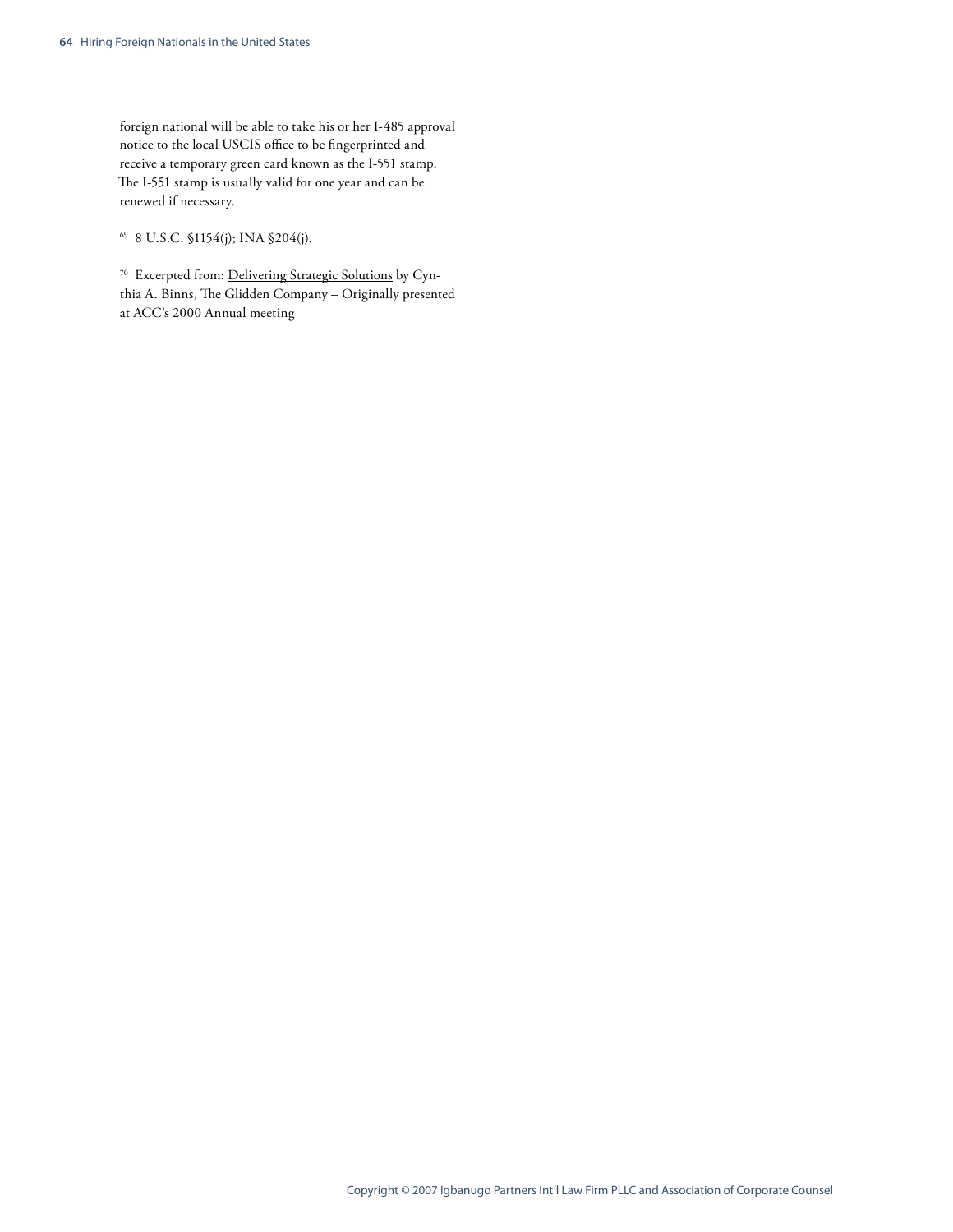foreign national will be able to take his or her I-485 approval notice to the local USCIS office to be fingerprinted and receive a temporary green card known as the I-551 stamp. The I-551 stamp is usually valid for one year and can be renewed if necessary.

[69] 8 U.S.C. §1154(j); INA §204(j).

[70] Excerpted from: Delivering Strategic Solutions by Cynthia A. Binns, The Glidden Company – Originally presented at ACC's 2000 Annual meeting